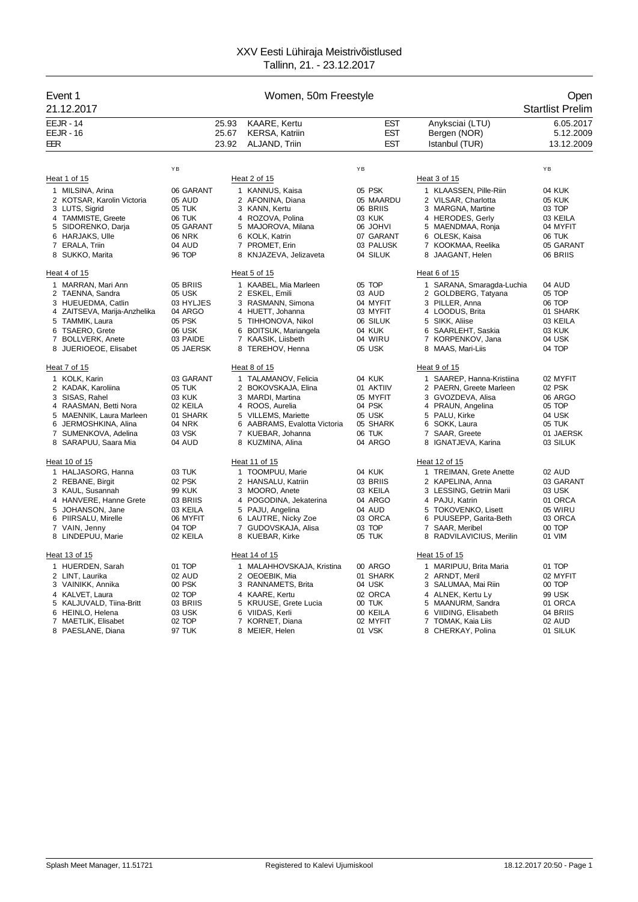# XXV Eesti Lühiraja Meistrivõistlused

Tallinn, 21. - 23.12.2017

## Event 1 — Women, 50m Freestyle — Open

21.12.2017 — Startlist Prelim

| | | | | | |
|---|---|---|---|---|---|
| EEJR - 14 | 25.93 | KAARE, Kertu | EST | Anyksciai (LTU) | 6.05.2017 |
| EEJR - 16 | 25.67 | KERSA, Katriin | EST | Bergen (NOR) | 5.12.2009 |
| EER | 23.92 | ALJAND, Triin | EST | Istanbul (TUR) | 13.12.2009 |

### Heat 1 of 15

| Lane | Name | YB | Club |
|---|---|---|---|
| 1 | MILSINA, Arina | 06 | GARANT |
| 2 | KOTSAR, Karolin Victoria | 05 | AUD |
| 3 | LUTS, Sigrid | 05 | TUK |
| 4 | TAMMISTE, Greete | 06 | TUK |
| 5 | SIDORENKO, Darja | 05 | GARANT |
| 6 | HARJAKS, Ulle | 06 | NRK |
| 7 | ERALA, Triin | 04 | AUD |
| 8 | SUKKO, Marita | 96 | TOP |

### Heat 2 of 15

| Lane | Name | YB | Club |
|---|---|---|---|
| 1 | KANNUS, Kaisa | 05 | PSK |
| 2 | AFONINA, Diana | 05 | MAARDU |
| 3 | KANN, Kertu | 06 | BRIIS |
| 4 | ROZOVA, Polina | 03 | KUK |
| 5 | MAJOROVA, Milana | 06 | JOHVI |
| 6 | KOLK, Katrin | 07 | GARANT |
| 7 | PROMET, Erin | 03 | PALUSK |
| 8 | KNJAZEVA, Jelizaveta | 04 | SILUK |

### Heat 3 of 15

| Lane | Name | YB | Club |
|---|---|---|---|
| 1 | KLAASSEN, Pille-Riin | 04 | KUK |
| 2 | VILSAR, Charlotta | 05 | KUK |
| 3 | MARGNA, Martine | 03 | TOP |
| 4 | HERODES, Gerly | 03 | KEILA |
| 5 | MAENDMAA, Ronja | 04 | MYFIT |
| 6 | OLESK, Kaisa | 06 | TUK |
| 7 | KOOKMAA, Reelika | 05 | GARANT |
| 8 | JAAGANT, Helen | 06 | BRIIS |

### Heat 4 of 15

| Lane | Name | YB | Club |
|---|---|---|---|
| 1 | MARRAN, Mari Ann | 05 | BRIIS |
| 2 | TAENNA, Sandra | 05 | USK |
| 3 | HUEUEDMA, Catlin | 03 | HYLJES |
| 4 | ZAITSEVA, Marija-Anzhelika | 04 | ARGO |
| 5 | TAMMIK, Laura | 05 | PSK |
| 6 | TSAERO, Grete | 06 | USK |
| 7 | BOLLVERK, Anete | 03 | PAIDE |
| 8 | JUERIOEOE, Elisabet | 05 | JAERSK |

### Heat 5 of 15

| Lane | Name | YB | Club |
|---|---|---|---|
| 1 | KAABEL, Mia Marleen | 05 | TOP |
| 2 | ESKEL, Emili | 03 | AUD |
| 3 | RASMANN, Simona | 04 | MYFIT |
| 4 | HUETT, Johanna | 03 | MYFIT |
| 5 | TIHHONOVA, Nikol | 06 | SILUK |
| 6 | BOITSUK, Mariangela | 04 | KUK |
| 7 | KAASIK, Liisbeth | 04 | WIRU |
| 8 | TEREHOV, Henna | 05 | USK |

### Heat 6 of 15

| Lane | Name | YB | Club |
|---|---|---|---|
| 1 | SARANA, Smaragda-Luchia | 04 | AUD |
| 2 | GOLDBERG, Tatyana | 05 | TOP |
| 3 | PILLER, Anna | 06 | TOP |
| 4 | LOODUS, Brita | 01 | SHARK |
| 5 | SIKK, Aliise | 03 | KEILA |
| 6 | SAARLEHT, Saskia | 03 | KUK |
| 7 | KORPENKOV, Jana | 04 | USK |
| 8 | MAAS, Mari-Liis | 04 | TOP |

### Heat 7 of 15

| Lane | Name | YB | Club |
|---|---|---|---|
| 1 | KOLK, Karin | 03 | GARANT |
| 2 | KADAK, Karoliina | 05 | TUK |
| 3 | SISAS, Rahel | 03 | KUK |
| 4 | RAASMAN, Betti Nora | 02 | KEILA |
| 5 | MAENNIK, Laura Marleen | 01 | SHARK |
| 6 | JERMOSHKINA, Alina | 04 | NRK |
| 7 | SUMENKOVA, Adelina | 03 | VSK |
| 8 | SARAPUU, Saara Mia | 04 | AUD |

### Heat 8 of 15

| Lane | Name | YB | Club |
|---|---|---|---|
| 1 | TALAMANOV, Felicia | 04 | KUK |
| 2 | BOKOVSKAJA, Elina | 01 | AKTIIV |
| 3 | MARDI, Martina | 05 | MYFIT |
| 4 | ROOS, Aurelia | 04 | PSK |
| 5 | VILLEMS, Mariette | 05 | USK |
| 6 | AABRAMS, Evalotta Victoria | 05 | SHARK |
| 7 | KUEBAR, Johanna | 06 | TUK |
| 8 | KUZMINA, Alina | 04 | ARGO |

### Heat 9 of 15

| Lane | Name | YB | Club |
|---|---|---|---|
| 1 | SAAREP, Hanna-Kristiina | 02 | MYFIT |
| 2 | PAERN, Greete Marleen | 02 | PSK |
| 3 | GVOZDEVA, Alisa | 06 | ARGO |
| 4 | PRAUN, Angelina | 05 | TOP |
| 5 | PALU, Kirke | 04 | USK |
| 6 | SOKK, Laura | 05 | TUK |
| 7 | SAAR, Greete | 01 | JAERSK |
| 8 | IGNATJEVA, Karina | 03 | SILUK |

### Heat 10 of 15

| Lane | Name | YB | Club |
|---|---|---|---|
| 1 | HALJASORG, Hanna | 03 | TUK |
| 2 | REBANE, Birgit | 02 | PSK |
| 3 | KAUL, Susannah | 99 | KUK |
| 4 | HANVERE, Hanne Grete | 03 | BRIIS |
| 5 | JOHANSON, Jane | 03 | KEILA |
| 6 | PIIRSALU, Mirelle | 06 | MYFIT |
| 7 | VAIN, Jenny | 04 | TOP |
| 8 | LINDEPUU, Marie | 02 | KEILA |

### Heat 11 of 15

| Lane | Name | YB | Club |
|---|---|---|---|
| 1 | TOOMPUU, Marie | 04 | KUK |
| 2 | HANSALU, Katriin | 03 | BRIIS |
| 3 | MOORO, Anete | 03 | KEILA |
| 4 | POGODINA, Jekaterina | 04 | ARGO |
| 5 | PAJU, Angelina | 04 | AUD |
| 6 | LAUTRE, Nicky Zoe | 03 | ORCA |
| 7 | GUDOVSKAJA, Alisa | 03 | TOP |
| 8 | KUEBAR, Kirke | 05 | TUK |

### Heat 12 of 15

| Lane | Name | YB | Club |
|---|---|---|---|
| 1 | TREIMAN, Grete Anette | 02 | AUD |
| 2 | KAPELINA, Anna | 03 | GARANT |
| 3 | LESSING, Getriin Marii | 03 | USK |
| 4 | PAJU, Katrin | 01 | ORCA |
| 5 | TOKOVENKO, Lisett | 05 | WIRU |
| 6 | PUUSEPP, Garita-Beth | 03 | ORCA |
| 7 | SAAR, Meribel | 00 | TOP |
| 8 | RADVILAVICIUS, Merilin | 01 | VIM |

### Heat 13 of 15

| Lane | Name | YB | Club |
|---|---|---|---|
| 1 | HUERDEN, Sarah | 01 | TOP |
| 2 | LINT, Laurika | 02 | AUD |
| 3 | VAINIKK, Annika | 00 | PSK |
| 4 | KALVET, Laura | 02 | TOP |
| 5 | KALJUVALD, Tiina-Britt | 03 | BRIIS |
| 6 | HEINLO, Helena | 03 | USK |
| 7 | MAETLIK, Elisabet | 02 | TOP |
| 8 | PAESLANE, Diana | 97 | TUK |

### Heat 14 of 15

| Lane | Name | YB | Club |
|---|---|---|---|
| 1 | MALAHHOVSKAJA, Kristina | 00 | ARGO |
| 2 | OEOEBIK, Mia | 01 | SHARK |
| 3 | RANNAMETS, Brita | 04 | USK |
| 4 | KAARE, Kertu | 02 | ORCA |
| 5 | KRUUSE, Grete Lucia | 00 | TUK |
| 6 | VIIDAS, Kerli | 00 | KEILA |
| 7 | KORNET, Diana | 02 | MYFIT |
| 8 | MEIER, Helen | 01 | VSK |

### Heat 15 of 15

| Lane | Name | YB | Club |
|---|---|---|---|
| 1 | MARIPUU, Brita Maria | 01 | TOP |
| 2 | ARNDT, Meril | 02 | MYFIT |
| 3 | SALUMAA, Mai Riin | 00 | TOP |
| 4 | ALNEK, Kertu Ly | 99 | USK |
| 5 | MAANURM, Sandra | 01 | ORCA |
| 6 | VIIDING, Elisabeth | 04 | BRIIS |
| 7 | TOMAK, Kaia Liis | 02 | AUD |
| 8 | CHERKAY, Polina | 01 | SILUK |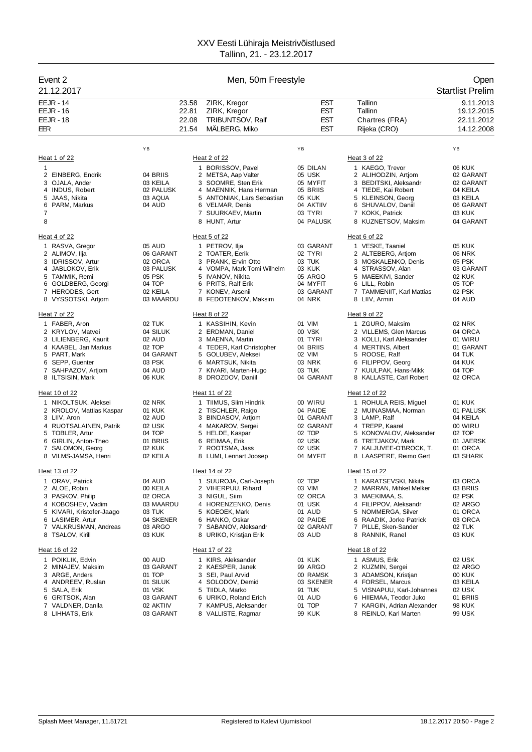# XXV Eesti Lühiraja Meistrivõistlused

Tallinn, 21. - 23.12.2017

## Event 2 — Men, 50m Freestyle — Open

21.12.2017 — Startlist Prelim

| | | | | | |
|---|---|---|---|---|---|
| EEJR - 14 | 23.58 | ZIRK, Kregor | EST | Tallinn | 9.11.2013 |
| EEJR - 16 | 22.81 | ZIRK, Kregor | EST | Tallinn | 19.12.2015 |
| EEJR - 18 | 22.08 | TRIBUNTSOV, Ralf | EST | Chartres (FRA) | 22.11.2012 |
| EER | 21.54 | MÄLBERG, Miko | EST | Rijeka (CRO) | 14.12.2008 |

### Heat 1 of 22

| Lane | Name | YB | Club |
|---|---|---|---|
| 1 | | | |
| 2 | EINBERG, Endrik | 04 | BRIIS |
| 3 | OJALA, Ander | 03 | KEILA |
| 4 | INDUS, Robert | 02 | PALUSK |
| 5 | JAAS, Nikita | 03 | AQUA |
| 6 | PARM, Markus | 04 | AUD |
| 7 | | | |
| 8 | | | |

### Heat 2 of 22

| Lane | Name | YB | Club |
|---|---|---|---|
| 1 | BORISSOV, Pavel | 05 | DILAN |
| 2 | METSA, Aap Valter | 05 | USK |
| 3 | SOOMRE, Sten Erik | 05 | MYFIT |
| 4 | MAENNIK, Hans Herman | 05 | BRIIS |
| 5 | ANTONIAK, Lars Sebastian | 05 | KUK |
| 6 | VELMAR, Denis | 04 | AKTIIV |
| 7 | SUURKAEV, Martin | 03 | TYRI |
| 8 | HUNT, Artur | 04 | PALUSK |

### Heat 3 of 22

| Lane | Name | YB | Club |
|---|---|---|---|
| 1 | KAEGO, Trevor | 06 | KUK |
| 2 | ALIHODZIN, Artjom | 02 | GARANT |
| 3 | BEDITSKI, Aleksandr | 02 | GARANT |
| 4 | TIEDE, Kai Robert | 04 | KEILA |
| 5 | KLEINSON, Georg | 03 | KEILA |
| 6 | SHUVALOV, Daniil | 06 | GARANT |
| 7 | KOKK, Patrick | 03 | KUK |
| 8 | KUZNETSOV, Maksim | 04 | GARANT |

### Heat 4 of 22

| Lane | Name | YB | Club |
|---|---|---|---|
| 1 | RASVA, Gregor | 05 | AUD |
| 2 | ALIMOV, Ilja | 06 | GARANT |
| 3 | IDRISSOV, Artur | 02 | ORCA |
| 4 | JABLOKOV, Erik | 03 | PALUSK |
| 5 | TAMMIK, Remi | 05 | PSK |
| 6 | GOLDBERG, Georgi | 04 | TOP |
| 7 | HERODES, Gert | 02 | KEILA |
| 8 | VYSSOTSKI, Artjom | 03 | MAARDU |

### Heat 5 of 22

| Lane | Name | YB | Club |
|---|---|---|---|
| 1 | PETROV, Ilja | 03 | GARANT |
| 2 | TOATER, Eerik | 02 | TYRI |
| 3 | PRANK, Ervin Otto | 03 | TUK |
| 4 | VOMPA, Mark Tomi Wilhelm | 03 | KUK |
| 5 | IVANOV, Nikita | 05 | ARGO |
| 6 | PRITS, Ralf Erik | 04 | MYFIT |
| 7 | KONEV, Arsenii | 03 | GARANT |
| 8 | FEDOTENKOV, Maksim | 04 | NRK |

### Heat 6 of 22

| Lane | Name | YB | Club |
|---|---|---|---|
| 1 | VESKE, Taaniel | 05 | KUK |
| 2 | ALTEBERG, Artjom | 06 | NRK |
| 3 | MOSKALENKO, Denis | 05 | PSK |
| 4 | STRASSOV, Alan | 03 | GARANT |
| 5 | MAEEKIVI, Sander | 02 | KUK |
| 6 | LILL, Robin | 05 | TOP |
| 7 | TAMMENIIT, Karl Mattias | 02 | PSK |
| 8 | LIIV, Armin | 04 | AUD |

### Heat 7 of 22

| Lane | Name | YB | Club |
|---|---|---|---|
| 1 | FABER, Aron | 02 | TUK |
| 2 | KRYLOV, Matvei | 04 | SILUK |
| 3 | LILIENBERG, Kaurit | 02 | AUD |
| 4 | KAABEL, Jan Markus | 02 | TOP |
| 5 | PART, Mark | 04 | GARANT |
| 6 | SEPP, Guenter | 03 | PSK |
| 7 | SAHPAZOV, Artjom | 04 | AUD |
| 8 | ILTSISIN, Mark | 06 | KUK |

### Heat 8 of 22

| Lane | Name | YB | Club |
|---|---|---|---|
| 1 | KASSIHIN, Kevin | 01 | VIM |
| 2 | ERDMAN, Daniel | 00 | VSK |
| 3 | MAENNA, Martin | 01 | TYRI |
| 4 | TEDER, Karl Christopher | 04 | BRIIS |
| 5 | GOLUBEV, Aleksei | 02 | VIM |
| 6 | MARTSUK, Nikita | 03 | NRK |
| 7 | KIVARI, Marten-Hugo | 03 | TUK |
| 8 | DROZDOV, Daniil | 04 | GARANT |

### Heat 9 of 22

| Lane | Name | YB | Club |
|---|---|---|---|
| 1 | ZGURO, Maksim | 02 | NRK |
| 2 | VILLEMS, Glen Marcus | 04 | ORCA |
| 3 | KOLLI, Karl Aleksander | 01 | WIRU |
| 4 | MERTINS, Albert | 01 | GARANT |
| 5 | ROOSE, Ralf | 04 | TUK |
| 6 | FILIPPOV, Georg | 04 | KUK |
| 7 | KUULPAK, Hans-Mikk | 04 | TOP |
| 8 | KALLASTE, Carl Robert | 02 | ORCA |

### Heat 10 of 22

| Lane | Name | YB | Club |
|---|---|---|---|
| 1 | NIKOLTSUK, Aleksei | 02 | NRK |
| 2 | KROLOV, Mattias Kaspar | 01 | KUK |
| 3 | LIIV, Aron | 02 | AUD |
| 4 | RUOTSALAINEN, Patrik | 02 | USK |
| 5 | TOBLER, Artur | 04 | TOP |
| 6 | GIRLIN, Anton-Theo | 01 | BRIIS |
| 7 | SALOMON, Georg | 02 | KUK |
| 8 | VILMS-JAMSA, Henri | 02 | KEILA |

### Heat 11 of 22

| Lane | Name | YB | Club |
|---|---|---|---|
| 1 | TIIMUS, Siim Hindrik | 00 | WIRU |
| 2 | TISCHLER, Raigo | 04 | PAIDE |
| 3 | BINDASOV, Artjom | 01 | GARANT |
| 4 | MAKAROV, Sergei | 02 | GARANT |
| 5 | HELDE, Kaspar | 02 | TOP |
| 6 | REIMAA, Erik | 02 | USK |
| 7 | ROOTSMA, Jass | 02 | USK |
| 8 | LUMI, Lennart Joosep | 04 | MYFIT |

### Heat 12 of 22

| Lane | Name | YB | Club |
|---|---|---|---|
| 1 | ROHULA REIS, Miguel | 01 | KUK |
| 2 | MUINASMAA, Norman | 01 | PALUSK |
| 3 | LAMP, Ralf | 04 | KEILA |
| 4 | TREPP, Kaarel | 00 | WIRU |
| 5 | KONOVALOV, Aleksander | 02 | TOP |
| 6 | TRETJAKOV, Mark | 01 | JAERSK |
| 7 | KALJUVEE-O'BROCK, T. | 01 | ORCA |
| 8 | LAASPERE, Reimo Gert | 03 | SHARK |

### Heat 13 of 22

| Lane | Name | YB | Club |
|---|---|---|---|
| 1 | ORAV, Patrick | 04 | AUD |
| 2 | ALOE, Robin | 00 | KEILA |
| 3 | PASKOV, Philip | 02 | ORCA |
| 4 | KOBOSHEV, Vadim | 03 | MAARDU |
| 5 | KIVARI, Kristofer-Jaago | 03 | TUK |
| 6 | LASIMER, Artur | 04 | SKENER |
| 7 | VALKRUSMAN, Andreas | 03 | ARGO |
| 8 | TSALOV, Kirill | 03 | KUK |

### Heat 14 of 22

| Lane | Name | YB | Club |
|---|---|---|---|
| 1 | SUUROJA, Carl-Joseph | 02 | TOP |
| 2 | VIHERPUU, Rihard | 03 | VIM |
| 3 | NIGUL, Siim | 02 | ORCA |
| 4 | HORENZENKO, Denis | 01 | USK |
| 5 | KOEOEK, Mark | 01 | AUD |
| 6 | HANKO, Oskar | 02 | PAIDE |
| 7 | SABANOV, Aleksandr | 02 | GARANT |
| 8 | URIKO, Kristjan Erik | 03 | AUD |

### Heat 15 of 22

| Lane | Name | YB | Club |
|---|---|---|---|
| 1 | KARATSEVSKI, Nikita | 03 | ORCA |
| 2 | MARRAN, Mihkel Melker | 03 | BRIIS |
| 3 | MAEKIMAA, S. | 02 | PSK |
| 4 | FILIPPOV, Aleksandr | 02 | ARGO |
| 5 | NOMMERGA, Silver | 01 | ORCA |
| 6 | RAADIK, Jorke Patrick | 03 | ORCA |
| 7 | PILLE, Sken-Sander | 02 | TUK |
| 8 | RANNIK, Ranel | 03 | KUK |

### Heat 16 of 22

| Lane | Name | YB | Club |
|---|---|---|---|
| 1 | POIKLIK, Edvin | 00 | AUD |
| 2 | MINAJEV, Maksim | 03 | GARANT |
| 3 | ARGE, Anders | 01 | TOP |
| 4 | ANDREEV, Ruslan | 01 | SILUK |
| 5 | SALA, Erik | 01 | VSK |
| 6 | GRITSOK, Alan | 03 | GARANT |
| 7 | VALDNER, Danila | 02 | AKTIIV |
| 8 | LIHHATS, Erik | 03 | GARANT |

### Heat 17 of 22

| Lane | Name | YB | Club |
|---|---|---|---|
| 1 | KIRS, Aleksander | 01 | KUK |
| 2 | KAESPER, Janek | 99 | ARGO |
| 3 | SEI, Paul Arvid | 00 | RAMSK |
| 4 | SOLODOV, Demid | 03 | SKENER |
| 5 | TIIDLA, Marko | 91 | TUK |
| 6 | URIKO, Roland Erich | 01 | AUD |
| 7 | KAMPUS, Aleksander | 01 | TOP |
| 8 | VALLISTE, Ragmar | 99 | KUK |

### Heat 18 of 22

| Lane | Name | YB | Club |
|---|---|---|---|
| 1 | ASMUS, Erik | 02 | USK |
| 2 | KUZMIN, Sergei | 02 | ARGO |
| 3 | ADAMSON, Kristjan | 00 | KUK |
| 4 | FORSEL, Marcus | 03 | KEILA |
| 5 | VISNAPUU, Karl-Johannes | 02 | USK |
| 6 | HIIEMAA, Teodor Juko | 01 | BRIIS |
| 7 | KARGIN, Adrian Alexander | 98 | KUK |
| 8 | REINLO, Karl Marten | 99 | USK |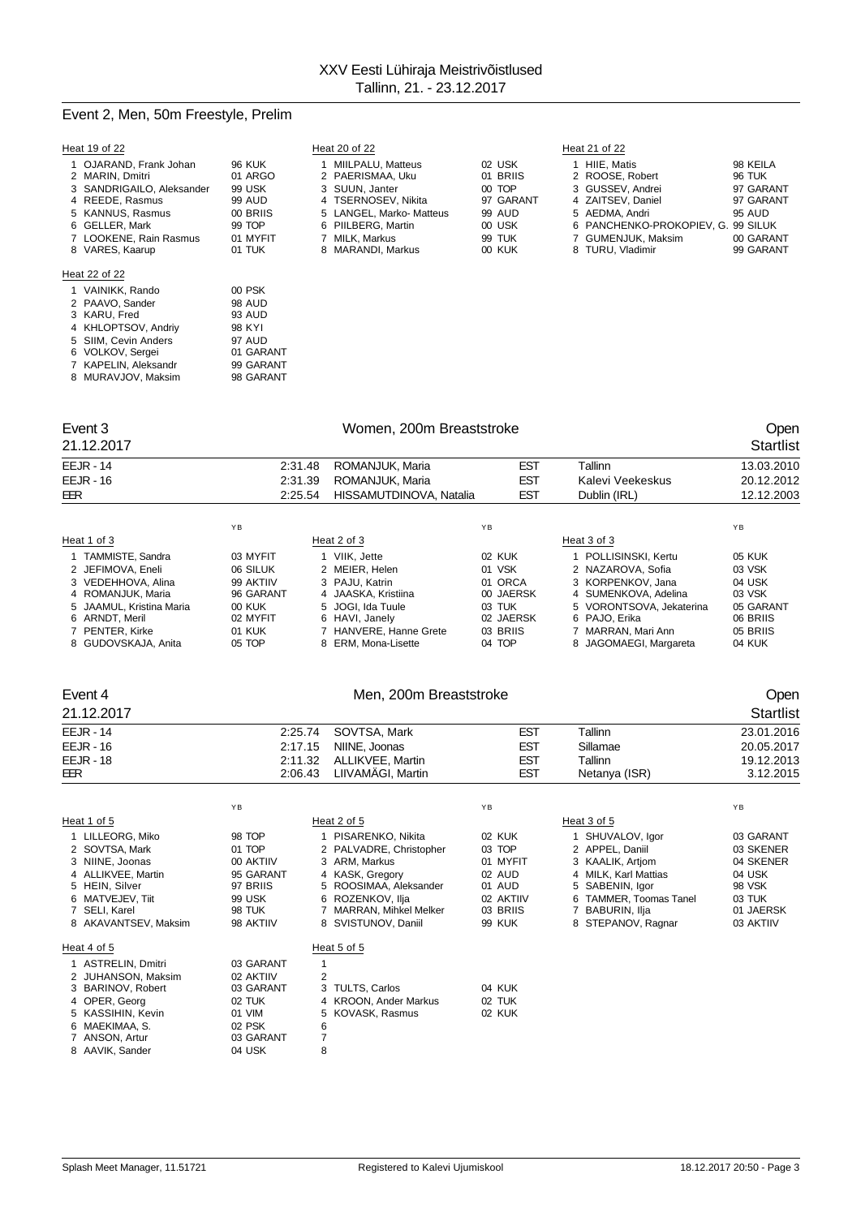# XXV Eesti Lühiraja Meistrivõistlused

Tallinn, 21. - 23.12.2017

## Event 2, Men, 50m Freestyle, Prelim

**Heat 19 of 22**

| Lane | Name | YB | Club |
|---|---|---|---|
| 1 | OJARAND, Frank Johan | 96 | KUK |
| 2 | MARIN, Dmitri | 01 | ARGO |
| 3 | SANDRIGAILO, Aleksander | 99 | USK |
| 4 | REEDE, Rasmus | 99 | AUD |
| 5 | KANNUS, Rasmus | 00 | BRIIS |
| 6 | GELLER, Mark | 99 | TOP |
| 7 | LOOKENE, Rain Rasmus | 01 | MYFIT |
| 8 | VARES, Kaarup | 01 | TUK |

**Heat 20 of 22**

| Lane | Name | YB | Club |
|---|---|---|---|
| 1 | MIILPALU, Matteus | 02 | USK |
| 2 | PAERISMAA, Uku | 01 | BRIIS |
| 3 | SUUN, Janter | 00 | TOP |
| 4 | TSERNOSEV, Nikita | 97 | GARANT |
| 5 | LANGEL, Marko- Matteus | 99 | AUD |
| 6 | PIILBERG, Martin | 00 | USK |
| 7 | MILK, Markus | 99 | TUK |
| 8 | MARANDI, Markus | 00 | KUK |

**Heat 21 of 22**

| Lane | Name | YB | Club |
|---|---|---|---|
| 1 | HIIE, Matis | 98 | KEILA |
| 2 | ROOSE, Robert | 96 | TUK |
| 3 | GUSSEV, Andrei | 97 | GARANT |
| 4 | ZAITSEV, Daniel | 97 | GARANT |
| 5 | AEDMA, Andri | 95 | AUD |
| 6 | PANCHENKO-PROKOPIEV, G. | 99 | SILUK |
| 7 | GUMENJUK, Maksim | 00 | GARANT |
| 8 | TURU, Vladimir | 99 | GARANT |

**Heat 22 of 22**

| Lane | Name | YB | Club |
|---|---|---|---|
| 1 | VAINIKK, Rando | 00 | PSK |
| 2 | PAAVO, Sander | 98 | AUD |
| 3 | KARU, Fred | 93 | AUD |
| 4 | KHLOPTSOV, Andriy | 98 | KYI |
| 5 | SIIM, Cevin Anders | 97 | AUD |
| 6 | VOLKOV, Sergei | 01 | GARANT |
| 7 | KAPELIN, Aleksandr | 99 | GARANT |
| 8 | MURAVJOV, Maksim | 98 | GARANT |

## Event 3 — Women, 200m Breaststroke — Open

21.12.2017 — Startlist

| Record | Time | Name | Nation | Place | Date |
|---|---|---|---|---|---|
| EEJR - 14 | 2:31.48 | ROMANJUK, Maria | EST | Tallinn | 13.03.2010 |
| EEJR - 16 | 2:31.39 | ROMANJUK, Maria | EST | Kalevi Veekeskus | 20.12.2012 |
| EER | 2:25.54 | HISSAMUTDINOVA, Natalia | EST | Dublin (IRL) | 12.12.2003 |

**Heat 1 of 3**

| Lane | Name | YB | Club |
|---|---|---|---|
| 1 | TAMMISTE, Sandra | 03 | MYFIT |
| 2 | JEFIMOVA, Eneli | 06 | SILUK |
| 3 | VEDEHHOVA, Alina | 99 | AKTIIV |
| 4 | ROMANJUK, Maria | 96 | GARANT |
| 5 | JAAMUL, Kristina Maria | 00 | KUK |
| 6 | ARNDT, Meril | 02 | MYFIT |
| 7 | PENTER, Kirke | 01 | KUK |
| 8 | GUDOVSKAJA, Anita | 05 | TOP |

**Heat 2 of 3**

| Lane | Name | YB | Club |
|---|---|---|---|
| 1 | VIIK, Jette | 02 | KUK |
| 2 | MEIER, Helen | 01 | VSK |
| 3 | PAJU, Katrin | 01 | ORCA |
| 4 | JAASKA, Kristiina | 00 | JAERSK |
| 5 | JOGI, Ida Tuule | 03 | TUK |
| 6 | HAVI, Janely | 02 | JAERSK |
| 7 | HANVERE, Hanne Grete | 03 | BRIIS |
| 8 | ERM, Mona-Lisette | 04 | TOP |

**Heat 3 of 3**

| Lane | Name | YB | Club |
|---|---|---|---|
| 1 | POLLISINSKI, Kertu | 05 | KUK |
| 2 | NAZAROVA, Sofia | 03 | VSK |
| 3 | KORPENKOV, Jana | 04 | USK |
| 4 | SUMENKOVA, Adelina | 03 | VSK |
| 5 | VORONTSOVA, Jekaterina | 05 | GARANT |
| 6 | PAJO, Erika | 06 | BRIIS |
| 7 | MARRAN, Mari Ann | 05 | BRIIS |
| 8 | JAGOMAEGI, Margareta | 04 | KUK |

## Event 4 — Men, 200m Breaststroke — Open

21.12.2017 — Startlist

| Record | Time | Name | Nation | Place | Date |
|---|---|---|---|---|---|
| EEJR - 14 | 2:25.74 | SOVTSA, Mark | EST | Tallinn | 23.01.2016 |
| EEJR - 16 | 2:17.15 | NIINE, Joonas | EST | Sillamae | 20.05.2017 |
| EEJR - 18 | 2:11.32 | ALLIKVEE, Martin | EST | Tallinn | 19.12.2013 |
| EER | 2:06.43 | LIIVAMÄGI, Martin | EST | Netanya (ISR) | 3.12.2015 |

**Heat 1 of 5**

| Lane | Name | YB | Club |
|---|---|---|---|
| 1 | LILLEORG, Miko | 98 | TOP |
| 2 | SOVTSA, Mark | 01 | TOP |
| 3 | NIINE, Joonas | 00 | AKTIIV |
| 4 | ALLIKVEE, Martin | 95 | GARANT |
| 5 | HEIN, Silver | 97 | BRIIS |
| 6 | MATVEJEV, Tiit | 99 | USK |
| 7 | SELI, Karel | 98 | TUK |
| 8 | AKAVANTSEV, Maksim | 98 | AKTIIV |

**Heat 2 of 5**

| Lane | Name | YB | Club |
|---|---|---|---|
| 1 | PISARENKO, Nikita | 02 | KUK |
| 2 | PALVADRE, Christopher | 03 | TOP |
| 3 | ARM, Markus | 01 | MYFIT |
| 4 | KASK, Gregory | 02 | AUD |
| 5 | ROOSIMAA, Aleksander | 01 | AUD |
| 6 | ROZENKOV, Ilja | 02 | AKTIIV |
| 7 | MARRAN, Mihkel Melker | 03 | BRIIS |
| 8 | SVISTUNOV, Daniil | 99 | KUK |

**Heat 3 of 5**

| Lane | Name | YB | Club |
|---|---|---|---|
| 1 | SHUVALOV, Igor | 03 | GARANT |
| 2 | APPEL, Daniil | 03 | SKENER |
| 3 | KAALIK, Artjom | 04 | SKENER |
| 4 | MILK, Karl Mattias | 04 | USK |
| 5 | SABENIN, Igor | 98 | VSK |
| 6 | TAMMER, Toomas Tanel | 03 | TUK |
| 7 | BABURIN, Ilja | 01 | JAERSK |
| 8 | STEPANOV, Ragnar | 03 | AKTIIV |

**Heat 4 of 5**

| Lane | Name | YB | Club |
|---|---|---|---|
| 1 | ASTRELIN, Dmitri | 03 | GARANT |
| 2 | JUHANSON, Maksim | 02 | AKTIIV |
| 3 | BARINOV, Robert | 03 | GARANT |
| 4 | OPER, Georg | 02 | TUK |
| 5 | KASSIHIN, Kevin | 01 | VIM |
| 6 | MAEKIMAA, S. | 02 | PSK |
| 7 | ANSON, Artur | 03 | GARANT |
| 8 | AAVIK, Sander | 04 | USK |

**Heat 5 of 5**

| Lane | Name | YB | Club |
|---|---|---|---|
| 1 | | | |
| 2 | | | |
| 3 | TULTS, Carlos | 04 | KUK |
| 4 | KROON, Ander Markus | 02 | TUK |
| 5 | KOVASK, Rasmus | 02 | KUK |
| 6 | | | |
| 7 | | | |
| 8 | | | |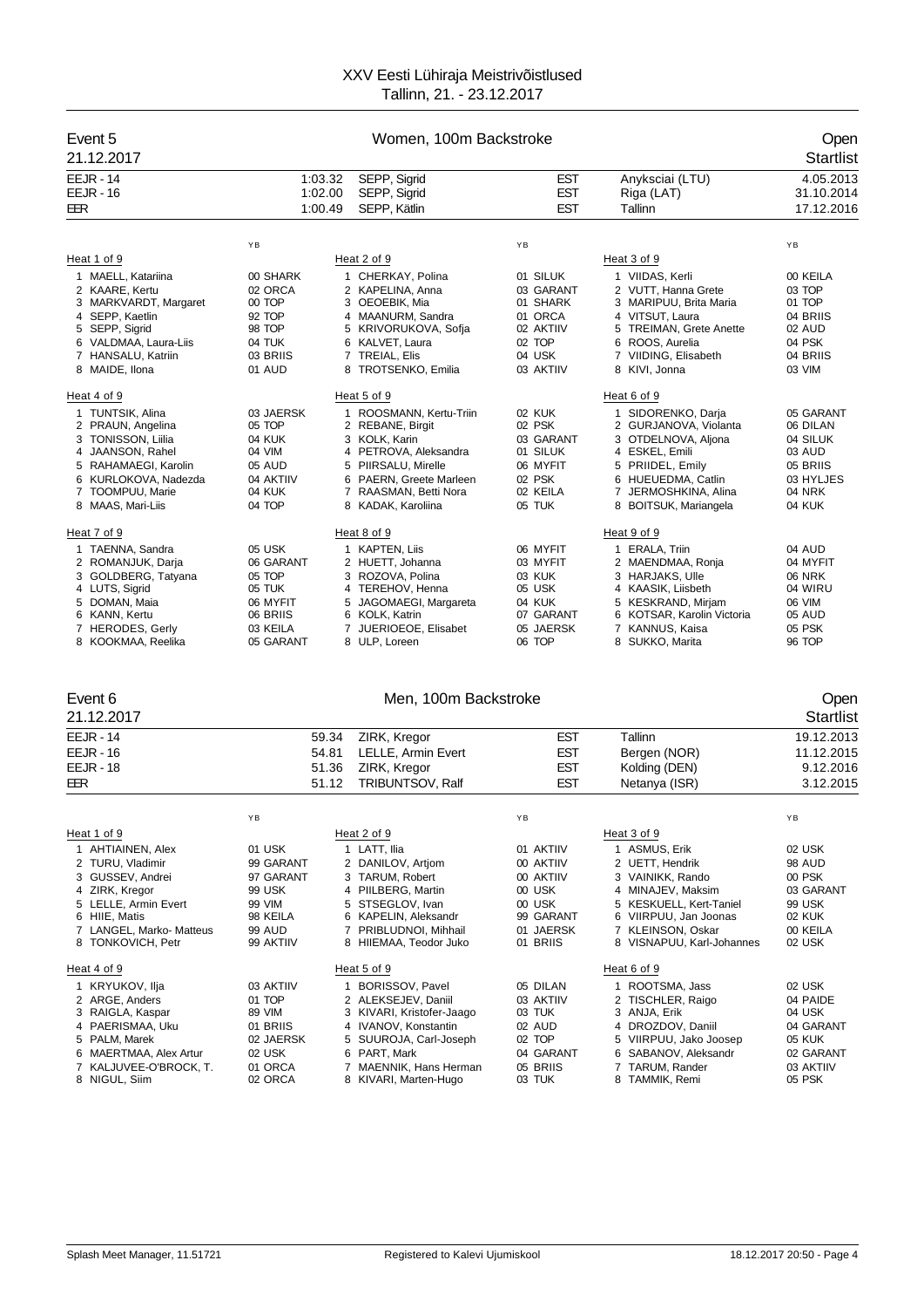# XXV Eesti Lühiraja Meistrivõistlused
Tallinn, 21. - 23.12.2017

## Event 5 — Women, 100m Backstroke — Open
21.12.2017 — Startlist

| | | | | | |
|---|---|---|---|---|---|
| EEJR - 14 | 1:03.32 | SEPP, Sigrid | EST | Anyksciai (LTU) | 4.05.2013 |
| EEJR - 16 | 1:02.00 | SEPP, Sigrid | EST | Riga (LAT) | 31.10.2014 |
| EER | 1:00.49 | SEPP, Kätlin | EST | Tallinn | 17.12.2016 |

### Heat 1 of 9

| | Name | YB |
|---|---|---|
| 1 | MAELL, Katariina | 00 SHARK |
| 2 | KAARE, Kertu | 02 ORCA |
| 3 | MARKVARDT, Margaret | 00 TOP |
| 4 | SEPP, Kaetlin | 92 TOP |
| 5 | SEPP, Sigrid | 98 TOP |
| 6 | VALDMAA, Laura-Liis | 04 TUK |
| 7 | HANSALU, Katriin | 03 BRIIS |
| 8 | MAIDE, Ilona | 01 AUD |

### Heat 2 of 9

| | Name | YB |
|---|---|---|
| 1 | CHERKAY, Polina | 01 SILUK |
| 2 | KAPELINA, Anna | 03 GARANT |
| 3 | OEOEBIK, Mia | 01 SHARK |
| 4 | MAANURM, Sandra | 01 ORCA |
| 5 | KRIVORUKOVA, Sofja | 02 AKTIIV |
| 6 | KALVET, Laura | 02 TOP |
| 7 | TREIAL, Elis | 04 USK |
| 8 | TROTSENKO, Emilia | 03 AKTIIV |

### Heat 3 of 9

| | Name | YB |
|---|---|---|
| 1 | VIIDAS, Kerli | 00 KEILA |
| 2 | VUTT, Hanna Grete | 03 TOP |
| 3 | MARIPUU, Brita Maria | 01 TOP |
| 4 | VITSUT, Laura | 04 BRIIS |
| 5 | TREIMAN, Grete Anette | 02 AUD |
| 6 | ROOS, Aurelia | 04 PSK |
| 7 | VIIDING, Elisabeth | 04 BRIIS |
| 8 | KIVI, Jonna | 03 VIM |

### Heat 4 of 9

| | Name | YB |
|---|---|---|
| 1 | TUNTSIK, Alina | 03 JAERSK |
| 2 | PRAUN, Angelina | 05 TOP |
| 3 | TONISSON, Liilia | 04 KUK |
| 4 | JAANSON, Rahel | 04 VIM |
| 5 | RAHAMAEGI, Karolin | 05 AUD |
| 6 | KURLOKOVA, Nadezda | 04 AKTIIV |
| 7 | TOOMPUU, Marie | 04 KUK |
| 8 | MAAS, Mari-Liis | 04 TOP |

### Heat 5 of 9

| | Name | YB |
|---|---|---|
| 1 | ROOSMANN, Kertu-Triin | 02 KUK |
| 2 | REBANE, Birgit | 02 PSK |
| 3 | KOLK, Karin | 03 GARANT |
| 4 | PETROVA, Aleksandra | 01 SILUK |
| 5 | PIIRSALU, Mirelle | 06 MYFIT |
| 6 | PAERN, Greete Marleen | 02 PSK |
| 7 | RAASMAN, Betti Nora | 02 KEILA |
| 8 | KADAK, Karoliina | 05 TUK |

### Heat 6 of 9

| | Name | YB |
|---|---|---|
| 1 | SIDORENKO, Darja | 05 GARANT |
| 2 | GURJANOVA, Violanta | 06 DILAN |
| 3 | OTDELNOVA, Aljona | 04 SILUK |
| 4 | ESKEL, Emili | 03 AUD |
| 5 | PRIIDEL, Emily | 05 BRIIS |
| 6 | HUEUEDMA, Catlin | 03 HYLJES |
| 7 | JERMOSHKINA, Alina | 04 NRK |
| 8 | BOITSUK, Mariangela | 04 KUK |

### Heat 7 of 9

| | Name | YB |
|---|---|---|
| 1 | TAENNA, Sandra | 05 USK |
| 2 | ROMANJUK, Darja | 06 GARANT |
| 3 | GOLDBERG, Tatyana | 05 TOP |
| 4 | LUTS, Sigrid | 05 TUK |
| 5 | DOMAN, Maia | 06 MYFIT |
| 6 | KANN, Kertu | 06 BRIIS |
| 7 | HERODES, Gerly | 03 KEILA |
| 8 | KOOKMAA, Reelika | 05 GARANT |

### Heat 8 of 9

| | Name | YB |
|---|---|---|
| 1 | KAPTEN, Liis | 06 MYFIT |
| 2 | HUETT, Johanna | 03 MYFIT |
| 3 | ROZOVA, Polina | 03 KUK |
| 4 | TEREHOV, Henna | 05 USK |
| 5 | JAGOMAEGI, Margareta | 04 KUK |
| 6 | KOLK, Katrin | 07 GARANT |
| 7 | JUERIOEOE, Elisabet | 05 JAERSK |
| 8 | ULP, Loreen | 06 TOP |

### Heat 9 of 9

| | Name | YB |
|---|---|---|
| 1 | ERALA, Triin | 04 AUD |
| 2 | MAENDMAA, Ronja | 04 MYFIT |
| 3 | HARJAKS, Ulle | 06 NRK |
| 4 | KAASIK, Liisbeth | 04 WIRU |
| 5 | KESKRAND, Mirjam | 06 VIM |
| 6 | KOTSAR, Karolin Victoria | 05 AUD |
| 7 | KANNUS, Kaisa | 05 PSK |
| 8 | SUKKO, Marita | 96 TOP |

## Event 6 — Men, 100m Backstroke — Open
21.12.2017 — Startlist

| | | | | | |
|---|---|---|---|---|---|
| EEJR - 14 | 59.34 | ZIRK, Kregor | EST | Tallinn | 19.12.2013 |
| EEJR - 16 | 54.81 | LELLE, Armin Evert | EST | Bergen (NOR) | 11.12.2015 |
| EEJR - 18 | 51.36 | ZIRK, Kregor | EST | Kolding (DEN) | 9.12.2016 |
| EER | 51.12 | TRIBUNTSOV, Ralf | EST | Netanya (ISR) | 3.12.2015 |

### Heat 1 of 9

| | Name | YB |
|---|---|---|
| 1 | AHTIAINEN, Alex | 01 USK |
| 2 | TURU, Vladimir | 99 GARANT |
| 3 | GUSSEV, Andrei | 97 GARANT |
| 4 | ZIRK, Kregor | 99 USK |
| 5 | LELLE, Armin Evert | 99 VIM |
| 6 | HIIE, Matis | 98 KEILA |
| 7 | LANGEL, Marko- Matteus | 99 AUD |
| 8 | TONKOVICH, Petr | 99 AKTIIV |

### Heat 2 of 9

| | Name | YB |
|---|---|---|
| 1 | LATT, Ilia | 01 AKTIIV |
| 2 | DANILOV, Artjom | 00 AKTIIV |
| 3 | TARUM, Robert | 00 AKTIIV |
| 4 | PIILBERG, Martin | 00 USK |
| 5 | STSEGLOV, Ivan | 00 USK |
| 6 | KAPELIN, Aleksandr | 99 GARANT |
| 7 | PRIBLUDNOI, Mihhail | 01 JAERSK |
| 8 | HIIEMAA, Teodor Juko | 01 BRIIS |

### Heat 3 of 9

| | Name | YB |
|---|---|---|
| 1 | ASMUS, Erik | 02 USK |
| 2 | UETT, Hendrik | 98 AUD |
| 3 | VAINIKK, Rando | 00 PSK |
| 4 | MINAJEV, Maksim | 03 GARANT |
| 5 | KESKUELL, Kert-Taniel | 99 USK |
| 6 | VIIRPUU, Jan Joonas | 02 KUK |
| 7 | KLEINSON, Oskar | 00 KEILA |
| 8 | VISNAPUU, Karl-Johannes | 02 USK |

### Heat 4 of 9

| | Name | YB |
|---|---|---|
| 1 | KRYUKOV, Ilja | 03 AKTIIV |
| 2 | ARGE, Anders | 01 TOP |
| 3 | RAIGLA, Kaspar | 89 VIM |
| 4 | PAERISMAA, Uku | 01 BRIIS |
| 5 | PALM, Marek | 02 JAERSK |
| 6 | MAERTMAA, Alex Artur | 02 USK |
| 7 | KALJUVEE-O'BROCK, T. | 01 ORCA |
| 8 | NIGUL, Siim | 02 ORCA |

### Heat 5 of 9

| | Name | YB |
|---|---|---|
| 1 | BORISSOV, Pavel | 05 DILAN |
| 2 | ALEKSEJEV, Daniil | 03 AKTIIV |
| 3 | KIVARI, Kristofer-Jaago | 03 TUK |
| 4 | IVANOV, Konstantin | 02 AUD |
| 5 | SUUROJA, Carl-Joseph | 02 TOP |
| 6 | PART, Mark | 04 GARANT |
| 7 | MAENNIK, Hans Herman | 05 BRIIS |
| 8 | KIVARI, Marten-Hugo | 03 TUK |

### Heat 6 of 9

| | Name | YB |
|---|---|---|
| 1 | ROOTSMA, Jass | 02 USK |
| 2 | TISCHLER, Raigo | 04 PAIDE |
| 3 | ANJA, Erik | 04 USK |
| 4 | DROZDOV, Daniil | 04 GARANT |
| 5 | VIIRPUU, Jako Joosep | 05 KUK |
| 6 | SABANOV, Aleksandr | 02 GARANT |
| 7 | TARUM, Rander | 03 AKTIIV |
| 8 | TAMMIK, Remi | 05 PSK |

Splash Meet Manager, 11.51721 — Registered to Kalevi Ujumiskool — 18.12.2017 20:50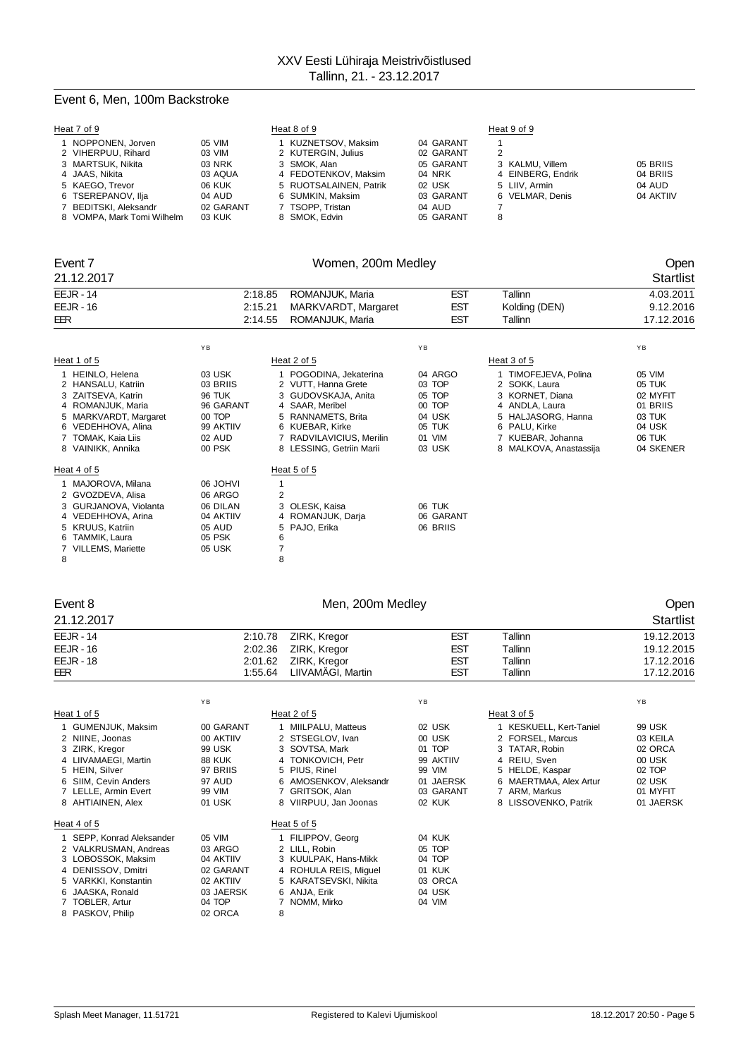XXV Eesti Lühiraja Meistrivõistlused
Tallinn, 21. - 23.12.2017

## Event 6, Men, 100m Backstroke

**Heat 7 of 9**

| Lane | Name | YB | Club |
|---|---|---|---|
| 1 | NOPPONEN, Jorven | 05 | VIM |
| 2 | VIHERPUU, Rihard | 03 | VIM |
| 3 | MARTSUK, Nikita | 03 | NRK |
| 4 | JAAS, Nikita | 03 | AQUA |
| 5 | KAEGO, Trevor | 06 | KUK |
| 6 | TSEREPANOV, Ilja | 04 | AUD |
| 7 | BEDITSKI, Aleksandr | 02 | GARANT |
| 8 | VOMPA, Mark Tomi Wilhelm | 03 | KUK |

**Heat 8 of 9**

| Lane | Name | YB | Club |
|---|---|---|---|
| 1 | KUZNETSOV, Maksim | 04 | GARANT |
| 2 | KUTERGIN, Julius | 02 | GARANT |
| 3 | SMOK, Alan | 05 | GARANT |
| 4 | FEDOTENKOV, Maksim | 04 | NRK |
| 5 | RUOTSALAINEN, Patrik | 02 | USK |
| 6 | SUMKIN, Maksim | 03 | GARANT |
| 7 | TSOPP, Tristan | 04 | AUD |
| 8 | SMOK, Edvin | 05 | GARANT |

**Heat 9 of 9**

| Lane | Name | YB | Club |
|---|---|---|---|
| 1 | | | |
| 2 | | | |
| 3 | KALMU, Villem | 05 | BRIIS |
| 4 | EINBERG, Endrik | 04 | BRIIS |
| 5 | LIIV, Armin | 04 | AUD |
| 6 | VELMAR, Denis | 04 | AKTIIV |
| 7 | | | |
| 8 | | | |

## Event 7 — Women, 200m Medley — Open

21.12.2017 — Startlist

| Record | Time | Name | Nation | City | Date |
|---|---|---|---|---|---|
| EEJR - 14 | 2:18.85 | ROMANJUK, Maria | EST | Tallinn | 4.03.2011 |
| EEJR - 16 | 2:15.21 | MARKVARDT, Margaret | EST | Kolding (DEN) | 9.12.2016 |
| EER | 2:14.55 | ROMANJUK, Maria | EST | Tallinn | 17.12.2016 |

**Heat 1 of 5**

| Lane | Name | YB | Club |
|---|---|---|---|
| 1 | HEINLO, Helena | 03 | USK |
| 2 | HANSALU, Katriin | 03 | BRIIS |
| 3 | ZAITSEVA, Katrin | 96 | TUK |
| 4 | ROMANJUK, Maria | 96 | GARANT |
| 5 | MARKVARDT, Margaret | 00 | TOP |
| 6 | VEDEHHOVA, Alina | 99 | AKTIIV |
| 7 | TOMAK, Kaia Liis | 02 | AUD |
| 8 | VAINIKK, Annika | 00 | PSK |

**Heat 2 of 5**

| Lane | Name | YB | Club |
|---|---|---|---|
| 1 | POGODINA, Jekaterina | 04 | ARGO |
| 2 | VUTT, Hanna Grete | 03 | TOP |
| 3 | GUDOVSKAJA, Anita | 05 | TOP |
| 4 | SAAR, Meribel | 00 | TOP |
| 5 | RANNAMETS, Brita | 04 | USK |
| 6 | KUEBAR, Kirke | 05 | TUK |
| 7 | RADVILAVICIUS, Merilin | 01 | VIM |
| 8 | LESSING, Getriin Marii | 03 | USK |

**Heat 3 of 5**

| Lane | Name | YB | Club |
|---|---|---|---|
| 1 | TIMOFEJEVA, Polina | 05 | VIM |
| 2 | SOKK, Laura | 05 | TUK |
| 3 | KORNET, Diana | 02 | MYFIT |
| 4 | ANDLA, Laura | 01 | BRIIS |
| 5 | HALJASORG, Hanna | 03 | TUK |
| 6 | PALU, Kirke | 04 | USK |
| 7 | KUEBAR, Johanna | 06 | TUK |
| 8 | MALKOVA, Anastassija | 04 | SKENER |

**Heat 4 of 5**

| Lane | Name | YB | Club |
|---|---|---|---|
| 1 | MAJOROVA, Milana | 06 | JOHVI |
| 2 | GVOZDEVA, Alisa | 06 | ARGO |
| 3 | GURJANOVA, Violanta | 06 | DILAN |
| 4 | VEDEHHOVA, Arina | 04 | AKTIIV |
| 5 | KRUUS, Katriin | 05 | AUD |
| 6 | TAMMIK, Laura | 05 | PSK |
| 7 | VILLEMS, Mariette | 05 | USK |
| 8 | | | |

**Heat 5 of 5**

| Lane | Name | YB | Club |
|---|---|---|---|
| 1 | | | |
| 2 | | | |
| 3 | OLESK, Kaisa | 06 | TUK |
| 4 | ROMANJUK, Darja | 06 | GARANT |
| 5 | PAJO, Erika | 06 | BRIIS |
| 6 | | | |
| 7 | | | |
| 8 | | | |

## Event 8 — Men, 200m Medley — Open

21.12.2017 — Startlist

| Record | Time | Name | Nation | City | Date |
|---|---|---|---|---|---|
| EEJR - 14 | 2:10.78 | ZIRK, Kregor | EST | Tallinn | 19.12.2013 |
| EEJR - 16 | 2:02.36 | ZIRK, Kregor | EST | Tallinn | 19.12.2015 |
| EEJR - 18 | 2:01.62 | ZIRK, Kregor | EST | Tallinn | 17.12.2016 |
| EER | 1:55.64 | LIIVAMÄGI, Martin | EST | Tallinn | 17.12.2016 |

**Heat 1 of 5**

| Lane | Name | YB | Club |
|---|---|---|---|
| 1 | GUMENJUK, Maksim | 00 | GARANT |
| 2 | NIINE, Joonas | 00 | AKTIIV |
| 3 | ZIRK, Kregor | 99 | USK |
| 4 | LIIVAMAEGI, Martin | 88 | KUK |
| 5 | HEIN, Silver | 97 | BRIIS |
| 6 | SIIM, Cevin Anders | 97 | AUD |
| 7 | LELLE, Armin Evert | 99 | VIM |
| 8 | AHTIAINEN, Alex | 01 | USK |

**Heat 2 of 5**

| Lane | Name | YB | Club |
|---|---|---|---|
| 1 | MIILPALU, Matteus | 02 | USK |
| 2 | STSEGLOV, Ivan | 00 | USK |
| 3 | SOVTSA, Mark | 01 | TOP |
| 4 | TONKOVICH, Petr | 99 | AKTIIV |
| 5 | PIUS, Rinel | 99 | VIM |
| 6 | AMOSENKOV, Aleksandr | 01 | JAERSK |
| 7 | GRITSOK, Alan | 03 | GARANT |
| 8 | VIIRPUU, Jan Joonas | 02 | KUK |

**Heat 3 of 5**

| Lane | Name | YB | Club |
|---|---|---|---|
| 1 | KESKUELL, Kert-Taniel | 99 | USK |
| 2 | FORSEL, Marcus | 03 | KEILA |
| 3 | TATAR, Robin | 02 | ORCA |
| 4 | REIU, Sven | 00 | USK |
| 5 | HELDE, Kaspar | 02 | TOP |
| 6 | MAERTMAA, Alex Artur | 02 | USK |
| 7 | ARM, Markus | 01 | MYFIT |
| 8 | LISSOVENKO, Patrik | 01 | JAERSK |

**Heat 4 of 5**

| Lane | Name | YB | Club |
|---|---|---|---|
| 1 | SEPP, Konrad Aleksander | 05 | VIM |
| 2 | VALKRUSMAN, Andreas | 03 | ARGO |
| 3 | LOBOSSOK, Maksim | 04 | AKTIIV |
| 4 | DENISSOV, Dmitri | 02 | GARANT |
| 5 | VARKKI, Konstantin | 02 | AKTIIV |
| 6 | JAASKA, Ronald | 03 | JAERSK |
| 7 | TOBLER, Artur | 04 | TOP |
| 8 | PASKOV, Philip | 02 | ORCA |

**Heat 5 of 5**

| Lane | Name | YB | Club |
|---|---|---|---|
| 1 | FILIPPOV, Georg | 04 | KUK |
| 2 | LILL, Robin | 05 | TOP |
| 3 | KUULPAK, Hans-Mikk | 04 | TOP |
| 4 | ROHULA REIS, Miguel | 01 | KUK |
| 5 | KARATSEVSKI, Nikita | 03 | ORCA |
| 6 | ANJA, Erik | 04 | USK |
| 7 | NOMM, Mirko | 04 | VIM |
| 8 | | | |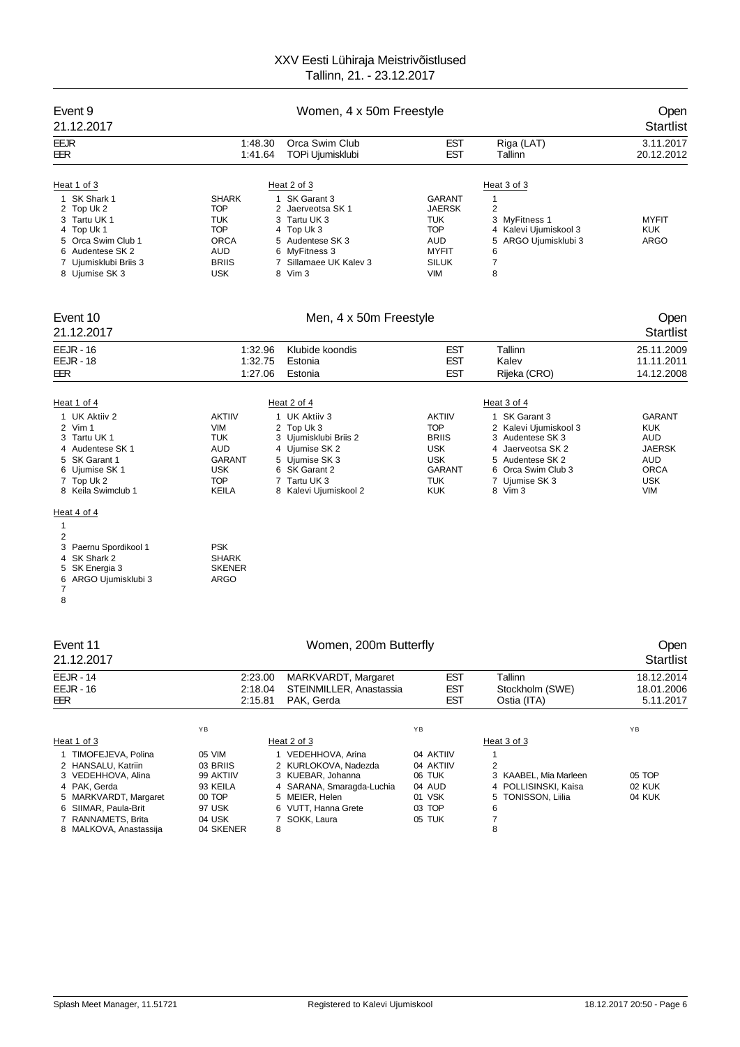# XXV Eesti Lühiraja Meistrivõistlused

Tallinn, 21. - 23.12.2017

## Event 9 — Women, 4 x 50m Freestyle — Open

21.12.2017 — Startlist

| | | | | | |
|---|---|---|---|---|---|
| EEJR | 1:48.30 | Orca Swim Club | EST | Riga (LAT) | 3.11.2017 |
| EER | 1:41.64 | TOPi Ujumisklubi | EST | Tallinn | 20.12.2012 |

| Heat 1 of 3 | | Heat 2 of 3 | | Heat 3 of 3 | |
|---|---|---|---|---|---|
| 1 SK Shark 1 | SHARK | 1 SK Garant 3 | GARANT | 1 | |
| 2 Top Uk 2 | TOP | 2 Jaerveotsa SK 1 | JAERSK | 2 | |
| 3 Tartu UK 1 | TUK | 3 Tartu UK 3 | TUK | 3 MyFitness 1 | MYFIT |
| 4 Top Uk 1 | TOP | 4 Top Uk 3 | TOP | 4 Kalevi Ujumiskool 3 | KUK |
| 5 Orca Swim Club 1 | ORCA | 5 Audentese SK 3 | AUD | 5 ARGO Ujumisklubi 3 | ARGO |
| 6 Audentese SK 2 | AUD | 6 MyFitness 3 | MYFIT | 6 | |
| 7 Ujumisklubi Briis 3 | BRIIS | 7 Sillamaee UK Kalev 3 | SILUK | 7 | |
| 8 Ujumise SK 3 | USK | 8 Vim 3 | VIM | 8 | |

## Event 10 — Men, 4 x 50m Freestyle — Open

21.12.2017 — Startlist

| | | | | | |
|---|---|---|---|---|---|
| EEJR - 16 | 1:32.96 | Klubide koondis | EST | Tallinn | 25.11.2009 |
| EEJR - 18 | 1:32.75 | Estonia | EST | Kalev | 11.11.2011 |
| EER | 1:27.06 | Estonia | EST | Rijeka (CRO) | 14.12.2008 |

| Heat 1 of 4 | | Heat 2 of 4 | | Heat 3 of 4 | |
|---|---|---|---|---|---|
| 1 UK Aktiiv 2 | AKTIIV | 1 UK Aktiiv 3 | AKTIIV | 1 SK Garant 3 | GARANT |
| 2 Vim 1 | VIM | 2 Top Uk 3 | TOP | 2 Kalevi Ujumiskool 3 | KUK |
| 3 Tartu UK 1 | TUK | 3 Ujumisklubi Briis 2 | BRIIS | 3 Audentese SK 3 | AUD |
| 4 Audentese SK 1 | AUD | 4 Ujumise SK 2 | USK | 4 Jaerveotsa SK 2 | JAERSK |
| 5 SK Garant 1 | GARANT | 5 Ujumise SK 3 | USK | 5 Audentese SK 2 | AUD |
| 6 Ujumise SK 1 | USK | 6 SK Garant 2 | GARANT | 6 Orca Swim Club 3 | ORCA |
| 7 Top Uk 2 | TOP | 7 Tartu UK 3 | TUK | 7 Ujumise SK 3 | USK |
| 8 Keila Swimclub 1 | KEILA | 8 Kalevi Ujumiskool 2 | KUK | 8 Vim 3 | VIM |

| Heat 4 of 4 | |
|---|---|
| 1 | |
| 2 | |
| 3 Paernu Spordikool 1 | PSK |
| 4 SK Shark 2 | SHARK |
| 5 SK Energia 3 | SKENER |
| 6 ARGO Ujumisklubi 3 | ARGO |
| 7 | |
| 8 | |

## Event 11 — Women, 200m Butterfly — Open

21.12.2017 — Startlist

| | | | | | |
|---|---|---|---|---|---|
| EEJR - 14 | 2:23.00 | MARKVARDT, Margaret | EST | Tallinn | 18.12.2014 |
| EEJR - 16 | 2:18.04 | STEINMILLER, Anastassia | EST | Stockholm (SWE) | 18.01.2006 |
| EER | 2:15.81 | PAK, Gerda | EST | Ostia (ITA) | 5.11.2017 |

| Heat 1 of 3 | YB | Heat 2 of 3 | YB | Heat 3 of 3 | YB |
|---|---|---|---|---|---|
| 1 TIMOFEJEVA, Polina | 05 VIM | 1 VEDEHHOVA, Arina | 04 AKTIIV | 1 | |
| 2 HANSALU, Katriin | 03 BRIIS | 2 KURLOKOVA, Nadezda | 04 AKTIIV | 2 | |
| 3 VEDEHHOVA, Alina | 99 AKTIIV | 3 KUEBAR, Johanna | 06 TUK | 3 KAABEL, Mia Marleen | 05 TOP |
| 4 PAK, Gerda | 93 KEILA | 4 SARANA, Smaragda-Luchia | 04 AUD | 4 POLLISINSKI, Kaisa | 02 KUK |
| 5 MARKVARDT, Margaret | 00 TOP | 5 MEIER, Helen | 01 VSK | 5 TONISSON, Liilia | 04 KUK |
| 6 SIIMAR, Paula-Brit | 97 USK | 6 VUTT, Hanna Grete | 03 TOP | 6 | |
| 7 RANNAMETS, Brita | 04 USK | 7 SOKK, Laura | 05 TUK | 7 | |
| 8 MALKOVA, Anastassija | 04 SKENER | 8 | | 8 | |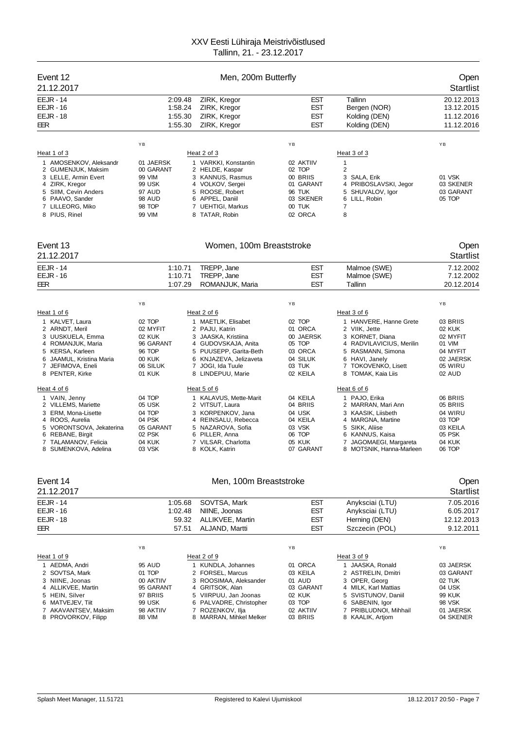# XXV Eesti Lühiraja Meistrivõistlused

Tallinn, 21. - 23.12.2017

## Event 12 — Men, 200m Butterfly — Open

21.12.2017 — Startlist

| | | | | | |
|---|---|---|---|---|---|
| EEJR - 14 | 2:09.48 | ZIRK, Kregor | EST | Tallinn | 20.12.2013 |
| EEJR - 16 | 1:58.24 | ZIRK, Kregor | EST | Bergen (NOR) | 13.12.2015 |
| EEJR - 18 | 1:55.30 | ZIRK, Kregor | EST | Kolding (DEN) | 11.12.2016 |
| EER | 1:55.30 | ZIRK, Kregor | EST | Kolding (DEN) | 11.12.2016 |

**Heat 1 of 3**

| Lane | Name | YB | Club |
|---|---|---|---|
| 1 | AMOSENKOV, Aleksandr | 01 | JAERSK |
| 2 | GUMENJUK, Maksim | 00 | GARANT |
| 3 | LELLE, Armin Evert | 99 | VIM |
| 4 | ZIRK, Kregor | 99 | USK |
| 5 | SIIM, Cevin Anders | 97 | AUD |
| 6 | PAAVO, Sander | 98 | AUD |
| 7 | LILLEORG, Miko | 98 | TOP |
| 8 | PIUS, Rinel | 99 | VIM |

**Heat 2 of 3**

| Lane | Name | YB | Club |
|---|---|---|---|
| 1 | VARKKI, Konstantin | 02 | AKTIIV |
| 2 | HELDE, Kaspar | 02 | TOP |
| 3 | KANNUS, Rasmus | 00 | BRIIS |
| 4 | VOLKOV, Sergei | 01 | GARANT |
| 5 | ROOSE, Robert | 96 | TUK |
| 6 | APPEL, Daniil | 03 | SKENER |
| 7 | UEHTIGI, Markus | 00 | TUK |
| 8 | TATAR, Robin | 02 | ORCA |

**Heat 3 of 3**

| Lane | Name | YB | Club |
|---|---|---|---|
| 1 | | | |
| 2 | | | |
| 3 | SALA, Erik | 01 | VSK |
| 4 | PRIBOSLAVSKI, Jegor | 03 | SKENER |
| 5 | SHUVALOV, Igor | 03 | GARANT |
| 6 | LILL, Robin | 05 | TOP |
| 7 | | | |
| 8 | | | |

## Event 13 — Women, 100m Breaststroke — Open

21.12.2017 — Startlist

| | | | | | |
|---|---|---|---|---|---|
| EEJR - 14 | 1:10.71 | TREPP, Jane | EST | Malmoe (SWE) | 7.12.2002 |
| EEJR - 16 | 1:10.71 | TREPP, Jane | EST | Malmoe (SWE) | 7.12.2002 |
| EER | 1:07.29 | ROMANJUK, Maria | EST | Tallinn | 20.12.2014 |

**Heat 1 of 6**

| Lane | Name | YB | Club |
|---|---|---|---|
| 1 | KALVET, Laura | 02 | TOP |
| 2 | ARNDT, Meril | 02 | MYFIT |
| 3 | UUSKUELA, Emma | 02 | KUK |
| 4 | ROMANJUK, Maria | 96 | GARANT |
| 5 | KERSA, Karleen | 96 | TOP |
| 6 | JAAMUL, Kristina Maria | 00 | KUK |
| 7 | JEFIMOVA, Eneli | 06 | SILUK |
| 8 | PENTER, Kirke | 01 | KUK |

**Heat 2 of 6**

| Lane | Name | YB | Club |
|---|---|---|---|
| 1 | MAETLIK, Elisabet | 02 | TOP |
| 2 | PAJU, Katrin | 01 | ORCA |
| 3 | JAASKA, Kristiina | 00 | JAERSK |
| 4 | GUDOVSKAJA, Anita | 05 | TOP |
| 5 | PUUSEPP, Garita-Beth | 03 | ORCA |
| 6 | KNJAZEVA, Jelizaveta | 04 | SILUK |
| 7 | JOGI, Ida Tuule | 03 | TUK |
| 8 | LINDEPUU, Marie | 02 | KEILA |

**Heat 3 of 6**

| Lane | Name | YB | Club |
|---|---|---|---|
| 1 | HANVERE, Hanne Grete | 03 | BRIIS |
| 2 | VIIK, Jette | 02 | KUK |
| 3 | KORNET, Diana | 02 | MYFIT |
| 4 | RADVILAVICIUS, Merilin | 01 | VIM |
| 5 | RASMANN, Simona | 04 | MYFIT |
| 6 | HAVI, Janely | 02 | JAERSK |
| 7 | TOKOVENKO, Lisett | 05 | WIRU |
| 8 | TOMAK, Kaia Liis | 02 | AUD |

**Heat 4 of 6**

| Lane | Name | YB | Club |
|---|---|---|---|
| 1 | VAIN, Jenny | 04 | TOP |
| 2 | VILLEMS, Mariette | 05 | USK |
| 3 | ERM, Mona-Lisette | 04 | TOP |
| 4 | ROOS, Aurelia | 04 | PSK |
| 5 | VORONTSOVA, Jekaterina | 05 | GARANT |
| 6 | REBANE, Birgit | 02 | PSK |
| 7 | TALAMANOV, Felicia | 04 | KUK |
| 8 | SUMENKOVA, Adelina | 03 | VSK |

**Heat 5 of 6**

| Lane | Name | YB | Club |
|---|---|---|---|
| 1 | KALAVUS, Mette-Marit | 04 | KEILA |
| 2 | VITSUT, Laura | 04 | BRIIS |
| 3 | KORPENKOV, Jana | 04 | USK |
| 4 | REINSALU, Rebecca | 04 | KEILA |
| 5 | NAZAROVA, Sofia | 03 | VSK |
| 6 | PILLER, Anna | 06 | TOP |
| 7 | VILSAR, Charlotta | 05 | KUK |
| 8 | KOLK, Katrin | 07 | GARANT |

**Heat 6 of 6**

| Lane | Name | YB | Club |
|---|---|---|---|
| 1 | PAJO, Erika | 06 | BRIIS |
| 2 | MARRAN, Mari Ann | 05 | BRIIS |
| 3 | KAASIK, Liisbeth | 04 | WIRU |
| 4 | MARGNA, Martine | 03 | TOP |
| 5 | SIKK, Aliise | 03 | KEILA |
| 6 | KANNUS, Kaisa | 05 | PSK |
| 7 | JAGOMAEGI, Margareta | 04 | KUK |
| 8 | MOTSNIK, Hanna-Marleen | 06 | TOP |

## Event 14 — Men, 100m Breaststroke — Open

21.12.2017 — Startlist

| | | | | | |
|---|---|---|---|---|---|
| EEJR - 14 | 1:05.68 | SOVTSA, Mark | EST | Anyksciai (LTU) | 7.05.2016 |
| EEJR - 16 | 1:02.48 | NIINE, Joonas | EST | Anyksciai (LTU) | 6.05.2017 |
| EEJR - 18 | 59.32 | ALLIKVEE, Martin | EST | Herning (DEN) | 12.12.2013 |
| EER | 57.51 | ALJAND, Martti | EST | Szczecin (POL) | 9.12.2011 |

**Heat 1 of 9**

| Lane | Name | YB | Club |
|---|---|---|---|
| 1 | AEDMA, Andri | 95 | AUD |
| 2 | SOVTSA, Mark | 01 | TOP |
| 3 | NIINE, Joonas | 00 | AKTIIV |
| 4 | ALLIKVEE, Martin | 95 | GARANT |
| 5 | HEIN, Silver | 97 | BRIIS |
| 6 | MATVEJEV, Tiit | 99 | USK |
| 7 | AKAVANTSEV, Maksim | 98 | AKTIIV |
| 8 | PROVORKOV, Filipp | 88 | VIM |

**Heat 2 of 9**

| Lane | Name | YB | Club |
|---|---|---|---|
| 1 | KUNDLA, Johannes | 01 | ORCA |
| 2 | FORSEL, Marcus | 03 | KEILA |
| 3 | ROOSIMAA, Aleksander | 01 | AUD |
| 4 | GRITSOK, Alan | 03 | GARANT |
| 5 | VIIRPUU, Jan Joonas | 02 | KUK |
| 6 | PALVADRE, Christopher | 03 | TOP |
| 7 | ROZENKOV, Ilja | 02 | AKTIIV |
| 8 | MARRAN, Mihkel Melker | 03 | BRIIS |

**Heat 3 of 9**

| Lane | Name | YB | Club |
|---|---|---|---|
| 1 | JAASKA, Ronald | 03 | JAERSK |
| 2 | ASTRELIN, Dmitri | 03 | GARANT |
| 3 | OPER, Georg | 02 | TUK |
| 4 | MILK, Karl Mattias | 04 | USK |
| 5 | SVISTUNOV, Daniil | 99 | KUK |
| 6 | SABENIN, Igor | 98 | VSK |
| 7 | PRIBLUDNOI, Mihhail | 01 | JAERSK |
| 8 | KAALIK, Artjom | 04 | SKENER |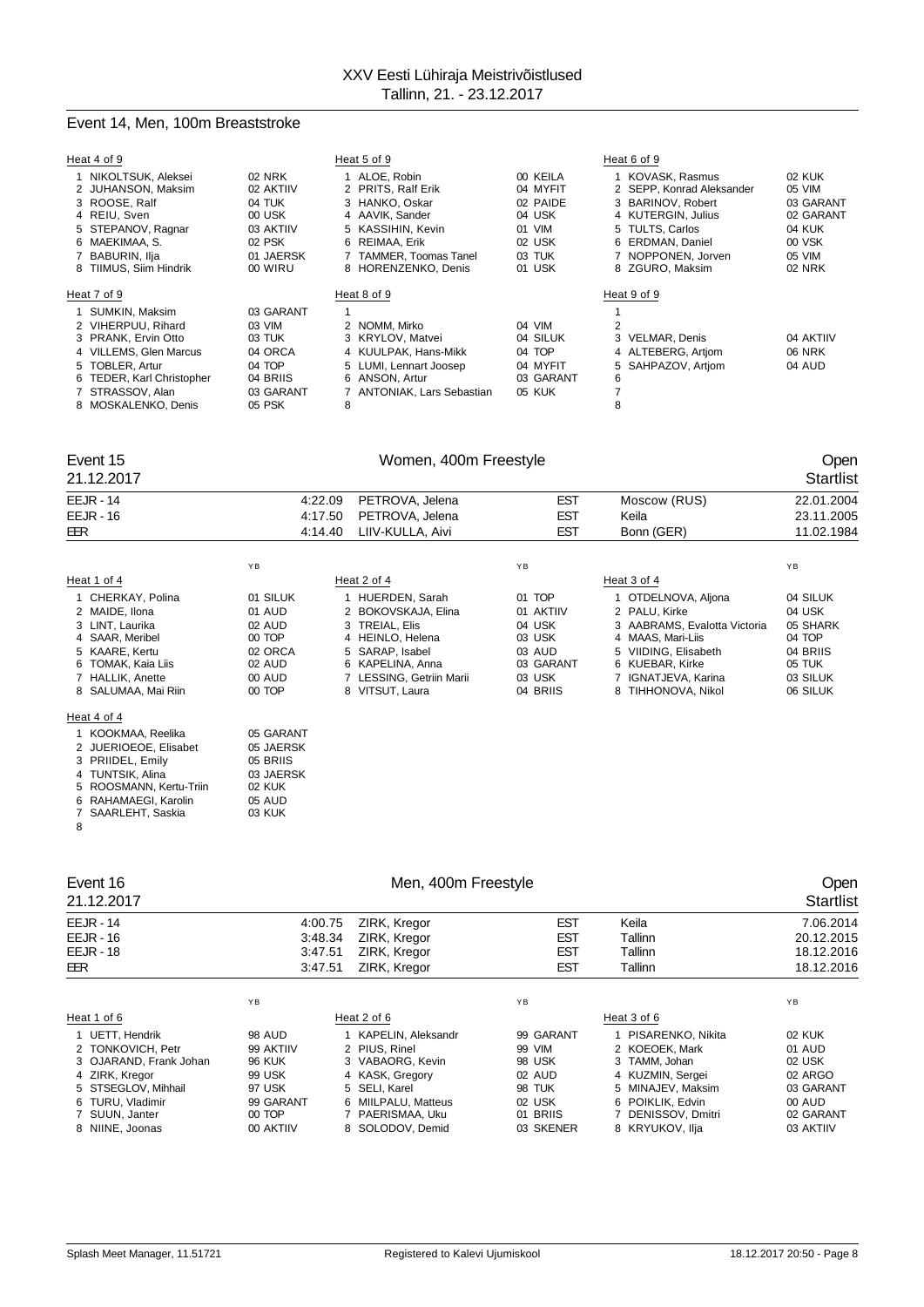# XXV Eesti Lühiraja Meistrivõistlused

Tallinn, 21. - 23.12.2017

## Event 14, Men, 100m Breaststroke

**Heat 4 of 9**

1 NIKOLTSUK, Aleksei 02 NRK
2 JUHANSON, Maksim 02 AKTIIV
3 ROOSE, Ralf 04 TUK
4 REIU, Sven 00 USK
5 STEPANOV, Ragnar 03 AKTIIV
6 MAEKIMAA, S. 02 PSK
7 BABURIN, Ilja 01 JAERSK
8 TIIMUS, Siim Hindrik 00 WIRU

**Heat 5 of 9**

1 ALOE, Robin 00 KEILA
2 PRITS, Ralf Erik 04 MYFIT
3 HANKO, Oskar 02 PAIDE
4 AAVIK, Sander 04 USK
5 KASSIHIN, Kevin 01 VIM
6 REIMAA, Erik 02 USK
7 TAMMER, Toomas Tanel 03 TUK
8 HORENZENKO, Denis 01 USK

**Heat 6 of 9**

1 KOVASK, Rasmus 02 KUK
2 SEPP, Konrad Aleksander 05 VIM
3 BARINOV, Robert 03 GARANT
4 KUTERGIN, Julius 02 GARANT
5 TULTS, Carlos 04 KUK
6 ERDMAN, Daniel 00 VSK
7 NOPPONEN, Jorven 05 VIM
8 ZGURO, Maksim 02 NRK

**Heat 7 of 9**

1 SUMKIN, Maksim 03 GARANT
2 VIHERPUU, Rihard 03 VIM
3 PRANK, Ervin Otto 03 TUK
4 VILLEMS, Glen Marcus 04 ORCA
5 TOBLER, Artur 04 TOP
6 TEDER, Karl Christopher 04 BRIIS
7 STRASSOV, Alan 03 GARANT
8 MOSKALENKO, Denis 05 PSK

**Heat 8 of 9**

1
2 NOMM, Mirko 04 VIM
3 KRYLOV, Matvei 04 SILUK
4 KUULPAK, Hans-Mikk 04 TOP
5 LUMI, Lennart Joosep 04 MYFIT
6 ANSON, Artur 03 GARANT
7 ANTONIAK, Lars Sebastian 05 KUK
8

**Heat 9 of 9**

1
2
3 VELMAR, Denis 04 AKTIIV
4 ALTEBERG, Artjom 06 NRK
5 SAHPAZOV, Artjom 04 AUD
6
7
8

## Event 15 — Women, 400m Freestyle — Open

21.12.2017 — Startlist

| | | | | | |
|---|---|---|---|---|---|
| EEJR - 14 | 4:22.09 | PETROVA, Jelena | EST | Moscow (RUS) | 22.01.2004 |
| EEJR - 16 | 4:17.50 | PETROVA, Jelena | EST | Keila | 23.11.2005 |
| EER | 4:14.40 | LIIV-KULLA, Aivi | EST | Bonn (GER) | 11.02.1984 |

**Heat 1 of 4** (YB)

1 CHERKAY, Polina 01 SILUK
2 MAIDE, Ilona 01 AUD
3 LINT, Laurika 02 AUD
4 SAAR, Meribel 00 TOP
5 KAARE, Kertu 02 ORCA
6 TOMAK, Kaia Liis 02 AUD
7 HALLIK, Anette 00 AUD
8 SALUMAA, Mai Riin 00 TOP

**Heat 2 of 4** (YB)

1 HUERDEN, Sarah 01 TOP
2 BOKOVSKAJA, Elina 01 AKTIIV
3 TREIAL, Elis 04 USK
4 HEINLO, Helena 03 USK
5 SARAP, Isabel 03 AUD
6 KAPELINA, Anna 03 GARANT
7 LESSING, Getriin Marii 03 USK
8 VITSUT, Laura 04 BRIIS

**Heat 3 of 4** (YB)

1 OTDELNOVA, Aljona 04 SILUK
2 PALU, Kirke 04 USK
3 AABRAMS, Evalotta Victoria 05 SHARK
4 MAAS, Mari-Liis 04 TOP
5 VIIDING, Elisabeth 04 BRIIS
6 KUEBAR, Kirke 05 TUK
7 IGNATJEVA, Karina 03 SILUK
8 TIHHONOVA, Nikol 06 SILUK

**Heat 4 of 4**

1 KOOKMAA, Reelika 05 GARANT
2 JUERIOEOE, Elisabet 05 JAERSK
3 PRIIDEL, Emily 05 BRIIS
4 TUNTSIK, Alina 03 JAERSK
5 ROOSMANN, Kertu-Triin 02 KUK
6 RAHAMAEGI, Karolin 05 AUD
7 SAARLEHT, Saskia 03 KUK
8

## Event 16 — Men, 400m Freestyle — Open

21.12.2017 — Startlist

| | | | | | |
|---|---|---|---|---|---|
| EEJR - 14 | 4:00.75 | ZIRK, Kregor | EST | Keila | 7.06.2014 |
| EEJR - 16 | 3:48.34 | ZIRK, Kregor | EST | Tallinn | 20.12.2015 |
| EEJR - 18 | 3:47.51 | ZIRK, Kregor | EST | Tallinn | 18.12.2016 |
| EER | 3:47.51 | ZIRK, Kregor | EST | Tallinn | 18.12.2016 |

**Heat 1 of 6** (YB)

1 UETT, Hendrik 98 AUD
2 TONKOVICH, Petr 99 AKTIIV
3 OJARAND, Frank Johan 96 KUK
4 ZIRK, Kregor 99 USK
5 STSEGLOV, Mihhail 97 USK
6 TURU, Vladimir 99 GARANT
7 SUUN, Janter 00 TOP
8 NIINE, Joonas 00 AKTIIV

**Heat 2 of 6** (YB)

1 KAPELIN, Aleksandr 99 GARANT
2 PIUS, Rinel 99 VIM
3 VABAORG, Kevin 98 USK
4 KASK, Gregory 02 AUD
5 SELI, Karel 98 TUK
6 MIILPALU, Matteus 02 USK
7 PAERISMAA, Uku 01 BRIIS
8 SOLODOV, Demid 03 SKENER

**Heat 3 of 6** (YB)

1 PISARENKO, Nikita 02 KUK
2 KOEOEK, Mark 01 AUD
3 TAMM, Johan 02 USK
4 KUZMIN, Sergei 02 ARGO
5 MINAJEV, Maksim 03 GARANT
6 POIKLIK, Edvin 00 AUD
7 DENISSOV, Dmitri 02 GARANT
8 KRYUKOV, Ilja 03 AKTIIV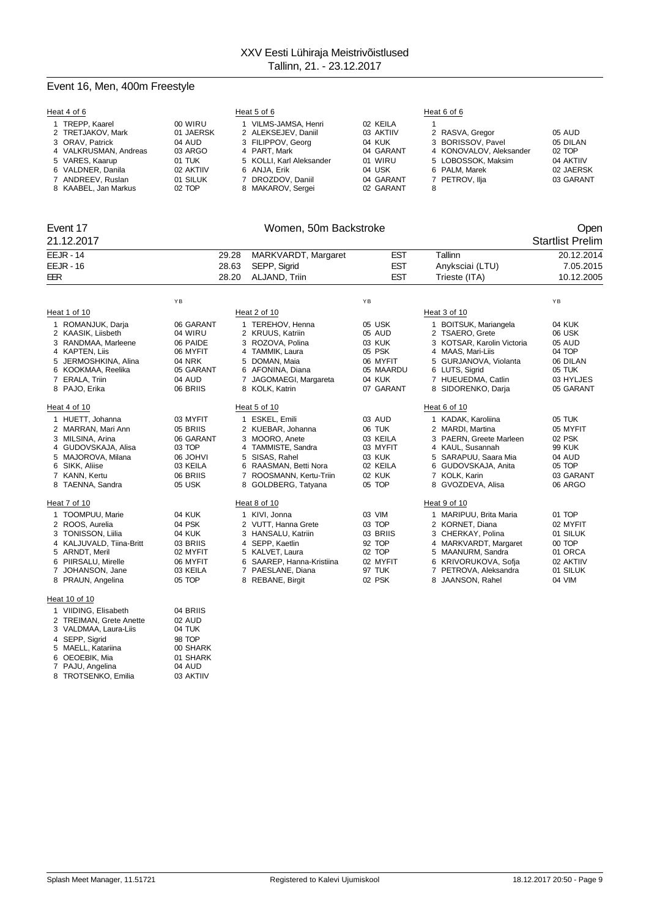XXV Eesti Lühiraja Meistrivõistlused
Tallinn, 21. - 23.12.2017

## Event 16, Men, 400m Freestyle

Heat 4 of 6

| Lane | Name | YB | Club |
|---|---|---|---|
| 1 | TREPP, Kaarel | 00 | WIRU |
| 2 | TRETJAKOV, Mark | 01 | JAERSK |
| 3 | ORAV, Patrick | 04 | AUD |
| 4 | VALKRUSMAN, Andreas | 03 | ARGO |
| 5 | VARES, Kaarup | 01 | TUK |
| 6 | VALDNER, Danila | 02 | AKTIIV |
| 7 | ANDREEV, Ruslan | 01 | SILUK |
| 8 | KAABEL, Jan Markus | 02 | TOP |

Heat 5 of 6

| Lane | Name | YB | Club |
|---|---|---|---|
| 1 | VILMS-JAMSA, Henri | 02 | KEILA |
| 2 | ALEKSEJEV, Daniil | 03 | AKTIIV |
| 3 | FILIPPOV, Georg | 04 | KUK |
| 4 | PART, Mark | 04 | GARANT |
| 5 | KOLLI, Karl Aleksander | 01 | WIRU |
| 6 | ANJA, Erik | 04 | USK |
| 7 | DROZDOV, Daniil | 04 | GARANT |
| 8 | MAKAROV, Sergei | 02 | GARANT |

Heat 6 of 6

| Lane | Name | YB | Club |
|---|---|---|---|
| 1 | | | |
| 2 | RASVA, Gregor | 05 | AUD |
| 3 | BORISSOV, Pavel | 05 | DILAN |
| 4 | KONOVALOV, Aleksander | 02 | TOP |
| 5 | LOBOSSOK, Maksim | 04 | AKTIIV |
| 6 | PALM, Marek | 02 | JAERSK |
| 7 | PETROV, Ilja | 03 | GARANT |
| 8 | | | |

## Event 17 — Women, 50m Backstroke — Open

21.12.2017 — Startlist Prelim

| Record | Time | Name | Nation | Place | Date |
|---|---|---|---|---|---|
| EEJR - 14 | 29.28 | MARKVARDT, Margaret | EST | Tallinn | 20.12.2014 |
| EEJR - 16 | 28.63 | SEPP, Sigrid | EST | Anyksciai (LTU) | 7.05.2015 |
| EER | 28.20 | ALJAND, Triin | EST | Trieste (ITA) | 10.12.2005 |

Heat 1 of 10

| Lane | Name | YB | Club |
|---|---|---|---|
| 1 | ROMANJUK, Darja | 06 | GARANT |
| 2 | KAASIK, Liisbeth | 04 | WIRU |
| 3 | RANDMAA, Marleene | 06 | PAIDE |
| 4 | KAPTEN, Liis | 06 | MYFIT |
| 5 | JERMOSHKINA, Alina | 04 | NRK |
| 6 | KOOKMAA, Reelika | 05 | GARANT |
| 7 | ERALA, Triin | 04 | AUD |
| 8 | PAJO, Erika | 06 | BRIIS |

Heat 2 of 10

| Lane | Name | YB | Club |
|---|---|---|---|
| 1 | TEREHOV, Henna | 05 | USK |
| 2 | KRUUS, Katriin | 05 | AUD |
| 3 | ROZOVA, Polina | 03 | KUK |
| 4 | TAMMIK, Laura | 05 | PSK |
| 5 | DOMAN, Maia | 06 | MYFIT |
| 6 | AFONINA, Diana | 05 | MAARDU |
| 7 | JAGOMAEGI, Margareta | 04 | KUK |
| 8 | KOLK, Katrin | 07 | GARANT |

Heat 3 of 10

| Lane | Name | YB | Club |
|---|---|---|---|
| 1 | BOITSUK, Mariangela | 04 | KUK |
| 2 | TSAERO, Grete | 06 | USK |
| 3 | KOTSAR, Karolin Victoria | 05 | AUD |
| 4 | MAAS, Mari-Liis | 04 | TOP |
| 5 | GURJANOVA, Violanta | 06 | DILAN |
| 6 | LUTS, Sigrid | 05 | TUK |
| 7 | HUEUEDMA, Catlin | 03 | HYLJES |
| 8 | SIDORENKO, Darja | 05 | GARANT |

Heat 4 of 10

| Lane | Name | YB | Club |
|---|---|---|---|
| 1 | HUETT, Johanna | 03 | MYFIT |
| 2 | MARRAN, Mari Ann | 05 | BRIIS |
| 3 | MILSINA, Arina | 06 | GARANT |
| 4 | GUDOVSKAJA, Alisa | 03 | TOP |
| 5 | MAJOROVA, Milana | 06 | JOHVI |
| 6 | SIKK, Aliise | 03 | KEILA |
| 7 | KANN, Kertu | 06 | BRIIS |
| 8 | TAENNA, Sandra | 05 | USK |

Heat 5 of 10

| Lane | Name | YB | Club |
|---|---|---|---|
| 1 | ESKEL, Emili | 03 | AUD |
| 2 | KUEBAR, Johanna | 06 | TUK |
| 3 | MOORO, Anete | 03 | KEILA |
| 4 | TAMMISTE, Sandra | 03 | MYFIT |
| 5 | SISAS, Rahel | 03 | KUK |
| 6 | RAASMAN, Betti Nora | 02 | KEILA |
| 7 | ROOSMANN, Kertu-Triin | 02 | KUK |
| 8 | GOLDBERG, Tatyana | 05 | TOP |

Heat 6 of 10

| Lane | Name | YB | Club |
|---|---|---|---|
| 1 | KADAK, Karoliina | 05 | TUK |
| 2 | MARDI, Martina | 05 | MYFIT |
| 3 | PAERN, Greete Marleen | 02 | PSK |
| 4 | KAUL, Susannah | 99 | KUK |
| 5 | SARAPUU, Saara Mia | 04 | AUD |
| 6 | GUDOVSKAJA, Anita | 05 | TOP |
| 7 | KOLK, Karin | 03 | GARANT |
| 8 | GVOZDEVA, Alisa | 06 | ARGO |

Heat 7 of 10

| Lane | Name | YB | Club |
|---|---|---|---|
| 1 | TOOMPUU, Marie | 04 | KUK |
| 2 | ROOS, Aurelia | 04 | PSK |
| 3 | TONISSON, Liilia | 04 | KUK |
| 4 | KALJUVALD, Tiina-Britt | 03 | BRIIS |
| 5 | ARNDT, Meril | 02 | MYFIT |
| 6 | PIIRSALU, Mirelle | 06 | MYFIT |
| 7 | JOHANSON, Jane | 03 | KEILA |
| 8 | PRAUN, Angelina | 05 | TOP |

Heat 8 of 10

| Lane | Name | YB | Club |
|---|---|---|---|
| 1 | KIVI, Jonna | 03 | VIM |
| 2 | VUTT, Hanna Grete | 03 | TOP |
| 3 | HANSALU, Katriin | 03 | BRIIS |
| 4 | SEPP, Kaetlin | 92 | TOP |
| 5 | KALVET, Laura | 02 | TOP |
| 6 | SAAREP, Hanna-Kristiina | 02 | MYFIT |
| 7 | PAESLANE, Diana | 97 | TUK |
| 8 | REBANE, Birgit | 02 | PSK |

Heat 9 of 10

| Lane | Name | YB | Club |
|---|---|---|---|
| 1 | MARIPUU, Brita Maria | 01 | TOP |
| 2 | KORNET, Diana | 02 | MYFIT |
| 3 | CHERKAY, Polina | 01 | SILUK |
| 4 | MARKVARDT, Margaret | 00 | TOP |
| 5 | MAANURM, Sandra | 01 | ORCA |
| 6 | KRIVORUKOVA, Sofja | 02 | AKTIIV |
| 7 | PETROVA, Aleksandra | 01 | SILUK |
| 8 | JAANSON, Rahel | 04 | VIM |

Heat 10 of 10

| Lane | Name | YB | Club |
|---|---|---|---|
| 1 | VIIDING, Elisabeth | 04 | BRIIS |
| 2 | TREIMAN, Grete Anette | 02 | AUD |
| 3 | VALDMAA, Laura-Liis | 04 | TUK |
| 4 | SEPP, Sigrid | 98 | TOP |
| 5 | MAELL, Katariina | 00 | SHARK |
| 6 | OEOEBIK, Mia | 01 | SHARK |
| 7 | PAJU, Angelina | 04 | AUD |
| 8 | TROTSENKO, Emilia | 03 | AKTIIV |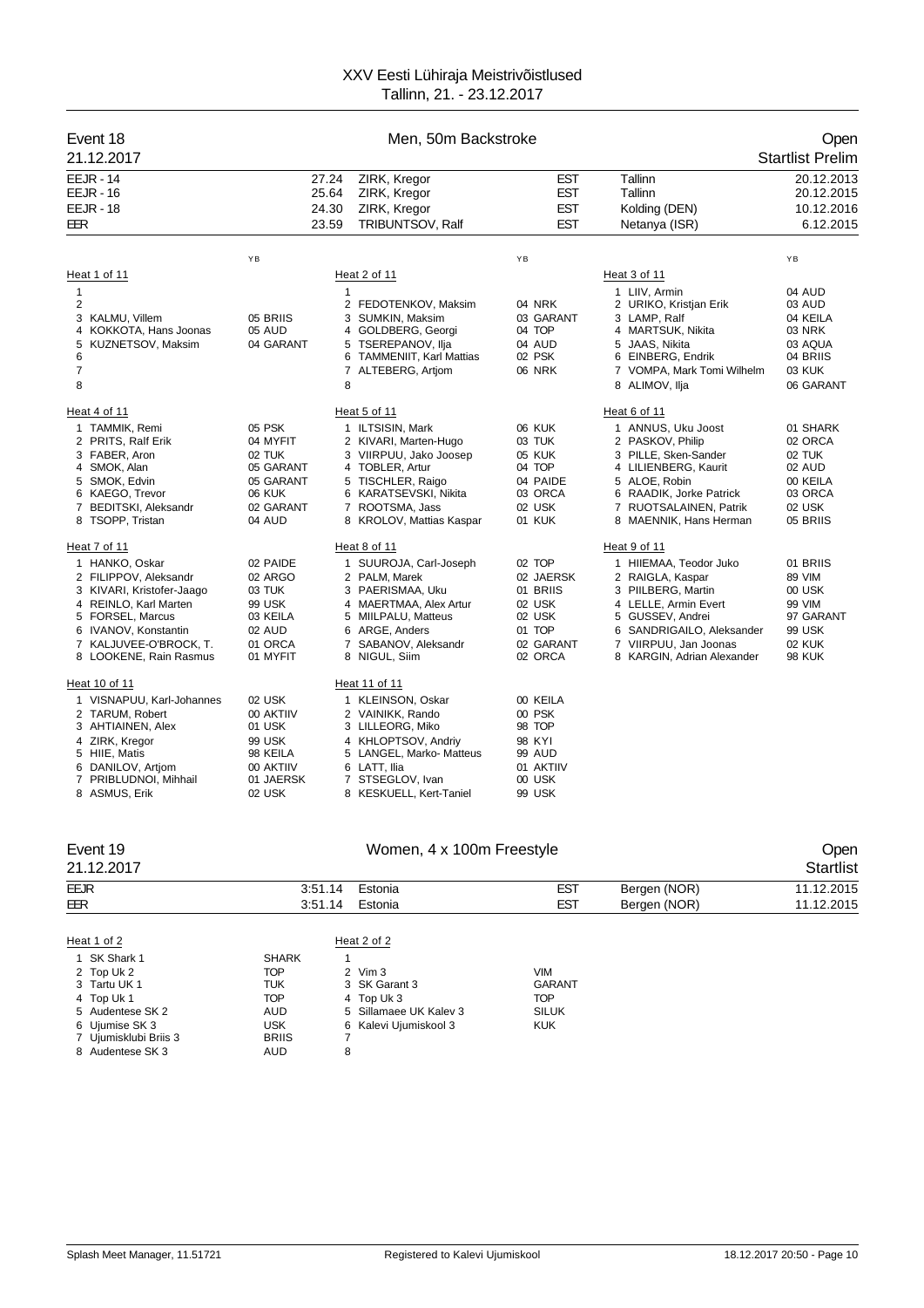XXV Eesti Lühiraja Meistrivõistlused
Tallinn, 21. - 23.12.2017

## Event 18 — Men, 50m Backstroke — Open

21.12.2017 — Startlist Prelim

| | | | | | |
|---|---|---|---|---|---|
| EEJR - 14 | 27.24 | ZIRK, Kregor | EST | Tallinn | 20.12.2013 |
| EEJR - 16 | 25.64 | ZIRK, Kregor | EST | Tallinn | 20.12.2015 |
| EEJR - 18 | 24.30 | ZIRK, Kregor | EST | Kolding (DEN) | 10.12.2016 |
| EER | 23.59 | TRIBUNTSOV, Ralf | EST | Netanya (ISR) | 6.12.2015 |

### Heat 1 of 11

| Lane | Name | YB | Club |
|---|---|---|---|
| 1 | | | |
| 2 | | | |
| 3 | KALMU, Villem | 05 | BRIIS |
| 4 | KOKKOTA, Hans Joonas | 05 | AUD |
| 5 | KUZNETSOV, Maksim | 04 | GARANT |
| 6 | | | |
| 7 | | | |
| 8 | | | |

### Heat 2 of 11

| Lane | Name | YB | Club |
|---|---|---|---|
| 1 | | | |
| 2 | FEDOTENKOV, Maksim | 04 | NRK |
| 3 | SUMKIN, Maksim | 03 | GARANT |
| 4 | GOLDBERG, Georgi | 04 | TOP |
| 5 | TSEREPANOV, Ilja | 04 | AUD |
| 6 | TAMMENIIT, Karl Mattias | 02 | PSK |
| 7 | ALTEBERG, Artjom | 06 | NRK |
| 8 | | | |

### Heat 3 of 11

| Lane | Name | YB | Club |
|---|---|---|---|
| 1 | LIIV, Armin | 04 | AUD |
| 2 | URIKO, Kristjan Erik | 03 | AUD |
| 3 | LAMP, Ralf | 04 | KEILA |
| 4 | MARTSUK, Nikita | 03 | NRK |
| 5 | JAAS, Nikita | 03 | AQUA |
| 6 | EINBERG, Endrik | 04 | BRIIS |
| 7 | VOMPA, Mark Tomi Wilhelm | 03 | KUK |
| 8 | ALIMOV, Ilja | 06 | GARANT |

### Heat 4 of 11

| Lane | Name | YB | Club |
|---|---|---|---|
| 1 | TAMMIK, Remi | 05 | PSK |
| 2 | PRITS, Ralf Erik | 04 | MYFIT |
| 3 | FABER, Aron | 02 | TUK |
| 4 | SMOK, Alan | 05 | GARANT |
| 5 | SMOK, Edvin | 05 | GARANT |
| 6 | KAEGO, Trevor | 06 | KUK |
| 7 | BEDITSKI, Aleksandr | 02 | GARANT |
| 8 | TSOPP, Tristan | 04 | AUD |

### Heat 5 of 11

| Lane | Name | YB | Club |
|---|---|---|---|
| 1 | ILTSISIN, Mark | 06 | KUK |
| 2 | KIVARI, Marten-Hugo | 03 | TUK |
| 3 | VIIRPUU, Jako Joosep | 05 | KUK |
| 4 | TOBLER, Artur | 04 | TOP |
| 5 | TISCHLER, Raigo | 04 | PAIDE |
| 6 | KARATSEVSKI, Nikita | 03 | ORCA |
| 7 | ROOTSMA, Jass | 02 | USK |
| 8 | KROLOV, Mattias Kaspar | 01 | KUK |

### Heat 6 of 11

| Lane | Name | YB | Club |
|---|---|---|---|
| 1 | ANNUS, Uku Joost | 01 | SHARK |
| 2 | PASKOV, Philip | 02 | ORCA |
| 3 | PILLE, Sken-Sander | 02 | TUK |
| 4 | LILIENBERG, Kaurit | 02 | AUD |
| 5 | ALOE, Robin | 00 | KEILA |
| 6 | RAADIK, Jorke Patrick | 03 | ORCA |
| 7 | RUOTSALAINEN, Patrik | 02 | USK |
| 8 | MAENNIK, Hans Herman | 05 | BRIIS |

### Heat 7 of 11

| Lane | Name | YB | Club |
|---|---|---|---|
| 1 | HANKO, Oskar | 02 | PAIDE |
| 2 | FILIPPOV, Aleksandr | 02 | ARGO |
| 3 | KIVARI, Kristofer-Jaago | 03 | TUK |
| 4 | REINLO, Karl Marten | 99 | USK |
| 5 | FORSEL, Marcus | 03 | KEILA |
| 6 | IVANOV, Konstantin | 02 | AUD |
| 7 | KALJUVEE-O'BROCK, T. | 01 | ORCA |
| 8 | LOOKENE, Rain Rasmus | 01 | MYFIT |

### Heat 8 of 11

| Lane | Name | YB | Club |
|---|---|---|---|
| 1 | SUUROJA, Carl-Joseph | 02 | TOP |
| 2 | PALM, Marek | 02 | JAERSK |
| 3 | PAERISMAA, Uku | 01 | BRIIS |
| 4 | MAERTMAA, Alex Artur | 02 | USK |
| 5 | MIILPALU, Matteus | 02 | USK |
| 6 | ARGE, Anders | 01 | TOP |
| 7 | SABANOV, Aleksandr | 02 | GARANT |
| 8 | NIGUL, Siim | 02 | ORCA |

### Heat 9 of 11

| Lane | Name | YB | Club |
|---|---|---|---|
| 1 | HIIEMAA, Teodor Juko | 01 | BRIIS |
| 2 | RAIGLA, Kaspar | 89 | VIM |
| 3 | PIILBERG, Martin | 00 | USK |
| 4 | LELLE, Armin Evert | 99 | VIM |
| 5 | GUSSEV, Andrei | 97 | GARANT |
| 6 | SANDRIGAILO, Aleksander | 99 | USK |
| 7 | VIIRPUU, Jan Joonas | 02 | KUK |
| 8 | KARGIN, Adrian Aleksander | 98 | KUK |

### Heat 10 of 11

| Lane | Name | YB | Club |
|---|---|---|---|
| 1 | VISNAPUU, Karl-Johannes | 02 | USK |
| 2 | TARUM, Robert | 00 | AKTIIV |
| 3 | AHTIAINEN, Alex | 01 | USK |
| 4 | ZIRK, Kregor | 99 | USK |
| 5 | HIIE, Matis | 98 | KEILA |
| 6 | DANILOV, Artjom | 00 | AKTIIV |
| 7 | PRIBLUDNOI, Mihhail | 01 | JAERSK |
| 8 | ASMUS, Erik | 02 | USK |

### Heat 11 of 11

| Lane | Name | YB | Club |
|---|---|---|---|
| 1 | KLEINSON, Oskar | 00 | KEILA |
| 2 | VAINIKK, Rando | 00 | PSK |
| 3 | LILLEORG, Miko | 98 | TOP |
| 4 | KHLOPTSOV, Andriy | 98 | KYI |
| 5 | LANGEL, Marko- Matteus | 99 | AUD |
| 6 | LATT, Ilia | 01 | AKTIIV |
| 7 | STSEGLOV, Ivan | 00 | USK |
| 8 | KESKUELL, Kert-Taniel | 99 | USK |

## Event 19 — Women, 4 x 100m Freestyle — Open

21.12.2017 — Startlist

| | | | | | |
|---|---|---|---|---|---|
| EEJR | 3:51.14 | Estonia | EST | Bergen (NOR) | 11.12.2015 |
| EER | 3:51.14 | Estonia | EST | Bergen (NOR) | 11.12.2015 |

### Heat 1 of 2

| Lane | Team | Club |
|---|---|---|
| 1 | SK Shark 1 | SHARK |
| 2 | Top Uk 2 | TOP |
| 3 | Tartu UK 1 | TUK |
| 4 | Top Uk 1 | TOP |
| 5 | Audentese SK 2 | AUD |
| 6 | Ujumise SK 3 | USK |
| 7 | Ujumisklubi Briis 3 | BRIIS |
| 8 | Audentese SK 3 | AUD |

### Heat 2 of 2

| Lane | Team | Club |
|---|---|---|
| 1 | | |
| 2 | Vim 3 | VIM |
| 3 | SK Garant 3 | GARANT |
| 4 | Top Uk 3 | TOP |
| 5 | Sillamaee UK Kalev 3 | SILUK |
| 6 | Kalevi Ujumiskool 3 | KUK |
| 7 | | |
| 8 | | |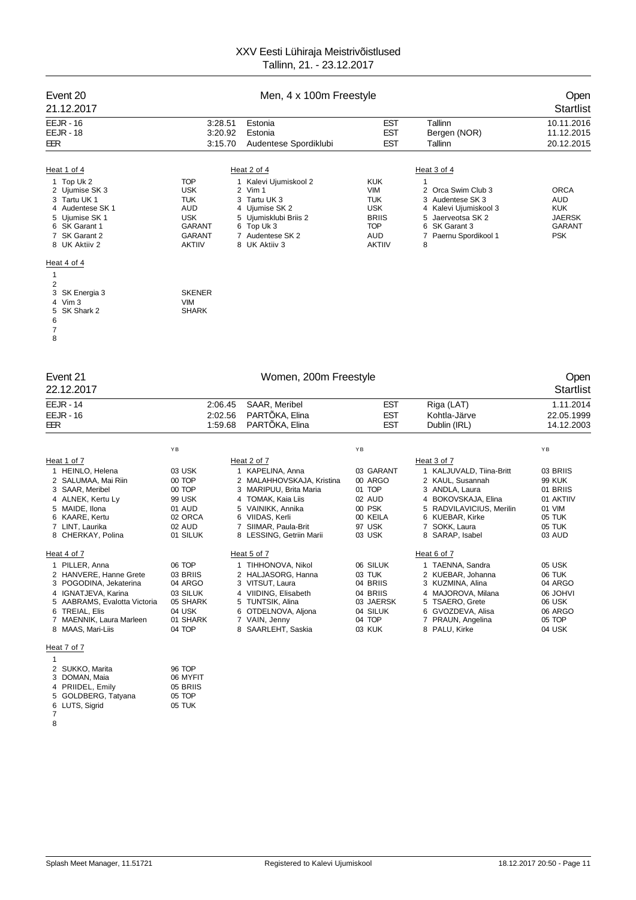# XXV Eesti Lühiraja Meistrivõistlused

Tallinn, 21. - 23.12.2017

## Event 20 — Men, 4 x 100m Freestyle — Open

21.12.2017 — Startlist

| | | | | | |
|---|---|---|---|---|---|
| EEJR - 16 | 3:28.51 | Estonia | EST | Tallinn | 10.11.2016 |
| EEJR - 18 | 3:20.92 | Estonia | EST | Bergen (NOR) | 11.12.2015 |
| EER | 3:15.70 | Audentese Spordiklubi | EST | Tallinn | 20.12.2015 |

**Heat 1 of 4**

| Lane | Team | Club |
|---|---|---|
| 1 | Top Uk 2 | TOP |
| 2 | Ujumise SK 3 | USK |
| 3 | Tartu UK 1 | TUK |
| 4 | Audentese SK 1 | AUD |
| 5 | Ujumise SK 1 | USK |
| 6 | SK Garant 1 | GARANT |
| 7 | SK Garant 2 | GARANT |
| 8 | UK Aktiiv 2 | AKTIIV |

**Heat 2 of 4**

| Lane | Team | Club |
|---|---|---|
| 1 | Kalevi Ujumiskool 2 | KUK |
| 2 | Vim 1 | VIM |
| 3 | Tartu UK 3 | TUK |
| 4 | Ujumise SK 2 | USK |
| 5 | Ujumisklubi Briis 2 | BRIIS |
| 6 | Top Uk 3 | TOP |
| 7 | Audentese SK 2 | AUD |
| 8 | UK Aktiiv 3 | AKTIIV |

**Heat 3 of 4**

| Lane | Team | Club |
|---|---|---|
| 1 | | |
| 2 | Orca Swim Club 3 | ORCA |
| 3 | Audentese SK 3 | AUD |
| 4 | Kalevi Ujumiskool 3 | KUK |
| 5 | Jaerveotsa SK 2 | JAERSK |
| 6 | SK Garant 3 | GARANT |
| 7 | Paernu Spordikool 1 | PSK |
| 8 | | |

**Heat 4 of 4**

| Lane | Team | Club |
|---|---|---|
| 1 | | |
| 2 | | |
| 3 | SK Energia 3 | SKENER |
| 4 | Vim 3 | VIM |
| 5 | SK Shark 2 | SHARK |
| 6 | | |
| 7 | | |
| 8 | | |

## Event 21 — Women, 200m Freestyle — Open

22.12.2017 — Startlist

| | | | | | |
|---|---|---|---|---|---|
| EEJR - 14 | 2:06.45 | SAAR, Meribel | EST | Riga (LAT) | 1.11.2014 |
| EEJR - 16 | 2:02.56 | PARTÕKA, Elina | EST | Kohtla-Järve | 22.05.1999 |
| EER | 1:59.68 | PARTÕKA, Elina | EST | Dublin (IRL) | 14.12.2003 |

**Heat 1 of 7**

| Lane | Name | YB | Club |
|---|---|---|---|
| 1 | HEINLO, Helena | 03 | USK |
| 2 | SALUMAA, Mai Riin | 00 | TOP |
| 3 | SAAR, Meribel | 00 | TOP |
| 4 | ALNEK, Kertu Ly | 99 | USK |
| 5 | MAIDE, Ilona | 01 | AUD |
| 6 | KAARE, Kertu | 02 | ORCA |
| 7 | LINT, Laurika | 02 | AUD |
| 8 | CHERKAY, Polina | 01 | SILUK |

**Heat 2 of 7**

| Lane | Name | YB | Club |
|---|---|---|---|
| 1 | KAPELINA, Anna | 03 | GARANT |
| 2 | MALAHHOVSKAJA, Kristina | 00 | ARGO |
| 3 | MARIPUU, Brita Maria | 01 | TOP |
| 4 | TOMAK, Kaia Liis | 02 | AUD |
| 5 | VAINIKK, Annika | 00 | PSK |
| 6 | VIIDAS, Kerli | 00 | KEILA |
| 7 | SIIMAR, Paula-Brit | 97 | USK |
| 8 | LESSING, Getriin Marii | 03 | USK |

**Heat 3 of 7**

| Lane | Name | YB | Club |
|---|---|---|---|
| 1 | KALJUVALD, Tiina-Britt | 03 | BRIIS |
| 2 | KAUL, Susannah | 99 | KUK |
| 3 | ANDLA, Laura | 01 | BRIIS |
| 4 | BOKOVSKAJA, Elina | 01 | AKTIIV |
| 5 | RADVILAVICIUS, Merilin | 01 | VIM |
| 6 | KUEBAR, Kirke | 05 | TUK |
| 7 | SOKK, Laura | 05 | TUK |
| 8 | SARAP, Isabel | 03 | AUD |

**Heat 4 of 7**

| Lane | Name | YB | Club |
|---|---|---|---|
| 1 | PILLER, Anna | 06 | TOP |
| 2 | HANVERE, Hanne Grete | 03 | BRIIS |
| 3 | POGODINA, Jekaterina | 04 | ARGO |
| 4 | IGNATJEVA, Karina | 03 | SILUK |
| 5 | AABRAMS, Evalotta Victoria | 05 | SHARK |
| 6 | TREIAL, Elis | 04 | USK |
| 7 | MAENNIK, Laura Marleen | 01 | SHARK |
| 8 | MAAS, Mari-Liis | 04 | TOP |

**Heat 5 of 7**

| Lane | Name | YB | Club |
|---|---|---|---|
| 1 | TIHHONOVA, Nikol | 06 | SILUK |
| 2 | HALJASORG, Hanna | 03 | TUK |
| 3 | VITSUT, Laura | 04 | BRIIS |
| 4 | VIIDING, Elisabeth | 04 | BRIIS |
| 5 | TUNTSIK, Alina | 03 | JAERSK |
| 6 | OTDELNOVA, Aljona | 04 | SILUK |
| 7 | VAIN, Jenny | 04 | TOP |
| 8 | SAARLEHT, Saskia | 03 | KUK |

**Heat 6 of 7**

| Lane | Name | YB | Club |
|---|---|---|---|
| 1 | TAENNA, Sandra | 05 | USK |
| 2 | KUEBAR, Johanna | 06 | TUK |
| 3 | KUZMINA, Alina | 04 | ARGO |
| 4 | MAJOROVA, Milana | 06 | JOHVI |
| 5 | TSAERO, Grete | 06 | USK |
| 6 | GVOZDEVA, Alisa | 06 | ARGO |
| 7 | PRAUN, Angelina | 05 | TOP |
| 8 | PALU, Kirke | 04 | USK |

**Heat 7 of 7**

| Lane | Name | YB | Club |
|---|---|---|---|
| 1 | | | |
| 2 | SUKKO, Marita | 96 | TOP |
| 3 | DOMAN, Maia | 06 | MYFIT |
| 4 | PRIIDEL, Emily | 05 | BRIIS |
| 5 | GOLDBERG, Tatyana | 05 | TOP |
| 6 | LUTS, Sigrid | 05 | TUK |
| 7 | | | |
| 8 | | | |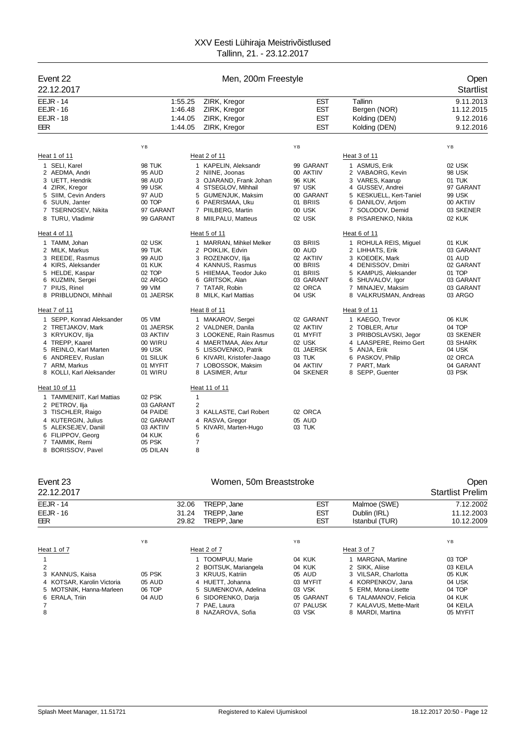XXV Eesti Lühiraja Meistrivõistlused
Tallinn, 21. - 23.12.2017

## Event 22 — Men, 200m Freestyle — Open

22.12.2017 — Startlist

| | | | | | |
|---|---|---|---|---|---|
| EEJR - 14 | 1:55.25 | ZIRK, Kregor | EST | Tallinn | 9.11.2013 |
| EEJR - 16 | 1:46.48 | ZIRK, Kregor | EST | Bergen (NOR) | 11.12.2015 |
| EEJR - 18 | 1:44.05 | ZIRK, Kregor | EST | Kolding (DEN) | 9.12.2016 |
| EER | 1:44.05 | ZIRK, Kregor | EST | Kolding (DEN) | 9.12.2016 |

**Heat 1 of 11**

| Lane | Name | YB | Club |
|---|---|---|---|
| 1 | SELI, Karel | 98 | TUK |
| 2 | AEDMA, Andri | 95 | AUD |
| 3 | UETT, Hendrik | 98 | AUD |
| 4 | ZIRK, Kregor | 99 | USK |
| 5 | SIIM, Cevin Anders | 97 | AUD |
| 6 | SUUN, Janter | 00 | TOP |
| 7 | TSERNOSEV, Nikita | 97 | GARANT |
| 8 | TURU, Vladimir | 99 | GARANT |

**Heat 2 of 11**

| Lane | Name | YB | Club |
|---|---|---|---|
| 1 | KAPELIN, Aleksandr | 99 | GARANT |
| 2 | NIINE, Joonas | 00 | AKTIIV |
| 3 | OJARAND, Frank Johan | 96 | KUK |
| 4 | STSEGLOV, Mihhail | 97 | USK |
| 5 | GUMENJUK, Maksim | 00 | GARANT |
| 6 | PAERISMAA, Uku | 01 | BRIIS |
| 7 | PIILBERG, Martin | 00 | USK |
| 8 | MIILPALU, Matteus | 02 | USK |

**Heat 3 of 11**

| Lane | Name | YB | Club |
|---|---|---|---|
| 1 | ASMUS, Erik | 02 | USK |
| 2 | VABAORG, Kevin | 98 | USK |
| 3 | VARES, Kaarup | 01 | TUK |
| 4 | GUSSEV, Andrei | 97 | GARANT |
| 5 | KESKUELL, Kert-Taniel | 99 | USK |
| 6 | DANILOV, Artjom | 00 | AKTIIV |
| 7 | SOLODOV, Demid | 03 | SKENER |
| 8 | PISARENKO, Nikita | 02 | KUK |

**Heat 4 of 11**

| Lane | Name | YB | Club |
|---|---|---|---|
| 1 | TAMM, Johan | 02 | USK |
| 2 | MILK, Markus | 99 | TUK |
| 3 | REEDE, Rasmus | 99 | AUD |
| 4 | KIRS, Aleksander | 01 | KUK |
| 5 | HELDE, Kaspar | 02 | TOP |
| 6 | KUZMIN, Sergei | 02 | ARGO |
| 7 | PIUS, Rinel | 99 | VIM |
| 8 | PRIBLUDNOI, Mihhail | 01 | JAERSK |

**Heat 5 of 11**

| Lane | Name | YB | Club |
|---|---|---|---|
| 1 | MARRAN, Mihkel Melker | 03 | BRIIS |
| 2 | POIKLIK, Edvin | 00 | AUD |
| 3 | ROZENKOV, Ilja | 02 | AKTIIV |
| 4 | KANNUS, Rasmus | 00 | BRIIS |
| 5 | HIIEMAA, Teodor Juko | 01 | BRIIS |
| 6 | GRITSOK, Alan | 03 | GARANT |
| 7 | TATAR, Robin | 02 | ORCA |
| 8 | MILK, Karl Mattias | 04 | USK |

**Heat 6 of 11**

| Lane | Name | YB | Club |
|---|---|---|---|
| 1 | ROHULA REIS, Miguel | 01 | KUK |
| 2 | LIHHATS, Erik | 03 | GARANT |
| 3 | KOEOEK, Mark | 01 | AUD |
| 4 | DENISSOV, Dmitri | 02 | GARANT |
| 5 | KAMPUS, Aleksander | 01 | TOP |
| 6 | SHUVALOV, Igor | 03 | GARANT |
| 7 | MINAJEV, Maksim | 03 | GARANT |
| 8 | VALKRUSMAN, Andreas | 03 | ARGO |

**Heat 7 of 11**

| Lane | Name | YB | Club |
|---|---|---|---|
| 1 | SEPP, Konrad Aleksander | 05 | VIM |
| 2 | TRETJAKOV, Mark | 01 | JAERSK |
| 3 | KRYUKOV, Ilja | 03 | AKTIIV |
| 4 | TREPP, Kaarel | 00 | WIRU |
| 5 | REINLO, Karl Marten | 99 | USK |
| 6 | ANDREEV, Ruslan | 01 | SILUK |
| 7 | ARM, Markus | 01 | MYFIT |
| 8 | KOLLI, Karl Aleksander | 01 | WIRU |

**Heat 8 of 11**

| Lane | Name | YB | Club |
|---|---|---|---|
| 1 | MAKAROV, Sergei | 02 | GARANT |
| 2 | VALDNER, Danila | 02 | AKTIIV |
| 3 | LOOKENE, Rain Rasmus | 01 | MYFIT |
| 4 | MAERTMAA, Alex Artur | 02 | USK |
| 5 | LISSOVENKO, Patrik | 01 | JAERSK |
| 6 | KIVARI, Kristofer-Jaago | 03 | TUK |
| 7 | LOBOSSOK, Maksim | 04 | AKTIIV |
| 8 | LASIMER, Artur | 04 | SKENER |

**Heat 9 of 11**

| Lane | Name | YB | Club |
|---|---|---|---|
| 1 | KAEGO, Trevor | 06 | KUK |
| 2 | TOBLER, Artur | 04 | TOP |
| 3 | PRIBOSLAVSKI, Jegor | 03 | SKENER |
| 4 | LAASPERE, Reimo Gert | 03 | SHARK |
| 5 | ANJA, Erik | 04 | USK |
| 6 | PASKOV, Philip | 02 | ORCA |
| 7 | PART, Mark | 04 | GARANT |
| 8 | SEPP, Guenter | 03 | PSK |

**Heat 10 of 11**

| Lane | Name | YB | Club |
|---|---|---|---|
| 1 | TAMMENIIT, Karl Mattias | 02 | PSK |
| 2 | PETROV, Ilja | 03 | GARANT |
| 3 | TISCHLER, Raigo | 04 | PAIDE |
| 4 | KUTERGIN, Julius | 02 | GARANT |
| 5 | ALEKSEJEV, Daniil | 03 | AKTIIV |
| 6 | FILIPPOV, Georg | 04 | KUK |
| 7 | TAMMIK, Remi | 05 | PSK |
| 8 | BORISSOV, Pavel | 05 | DILAN |

**Heat 11 of 11**

| Lane | Name | YB | Club |
|---|---|---|---|
| 1 | | | |
| 2 | | | |
| 3 | KALLASTE, Carl Robert | 02 | ORCA |
| 4 | RASVA, Gregor | 05 | AUD |
| 5 | KIVARI, Marten-Hugo | 03 | TUK |
| 6 | | | |
| 7 | | | |
| 8 | | | |

## Event 23 — Women, 50m Breaststroke — Open

22.12.2017 — Startlist Prelim

| | | | | | |
|---|---|---|---|---|---|
| EEJR - 14 | 32.06 | TREPP, Jane | EST | Malmoe (SWE) | 7.12.2002 |
| EEJR - 16 | 31.24 | TREPP, Jane | EST | Dublin (IRL) | 11.12.2003 |
| EER | 29.82 | TREPP, Jane | EST | Istanbul (TUR) | 10.12.2009 |

**Heat 1 of 7**

| Lane | Name | YB | Club |
|---|---|---|---|
| 1 | | | |
| 2 | | | |
| 3 | KANNUS, Kaisa | 05 | PSK |
| 4 | KOTSAR, Karolin Victoria | 05 | AUD |
| 5 | MOTSNIK, Hanna-Marleen | 06 | TOP |
| 6 | ERALA, Triin | 04 | AUD |
| 7 | | | |
| 8 | | | |

**Heat 2 of 7**

| Lane | Name | YB | Club |
|---|---|---|---|
| 1 | TOOMPUU, Marie | 04 | KUK |
| 2 | BOITSUK, Mariangela | 04 | KUK |
| 3 | KRUUS, Katriin | 05 | AUD |
| 4 | HUETT, Johanna | 03 | MYFIT |
| 5 | SUMENKOVA, Adelina | 03 | VSK |
| 6 | SIDORENKO, Darja | 05 | GARANT |
| 7 | PAE, Laura | 07 | PALUSK |
| 8 | NAZAROVA, Sofia | 03 | VSK |

**Heat 3 of 7**

| Lane | Name | YB | Club |
|---|---|---|---|
| 1 | MARGNA, Martine | 03 | TOP |
| 2 | SIKK, Aliise | 03 | KEILA |
| 3 | VILSAR, Charlotta | 05 | KUK |
| 4 | KORPENKOV, Jana | 04 | USK |
| 5 | ERM, Mona-Lisette | 04 | TOP |
| 6 | TALAMANOV, Felicia | 04 | KUK |
| 7 | KALAVUS, Mette-Marit | 04 | KEILA |
| 8 | MARDI, Martina | 05 | MYFIT |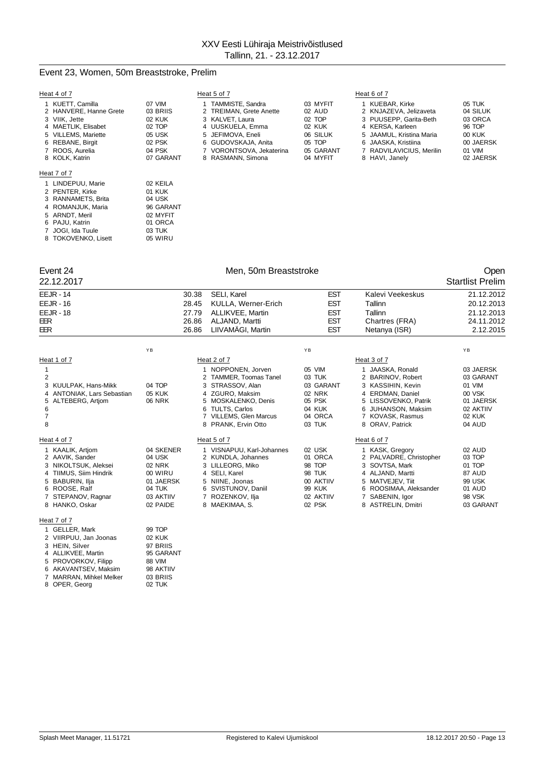## Event 23, Women, 50m Breaststroke, Prelim

**Heat 4 of 7**

| Lane | Name | YB | Club |
|---|---|---|---|
| 1 | KUETT, Camilla | 07 | VIM |
| 2 | HANVERE, Hanne Grete | 03 | BRIIS |
| 3 | VIIK, Jette | 02 | KUK |
| 4 | MAETLIK, Elisabet | 02 | TOP |
| 5 | VILLEMS, Mariette | 05 | USK |
| 6 | REBANE, Birgit | 02 | PSK |
| 7 | ROOS, Aurelia | 04 | PSK |
| 8 | KOLK, Katrin | 07 | GARANT |

**Heat 5 of 7**

| Lane | Name | YB | Club |
|---|---|---|---|
| 1 | TAMMISTE, Sandra | 03 | MYFIT |
| 2 | TREIMAN, Grete Anette | 02 | AUD |
| 3 | KALVET, Laura | 02 | TOP |
| 4 | UUSKUELA, Emma | 02 | KUK |
| 5 | JEFIMOVA, Eneli | 06 | SILUK |
| 6 | GUDOVSKAJA, Anita | 05 | TOP |
| 7 | VORONTSOVA, Jekaterina | 05 | GARANT |
| 8 | RASMANN, Simona | 04 | MYFIT |

**Heat 6 of 7**

| Lane | Name | YB | Club |
|---|---|---|---|
| 1 | KUEBAR, Kirke | 05 | TUK |
| 2 | KNJAZEVA, Jelizaveta | 04 | SILUK |
| 3 | PUUSEPP, Garita-Beth | 03 | ORCA |
| 4 | KERSA, Karleen | 96 | TOP |
| 5 | JAAMUL, Kristina Maria | 00 | KUK |
| 6 | JAASKA, Kristiina | 00 | JAERSK |
| 7 | RADVILAVICIUS, Merilin | 01 | VIM |
| 8 | HAVI, Janely | 02 | JAERSK |

**Heat 7 of 7**

| Lane | Name | YB | Club |
|---|---|---|---|
| 1 | LINDEPUU, Marie | 02 | KEILA |
| 2 | PENTER, Kirke | 01 | KUK |
| 3 | RANNAMETS, Brita | 04 | USK |
| 4 | ROMANJUK, Maria | 96 | GARANT |
| 5 | ARNDT, Meril | 02 | MYFIT |
| 6 | PAJU, Katrin | 01 | ORCA |
| 7 | JOGI, Ida Tuule | 03 | TUK |
| 8 | TOKOVENKO, Lisett | 05 | WIRU |

## Event 24 — Men, 50m Breaststroke — Open

22.12.2017 — Startlist Prelim

| Record | Time | Name | Nation | Place | Date |
|---|---|---|---|---|---|
| EEJR - 14 | 30.38 | SELI, Karel | EST | Kalevi Veekeskus | 21.12.2012 |
| EEJR - 16 | 28.45 | KULLA, Werner-Erich | EST | Tallinn | 20.12.2013 |
| EEJR - 18 | 27.79 | ALLIKVEE, Martin | EST | Tallinn | 21.12.2013 |
| EER | 26.86 | ALJAND, Martti | EST | Chartres (FRA) | 24.11.2012 |
| EER | 26.86 | LIIVAMÄGI, Martin | EST | Netanya (ISR) | 2.12.2015 |

**Heat 1 of 7**

| Lane | Name | YB | Club |
|---|---|---|---|
| 1 | | | |
| 2 | | | |
| 3 | KUULPAK, Hans-Mikk | 04 | TOP |
| 4 | ANTONIAK, Lars Sebastian | 05 | KUK |
| 5 | ALTEBERG, Artjom | 06 | NRK |
| 6 | | | |
| 7 | | | |
| 8 | | | |

**Heat 2 of 7**

| Lane | Name | YB | Club |
|---|---|---|---|
| 1 | NOPPONEN, Jorven | 05 | VIM |
| 2 | TAMMER, Toomas Tanel | 03 | TUK |
| 3 | STRASSOV, Alan | 03 | GARANT |
| 4 | ZGURO, Maksim | 02 | NRK |
| 5 | MOSKALENKO, Denis | 05 | PSK |
| 6 | TULTS, Carlos | 04 | KUK |
| 7 | VILLEMS, Glen Marcus | 04 | ORCA |
| 8 | PRANK, Ervin Otto | 03 | TUK |

**Heat 3 of 7**

| Lane | Name | YB | Club |
|---|---|---|---|
| 1 | JAASKA, Ronald | 03 | JAERSK |
| 2 | BARINOV, Robert | 03 | GARANT |
| 3 | KASSIHIN, Kevin | 01 | VIM |
| 4 | ERDMAN, Daniel | 00 | VSK |
| 5 | LISSOVENKO, Patrik | 01 | JAERSK |
| 6 | JUHANSON, Maksim | 02 | AKTIIV |
| 7 | KOVASK, Rasmus | 02 | KUK |
| 8 | ORAV, Patrick | 04 | AUD |

**Heat 4 of 7**

| Lane | Name | YB | Club |
|---|---|---|---|
| 1 | KAALIK, Artjom | 04 | SKENER |
| 2 | AAVIK, Sander | 04 | USK |
| 3 | NIKOLTSUK, Aleksei | 02 | NRK |
| 4 | TIIMUS, Siim Hindrik | 00 | WIRU |
| 5 | BABURIN, Ilja | 01 | JAERSK |
| 6 | ROOSE, Ralf | 04 | TUK |
| 7 | STEPANOV, Ragnar | 03 | AKTIIV |
| 8 | HANKO, Oskar | 02 | PAIDE |

**Heat 5 of 7**

| Lane | Name | YB | Club |
|---|---|---|---|
| 1 | VISNAPUU, Karl-Johannes | 02 | USK |
| 2 | KUNDLA, Johannes | 01 | ORCA |
| 3 | LILLEORG, Miko | 98 | TOP |
| 4 | SELI, Karel | 98 | TUK |
| 5 | NIINE, Joonas | 00 | AKTIIV |
| 6 | SVISTUNOV, Daniil | 99 | KUK |
| 7 | ROZENKOV, Ilja | 02 | AKTIIV |
| 8 | MAEKIMAA, S. | 02 | PSK |

**Heat 6 of 7**

| Lane | Name | YB | Club |
|---|---|---|---|
| 1 | KASK, Gregory | 02 | AUD |
| 2 | PALVADRE, Christopher | 03 | TOP |
| 3 | SOVTSA, Mark | 01 | TOP |
| 4 | ALJAND, Martti | 87 | AUD |
| 5 | MATVEJEV, Tiit | 99 | USK |
| 6 | ROOSIMAA, Aleksander | 01 | AUD |
| 7 | SABENIN, Igor | 98 | VSK |
| 8 | ASTRELIN, Dmitri | 03 | GARANT |

**Heat 7 of 7**

| Lane | Name | YB | Club |
|---|---|---|---|
| 1 | GELLER, Mark | 99 | TOP |
| 2 | VIIRPUU, Jan Joonas | 02 | KUK |
| 3 | HEIN, Silver | 97 | BRIIS |
| 4 | ALLIKVEE, Martin | 95 | GARANT |
| 5 | PROVORKOV, Filipp | 88 | VIM |
| 6 | AKAVANTSEV, Maksim | 98 | AKTIIV |
| 7 | MARRAN, Mihkel Melker | 03 | BRIIS |
| 8 | OPER, Georg | 02 | TUK |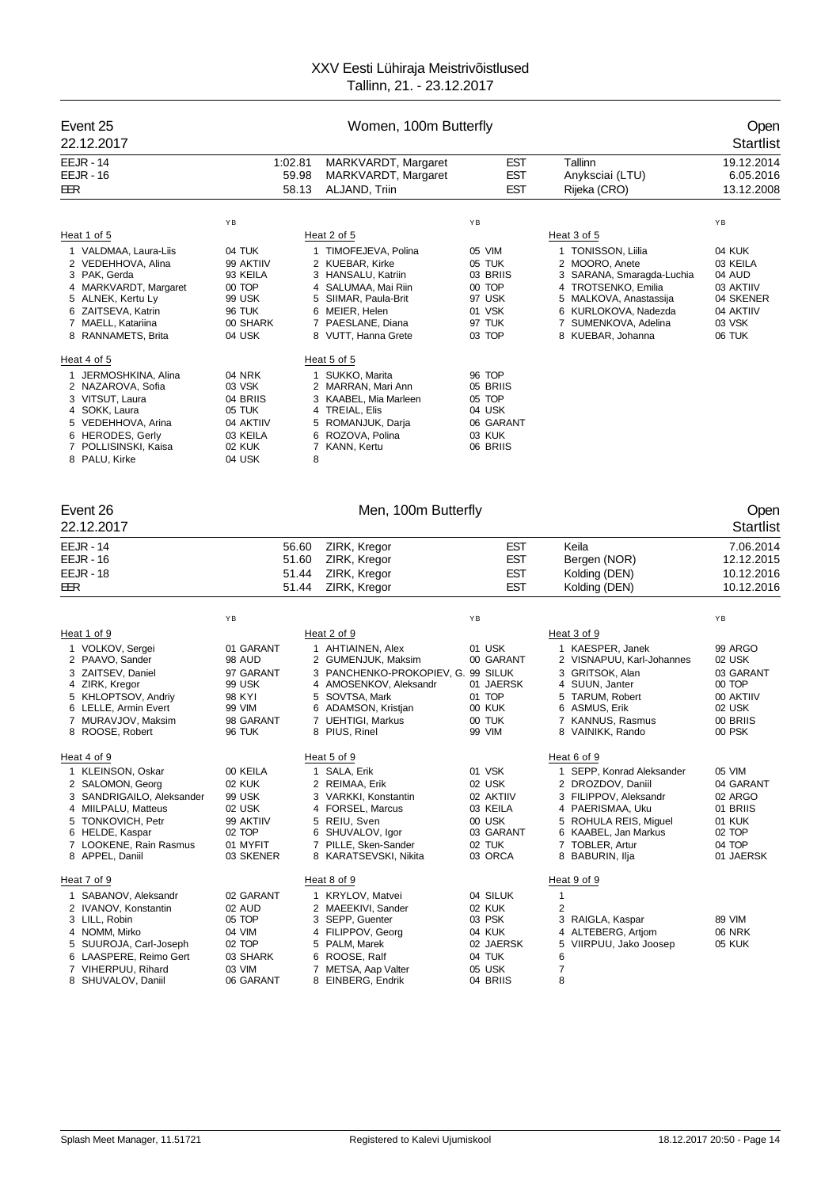# XXV Eesti Lühiraja Meistrivõistlused

Tallinn, 21. - 23.12.2017

## Event 25 — Women, 100m Butterfly — Open

22.12.2017 — Startlist

| | | | | | |
|---|---|---|---|---|---|
| EEJR - 14 | 1:02.81 | MARKVARDT, Margaret | EST | Tallinn | 19.12.2014 |
| EEJR - 16 | 59.98 | MARKVARDT, Margaret | EST | Anyksciai (LTU) | 6.05.2016 |
| EER | 58.13 | ALJAND, Triin | EST | Rijeka (CRO) | 13.12.2008 |

**Heat 1 of 5**

| Lane | Name | YB | Club |
|---|---|---|---|
| 1 | VALDMAA, Laura-Liis | 04 | TUK |
| 2 | VEDEHHOVA, Alina | 99 | AKTIIV |
| 3 | PAK, Gerda | 93 | KEILA |
| 4 | MARKVARDT, Margaret | 00 | TOP |
| 5 | ALNEK, Kertu Ly | 99 | USK |
| 6 | ZAITSEVA, Katrin | 96 | TUK |
| 7 | MAELL, Katariina | 00 | SHARK |
| 8 | RANNAMETS, Brita | 04 | USK |

**Heat 2 of 5**

| Lane | Name | YB | Club |
|---|---|---|---|
| 1 | TIMOFEJEVA, Polina | 05 | VIM |
| 2 | KUEBAR, Kirke | 05 | TUK |
| 3 | HANSALU, Katriin | 03 | BRIIS |
| 4 | SALUMAA, Mai Riin | 00 | TOP |
| 5 | SIIMAR, Paula-Brit | 97 | USK |
| 6 | MEIER, Helen | 01 | VSK |
| 7 | PAESLANE, Diana | 97 | TUK |
| 8 | VUTT, Hanna Grete | 03 | TOP |

**Heat 3 of 5**

| Lane | Name | YB | Club |
|---|---|---|---|
| 1 | TONISSON, Liilia | 04 | KUK |
| 2 | MOORO, Anete | 03 | KEILA |
| 3 | SARANA, Smaragda-Luchia | 04 | AUD |
| 4 | TROTSENKO, Emilia | 03 | AKTIIV |
| 5 | MALKOVA, Anastassija | 04 | SKENER |
| 6 | KURLOKOVA, Nadezda | 04 | AKTIIV |
| 7 | SUMENKOVA, Adelina | 03 | VSK |
| 8 | KUEBAR, Johanna | 06 | TUK |

**Heat 4 of 5**

| Lane | Name | YB | Club |
|---|---|---|---|
| 1 | JERMOSHKINA, Alina | 04 | NRK |
| 2 | NAZAROVA, Sofia | 03 | VSK |
| 3 | VITSUT, Laura | 04 | BRIIS |
| 4 | SOKK, Laura | 05 | TUK |
| 5 | VEDEHHOVA, Arina | 04 | AKTIIV |
| 6 | HERODES, Gerly | 03 | KEILA |
| 7 | POLLISINSKI, Kaisa | 02 | KUK |
| 8 | PALU, Kirke | 04 | USK |

**Heat 5 of 5**

| Lane | Name | YB | Club |
|---|---|---|---|
| 1 | SUKKO, Marita | 96 | TOP |
| 2 | MARRAN, Mari Ann | 05 | BRIIS |
| 3 | KAABEL, Mia Marleen | 05 | TOP |
| 4 | TREIAL, Elis | 04 | USK |
| 5 | ROMANJUK, Darja | 06 | GARANT |
| 6 | ROZOVA, Polina | 03 | KUK |
| 7 | KANN, Kertu | 06 | BRIIS |
| 8 | | | |

## Event 26 — Men, 100m Butterfly — Open

22.12.2017 — Startlist

| | | | | | |
|---|---|---|---|---|---|
| EEJR - 14 | 56.60 | ZIRK, Kregor | EST | Keila | 7.06.2014 |
| EEJR - 16 | 51.60 | ZIRK, Kregor | EST | Bergen (NOR) | 12.12.2015 |
| EEJR - 18 | 51.44 | ZIRK, Kregor | EST | Kolding (DEN) | 10.12.2016 |
| EER | 51.44 | ZIRK, Kregor | EST | Kolding (DEN) | 10.12.2016 |

**Heat 1 of 9**

| Lane | Name | YB | Club |
|---|---|---|---|
| 1 | VOLKOV, Sergei | 01 | GARANT |
| 2 | PAAVO, Sander | 98 | AUD |
| 3 | ZAITSEV, Daniel | 97 | GARANT |
| 4 | ZIRK, Kregor | 99 | USK |
| 5 | KHLOPTSOV, Andriy | 98 | KYI |
| 6 | LELLE, Armin Evert | 99 | VIM |
| 7 | MURAVJOV, Maksim | 98 | GARANT |
| 8 | ROOSE, Robert | 96 | TUK |

**Heat 2 of 9**

| Lane | Name | YB | Club |
|---|---|---|---|
| 1 | AHTIAINEN, Alex | 01 | USK |
| 2 | GUMENJUK, Maksim | 00 | GARANT |
| 3 | PANCHENKO-PROKOPIEV, G. | 99 | SILUK |
| 4 | AMOSENKOV, Aleksandr | 01 | JAERSK |
| 5 | SOVTSA, Mark | 01 | TOP |
| 6 | ADAMSON, Kristjan | 00 | KUK |
| 7 | UEHTIGI, Markus | 00 | TUK |
| 8 | PIUS, Rinel | 99 | VIM |

**Heat 3 of 9**

| Lane | Name | YB | Club |
|---|---|---|---|
| 1 | KAESPER, Janek | 99 | ARGO |
| 2 | VISNAPUU, Karl-Johannes | 02 | USK |
| 3 | GRITSOK, Alan | 03 | GARANT |
| 4 | SUUN, Janter | 00 | TOP |
| 5 | TARUM, Robert | 00 | AKTIIV |
| 6 | ASMUS, Erik | 02 | USK |
| 7 | KANNUS, Rasmus | 00 | BRIIS |
| 8 | VAINIKK, Rando | 00 | PSK |

**Heat 4 of 9**

| Lane | Name | YB | Club |
|---|---|---|---|
| 1 | KLEINSON, Oskar | 00 | KEILA |
| 2 | SALOMON, Georg | 02 | KUK |
| 3 | SANDRIGAILO, Aleksander | 99 | USK |
| 4 | MIILPALU, Matteus | 02 | USK |
| 5 | TONKOVICH, Petr | 99 | AKTIIV |
| 6 | HELDE, Kaspar | 02 | TOP |
| 7 | LOOKENE, Rain Rasmus | 01 | MYFIT |
| 8 | APPEL, Daniil | 03 | SKENER |

**Heat 5 of 9**

| Lane | Name | YB | Club |
|---|---|---|---|
| 1 | SALA, Erik | 01 | VSK |
| 2 | REIMAA, Erik | 02 | USK |
| 3 | VARKKI, Konstantin | 02 | AKTIIV |
| 4 | FORSEL, Marcus | 03 | KEILA |
| 5 | REIU, Sven | 00 | USK |
| 6 | SHUVALOV, Igor | 03 | GARANT |
| 7 | PILLE, Sken-Sander | 02 | TUK |
| 8 | KARATSEVSKI, Nikita | 03 | ORCA |

**Heat 6 of 9**

| Lane | Name | YB | Club |
|---|---|---|---|
| 1 | SEPP, Konrad Aleksander | 05 | VIM |
| 2 | DROZDOV, Daniil | 04 | GARANT |
| 3 | FILIPPOV, Aleksandr | 02 | ARGO |
| 4 | PAERISMAA, Uku | 01 | BRIIS |
| 5 | ROHULA REIS, Miguel | 01 | KUK |
| 6 | KAABEL, Jan Markus | 02 | TOP |
| 7 | TOBLER, Artur | 04 | TOP |
| 8 | BABURIN, Ilja | 01 | JAERSK |

**Heat 7 of 9**

| Lane | Name | YB | Club |
|---|---|---|---|
| 1 | SABANOV, Aleksandr | 02 | GARANT |
| 2 | IVANOV, Konstantin | 02 | AUD |
| 3 | LILL, Robin | 05 | TOP |
| 4 | NOMM, Mirko | 04 | VIM |
| 5 | SUUROJA, Carl-Joseph | 02 | TOP |
| 6 | LAASPERE, Reimo Gert | 03 | SHARK |
| 7 | VIHERPUU, Rihard | 03 | VIM |
| 8 | SHUVALOV, Daniil | 06 | GARANT |

**Heat 8 of 9**

| Lane | Name | YB | Club |
|---|---|---|---|
| 1 | KRYLOV, Matvei | 04 | SILUK |
| 2 | MAEEKIVI, Sander | 02 | KUK |
| 3 | SEPP, Guenter | 03 | PSK |
| 4 | FILIPPOV, Georg | 04 | KUK |
| 5 | PALM, Marek | 02 | JAERSK |
| 6 | ROOSE, Ralf | 04 | TUK |
| 7 | METSA, Aap Valter | 05 | USK |
| 8 | EINBERG, Endrik | 04 | BRIIS |

**Heat 9 of 9**

| Lane | Name | YB | Club |
|---|---|---|---|
| 1 | | | |
| 2 | | | |
| 3 | RAIGLA, Kaspar | 89 | VIM |
| 4 | ALTEBERG, Artjom | 06 | NRK |
| 5 | VIIRPUU, Jako Joosep | 05 | KUK |
| 6 | | | |
| 7 | | | |
| 8 | | | |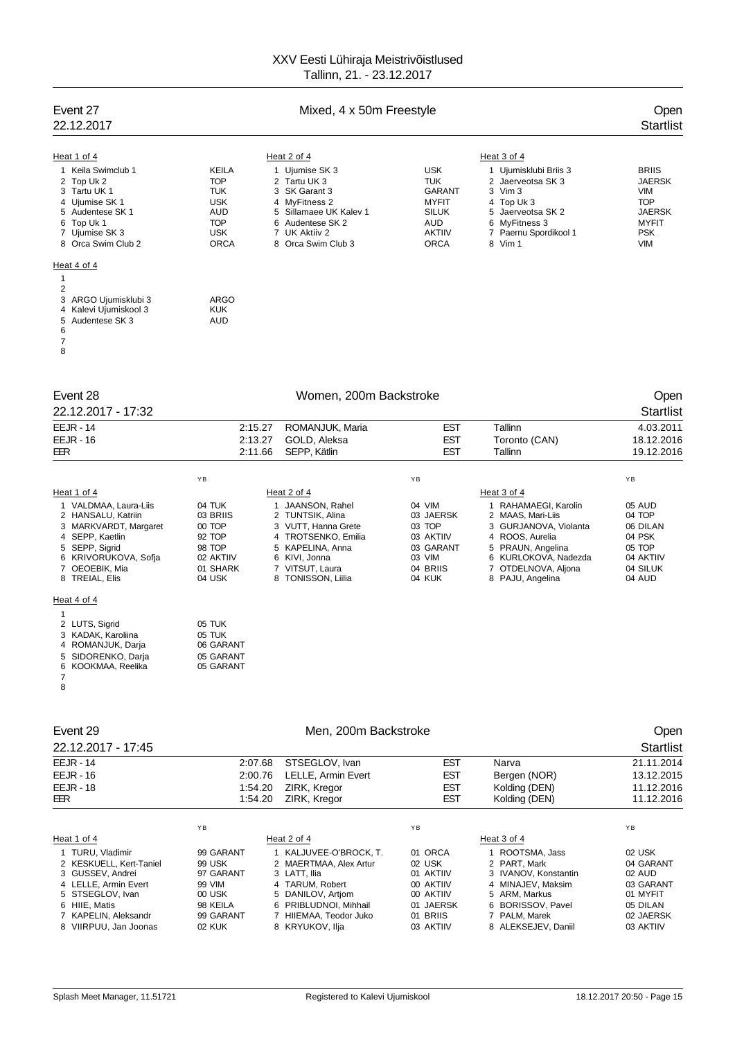# XXV Eesti Lühiraja Meistrivõistlused
Tallinn, 21. - 23.12.2017

## Event 27 — Mixed, 4 x 50m Freestyle — Open

22.12.2017 — Startlist

**Heat 1 of 4**

| Lane | Team | Club |
|---|---|---|
| 1 | Keila Swimclub 1 | KEILA |
| 2 | Top Uk 2 | TOP |
| 3 | Tartu UK 1 | TUK |
| 4 | Ujumise SK 1 | USK |
| 5 | Audentese SK 1 | AUD |
| 6 | Top Uk 1 | TOP |
| 7 | Ujumise SK 3 | USK |
| 8 | Orca Swim Club 2 | ORCA |

**Heat 2 of 4**

| Lane | Team | Club |
|---|---|---|
| 1 | Ujumise SK 3 | USK |
| 2 | Tartu UK 3 | TUK |
| 3 | SK Garant 3 | GARANT |
| 4 | MyFitness 2 | MYFIT |
| 5 | Sillamae UK Kalev 1 | SILUK |
| 6 | Audentese SK 2 | AUD |
| 7 | UK Aktiiv 2 | AKTIIV |
| 8 | Orca Swim Club 3 | ORCA |

**Heat 3 of 4**

| Lane | Team | Club |
|---|---|---|
| 1 | Ujumisklubi Briis 3 | BRIIS |
| 2 | Jaerveotsa SK 3 | JAERSK |
| 3 | Vim 3 | VIM |
| 4 | Top Uk 3 | TOP |
| 5 | Jaerveotsa SK 2 | JAERSK |
| 6 | MyFitness 3 | MYFIT |
| 7 | Paernu Spordikool 1 | PSK |
| 8 | Vim 1 | VIM |

**Heat 4 of 4**

| Lane | Team | Club |
|---|---|---|
| 1 | | |
| 2 | | |
| 3 | ARGO Ujumisklubi 3 | ARGO |
| 4 | Kalevi Ujumiskool 3 | KUK |
| 5 | Audentese SK 3 | AUD |
| 6 | | |
| 7 | | |
| 8 | | |

## Event 28 — Women, 200m Backstroke — Open

22.12.2017 - 17:32 — Startlist

| Record | Time | Name | Nat | Place | Date |
|---|---|---|---|---|---|
| EEJR - 14 | 2:15.27 | ROMANJUK, Maria | EST | Tallinn | 4.03.2011 |
| EEJR - 16 | 2:13.27 | GOLD, Aleksa | EST | Toronto (CAN) | 18.12.2016 |
| EER | 2:11.66 | SEPP, Kätlin | EST | Tallinn | 19.12.2016 |

**Heat 1 of 4**

| Lane | Name | YB | Club |
|---|---|---|---|
| 1 | VALDMAA, Laura-Liis | 04 | TUK |
| 2 | HANSALU, Katriin | 03 | BRIIS |
| 3 | MARKVARDT, Margaret | 00 | TOP |
| 4 | SEPP, Kaetlin | 92 | TOP |
| 5 | SEPP, Sigrid | 98 | TOP |
| 6 | KRIVORUKOVA, Sofja | 02 | AKTIIV |
| 7 | OEOEBIK, Mia | 01 | SHARK |
| 8 | TREIAL, Elis | 04 | USK |

**Heat 2 of 4**

| Lane | Name | YB | Club |
|---|---|---|---|
| 1 | JAANSON, Rahel | 04 | VIM |
| 2 | TUNTSIK, Alina | 03 | JAERSK |
| 3 | VUTT, Hanna Grete | 03 | TOP |
| 4 | TROTSENKO, Emilia | 03 | AKTIIV |
| 5 | KAPELINA, Anna | 03 | GARANT |
| 6 | KIVI, Jonna | 03 | VIM |
| 7 | VITSUT, Laura | 04 | BRIIS |
| 8 | TONISSON, Liilia | 04 | KUK |

**Heat 3 of 4**

| Lane | Name | YB | Club |
|---|---|---|---|
| 1 | RAHAMAEGI, Karolin | 05 | AUD |
| 2 | MAAS, Mari-Liis | 04 | TOP |
| 3 | GURJANOVA, Violanta | 06 | DILAN |
| 4 | ROOS, Aurelia | 04 | PSK |
| 5 | PRAUN, Angelina | 05 | TOP |
| 6 | KURLOKOVA, Nadezda | 04 | AKTIIV |
| 7 | OTDELNOVA, Aljona | 04 | SILUK |
| 8 | PAJU, Angelina | 04 | AUD |

**Heat 4 of 4**

| Lane | Name | YB | Club |
|---|---|---|---|
| 1 | | | |
| 2 | LUTS, Sigrid | 05 | TUK |
| 3 | KADAK, Karoliina | 05 | TUK |
| 4 | ROMANJUK, Darja | 06 | GARANT |
| 5 | SIDORENKO, Darja | 05 | GARANT |
| 6 | KOOKMAA, Reelika | 05 | GARANT |
| 7 | | | |
| 8 | | | |

## Event 29 — Men, 200m Backstroke — Open

22.12.2017 - 17:45 — Startlist

| Record | Time | Name | Nat | Place | Date |
|---|---|---|---|---|---|
| EEJR - 14 | 2:07.68 | STSEGLOV, Ivan | EST | Narva | 21.11.2014 |
| EEJR - 16 | 2:00.76 | LELLE, Armin Evert | EST | Bergen (NOR) | 13.12.2015 |
| EEJR - 18 | 1:54.20 | ZIRK, Kregor | EST | Kolding (DEN) | 11.12.2016 |
| EER | 1:54.20 | ZIRK, Kregor | EST | Kolding (DEN) | 11.12.2016 |

**Heat 1 of 4**

| Lane | Name | YB | Club |
|---|---|---|---|
| 1 | TURU, Vladimir | 99 | GARANT |
| 2 | KESKUELL, Kert-Taniel | 99 | USK |
| 3 | GUSSEV, Andrei | 97 | GARANT |
| 4 | LELLE, Armin Evert | 99 | VIM |
| 5 | STSEGLOV, Ivan | 00 | USK |
| 6 | HIIE, Matis | 98 | KEILA |
| 7 | KAPELIN, Aleksandr | 99 | GARANT |
| 8 | VIIRPUU, Jan Joonas | 02 | KUK |

**Heat 2 of 4**

| Lane | Name | YB | Club |
|---|---|---|---|
| 1 | KALJUVEE-O'BROCK, T. | 01 | ORCA |
| 2 | MAERTMAA, Alex Artur | 02 | USK |
| 3 | LATT, Ilia | 01 | AKTIIV |
| 4 | TARUM, Robert | 00 | AKTIIV |
| 5 | DANILOV, Artjom | 00 | AKTIIV |
| 6 | PRIBLUDNOI, Mihhail | 01 | JAERSK |
| 7 | HIIEMAA, Teodor Juko | 01 | BRIIS |
| 8 | KRYUKOV, Ilja | 03 | AKTIIV |

**Heat 3 of 4**

| Lane | Name | YB | Club |
|---|---|---|---|
| 1 | ROOTSMA, Jass | 02 | USK |
| 2 | PART, Mark | 04 | GARANT |
| 3 | IVANOV, Konstantin | 02 | AUD |
| 4 | MINAJEV, Maksim | 03 | GARANT |
| 5 | ARM, Markus | 01 | MYFIT |
| 6 | BORISSOV, Pavel | 05 | DILAN |
| 7 | PALM, Marek | 02 | JAERSK |
| 8 | ALEKSEJEV, Daniil | 03 | AKTIIV |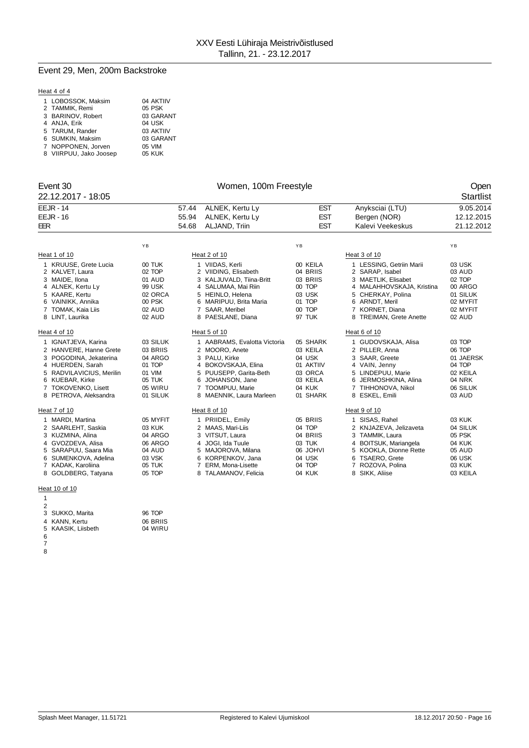## Event 29, Men, 200m Backstroke

Heat 4 of 4

| Lane | Name | YB | Club |
|---|---|---|---|
| 1 | LOBOSSOK, Maksim | 04 | AKTIIV |
| 2 | TAMMIK, Remi | 05 | PSK |
| 3 | BARINOV, Robert | 03 | GARANT |
| 4 | ANJA, Erik | 04 | USK |
| 5 | TARUM, Rander | 03 | AKTIIV |
| 6 | SUMKIN, Maksim | 03 | GARANT |
| 7 | NOPPONEN, Jorven | 05 | VIM |
| 8 | VIIRPUU, Jako Joosep | 05 | KUK |

## Event 30 — Women, 100m Freestyle — Open

22.12.2017 - 18:05 — Startlist

| | Time | Name | Nation | Place | Date |
|---|---|---|---|---|---|
| EEJR - 14 | 57.44 | ALNEK, Kertu Ly | EST | Anyksciai (LTU) | 9.05.2014 |
| EEJR - 16 | 55.94 | ALNEK, Kertu Ly | EST | Bergen (NOR) | 12.12.2015 |
| EER | 54.68 | ALJAND, Triin | EST | Kalevi Veekeskus | 21.12.2012 |

Heat 1 of 10

| Lane | Name | YB | Club |
|---|---|---|---|
| 1 | KRUUSE, Grete Lucia | 00 | TUK |
| 2 | KALVET, Laura | 02 | TOP |
| 3 | MAIDE, Ilona | 01 | AUD |
| 4 | ALNEK, Kertu Ly | 99 | USK |
| 5 | KAARE, Kertu | 02 | ORCA |
| 6 | VAINIKK, Annika | 00 | PSK |
| 7 | TOMAK, Kaia Liis | 02 | AUD |
| 8 | LINT, Laurika | 02 | AUD |

Heat 2 of 10

| Lane | Name | YB | Club |
|---|---|---|---|
| 1 | VIIDAS, Kerli | 00 | KEILA |
| 2 | VIIDING, Elisabeth | 04 | BRIIS |
| 3 | KALJUVALD, Tiina-Britt | 03 | BRIIS |
| 4 | SALUMAA, Mai Riin | 00 | TOP |
| 5 | HEINLO, Helena | 03 | USK |
| 6 | MARIPUU, Brita Maria | 01 | TOP |
| 7 | SAAR, Meribel | 00 | TOP |
| 8 | PAESLANE, Diana | 97 | TUK |

Heat 3 of 10

| Lane | Name | YB | Club |
|---|---|---|---|
| 1 | LESSING, Getriin Marii | 03 | USK |
| 2 | SARAP, Isabel | 03 | AUD |
| 3 | MAETLIK, Elisabet | 02 | TOP |
| 4 | MALAHHOVSKAJA, Kristina | 00 | ARGO |
| 5 | CHERKAY, Polina | 01 | SILUK |
| 6 | ARNDT, Meril | 02 | MYFIT |
| 7 | KORNET, Diana | 02 | MYFIT |
| 8 | TREIMAN, Grete Anette | 02 | AUD |

Heat 4 of 10

| Lane | Name | YB | Club |
|---|---|---|---|
| 1 | IGNATJEVA, Karina | 03 | SILUK |
| 2 | HANVERE, Hanne Grete | 03 | BRIIS |
| 3 | POGODINA, Jekaterina | 04 | ARGO |
| 4 | HUERDEN, Sarah | 01 | TOP |
| 5 | RADVILAVICIUS, Merilin | 01 | VIM |
| 6 | KUEBAR, Kirke | 05 | TUK |
| 7 | TOKOVENKO, Lisett | 05 | WIRU |
| 8 | PETROVA, Aleksandra | 01 | SILUK |

Heat 5 of 10

| Lane | Name | YB | Club |
|---|---|---|---|
| 1 | AABRAMS, Evalotta Victoria | 05 | SHARK |
| 2 | MOORO, Anete | 03 | KEILA |
| 3 | PALU, Kirke | 04 | USK |
| 4 | BOKOVSKAJA, Elina | 01 | AKTIIV |
| 5 | PUUSEPP, Garita-Beth | 03 | ORCA |
| 6 | JOHANSON, Jane | 03 | KEILA |
| 7 | TOOMPUU, Marie | 04 | KUK |
| 8 | MAENNIK, Laura Marleen | 01 | SHARK |

Heat 6 of 10

| Lane | Name | YB | Club |
|---|---|---|---|
| 1 | GUDOVSKAJA, Alisa | 03 | TOP |
| 2 | PILLER, Anna | 06 | TOP |
| 3 | SAAR, Greete | 01 | JAERSK |
| 4 | VAIN, Jenny | 04 | TOP |
| 5 | LINDEPUU, Marie | 02 | KEILA |
| 6 | JERMOSHKINA, Alina | 04 | NRK |
| 7 | TIHHONOVA, Nikol | 06 | SILUK |
| 8 | ESKEL, Emili | 03 | AUD |

Heat 7 of 10

| Lane | Name | YB | Club |
|---|---|---|---|
| 1 | MARDI, Martina | 05 | MYFIT |
| 2 | SAARLEHT, Saskia | 03 | KUK |
| 3 | KUZMINA, Alina | 04 | ARGO |
| 4 | GVOZDEVA, Alisa | 06 | ARGO |
| 5 | SARAPUU, Saara Mia | 04 | AUD |
| 6 | SUMENKOVA, Adelina | 03 | VSK |
| 7 | KADAK, Karoliina | 05 | TUK |
| 8 | GOLDBERG, Tatyana | 05 | TOP |

Heat 8 of 10

| Lane | Name | YB | Club |
|---|---|---|---|
| 1 | PRIIDEL, Emily | 05 | BRIIS |
| 2 | MAAS, Mari-Liis | 04 | TOP |
| 3 | VITSUT, Laura | 04 | BRIIS |
| 4 | JOGI, Ida Tuule | 03 | TUK |
| 5 | MAJOROVA, Milana | 06 | JOHVI |
| 6 | KORPENKOV, Jana | 04 | USK |
| 7 | ERM, Mona-Lisette | 04 | TOP |
| 8 | TALAMANOV, Felicia | 04 | KUK |

Heat 9 of 10

| Lane | Name | YB | Club |
|---|---|---|---|
| 1 | SISAS, Rahel | 03 | KUK |
| 2 | KNJAZEVA, Jelizaveta | 04 | SILUK |
| 3 | TAMMIK, Laura | 05 | PSK |
| 4 | BOITSUK, Mariangela | 04 | KUK |
| 5 | KOOKLA, Dionne Rette | 05 | AUD |
| 6 | TSAERO, Grete | 06 | USK |
| 7 | ROZOVA, Polina | 03 | KUK |
| 8 | SIKK, Aliise | 03 | KEILA |

Heat 10 of 10

| Lane | Name | YB | Club |
|---|---|---|---|
| 1 | | | |
| 2 | | | |
| 3 | SUKKO, Marita | 96 | TOP |
| 4 | KANN, Kertu | 06 | BRIIS |
| 5 | KAASIK, Liisbeth | 04 | WIRU |
| 6 | | | |
| 7 | | | |
| 8 | | | |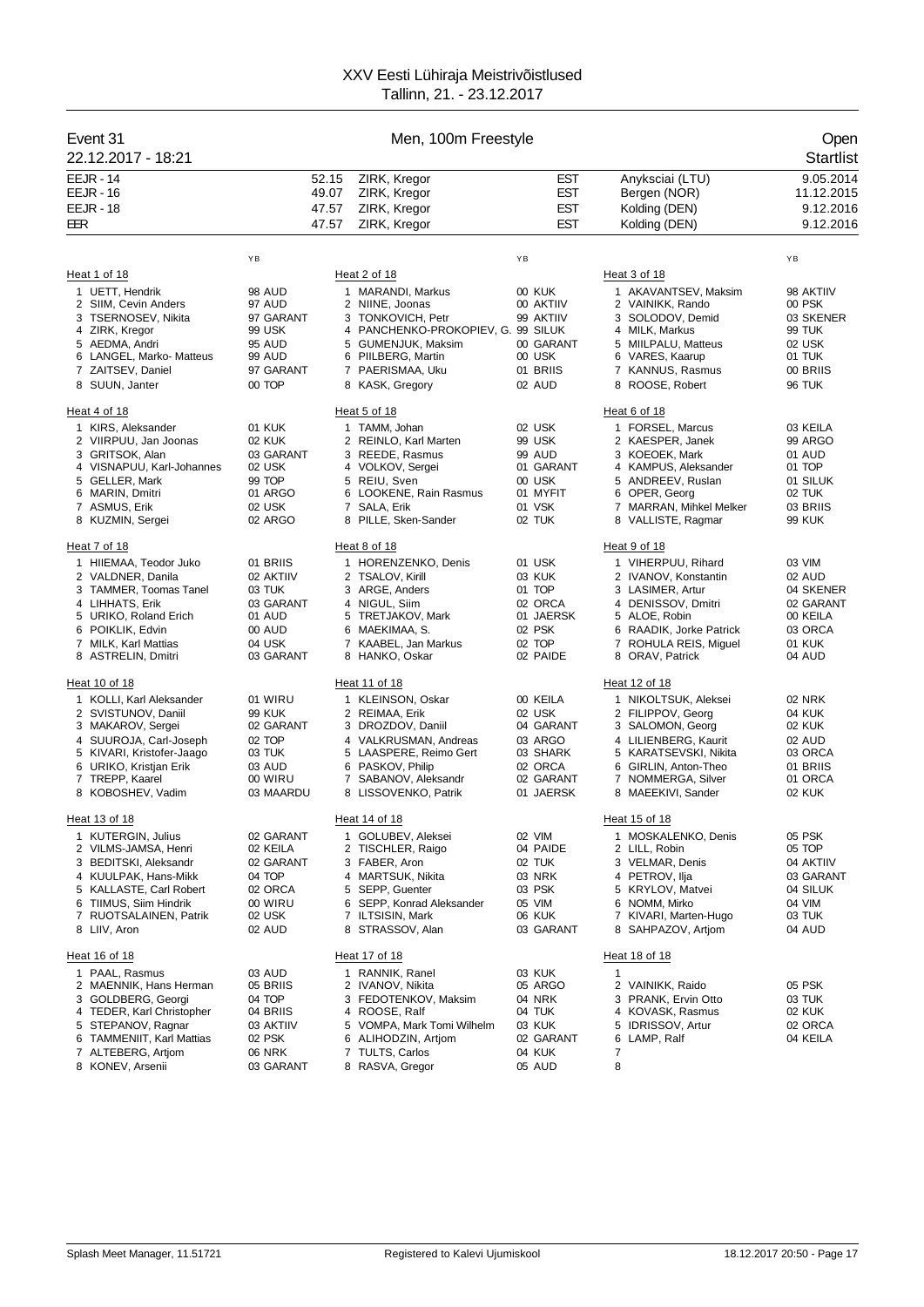# XXV Eesti Lühiraja Meistrivõistlused

Tallinn, 21. - 23.12.2017

## Event 31 — Men, 100m Freestyle — Open

22.12.2017 - 18:21 — Startlist

| Record | Time | Name | Nation | Place | Date |
|---|---|---|---|---|---|
| EEJR - 14 | 52.15 | ZIRK, Kregor | EST | Anyksciai (LTU) | 9.05.2014 |
| EEJR - 16 | 49.07 | ZIRK, Kregor | EST | Bergen (NOR) | 11.12.2015 |
| EEJR - 18 | 47.57 | ZIRK, Kregor | EST | Kolding (DEN) | 9.12.2016 |
| EER | 47.57 | ZIRK, Kregor | EST | Kolding (DEN) | 9.12.2016 |

### Heat 1 of 18

| Lane | Name | YB | Club |
|---|---|---|---|
| 1 | UETT, Hendrik | 98 | AUD |
| 2 | SIIM, Cevin Anders | 97 | AUD |
| 3 | TSERNOSEV, Nikita | 97 | GARANT |
| 4 | ZIRK, Kregor | 99 | USK |
| 5 | AEDMA, Andri | 95 | AUD |
| 6 | LANGEL, Marko- Matteus | 99 | AUD |
| 7 | ZAITSEV, Daniel | 97 | GARANT |
| 8 | SUUN, Janter | 00 | TOP |

### Heat 2 of 18

| Lane | Name | YB | Club |
|---|---|---|---|
| 1 | MARANDI, Markus | 00 | KUK |
| 2 | NIINE, Joonas | 00 | AKTIIV |
| 3 | TONKOVICH, Petr | 99 | AKTIIV |
| 4 | PANCHENKO-PROKOPIEV, G. | 99 | SILUK |
| 5 | GUMENJUK, Maksim | 00 | GARANT |
| 6 | PIILBERG, Martin | 00 | USK |
| 7 | PAERISMAA, Uku | 01 | BRIIS |
| 8 | KASK, Gregory | 02 | AUD |

### Heat 3 of 18

| Lane | Name | YB | Club |
|---|---|---|---|
| 1 | AKAVANTSEV, Maksim | 98 | AKTIIV |
| 2 | VAINIKK, Rando | 00 | PSK |
| 3 | SOLODOV, Demid | 03 | SKENER |
| 4 | MILK, Markus | 99 | TUK |
| 5 | MIILPALU, Matteus | 02 | USK |
| 6 | VARES, Kaarup | 01 | TUK |
| 7 | KANNUS, Rasmus | 00 | BRIIS |
| 8 | ROOSE, Robert | 96 | TUK |

### Heat 4 of 18

| Lane | Name | YB | Club |
|---|---|---|---|
| 1 | KIRS, Aleksander | 01 | KUK |
| 2 | VIIRPUU, Jan Joonas | 02 | KUK |
| 3 | GRITSOK, Alan | 03 | GARANT |
| 4 | VISNAPUU, Karl-Johannes | 02 | USK |
| 5 | GELLER, Mark | 99 | TOP |
| 6 | MARIN, Dmitri | 01 | ARGO |
| 7 | ASMUS, Erik | 02 | USK |
| 8 | KUZMIN, Sergei | 02 | ARGO |

### Heat 5 of 18

| Lane | Name | YB | Club |
|---|---|---|---|
| 1 | TAMM, Johan | 02 | USK |
| 2 | REINLO, Karl Marten | 99 | USK |
| 3 | REEDE, Rasmus | 99 | AUD |
| 4 | VOLKOV, Sergei | 01 | GARANT |
| 5 | REIU, Sven | 00 | USK |
| 6 | LOOKENE, Rain Rasmus | 01 | MYFIT |
| 7 | SALA, Erik | 01 | VSK |
| 8 | PILLE, Sken-Sander | 02 | TUK |

### Heat 6 of 18

| Lane | Name | YB | Club |
|---|---|---|---|
| 1 | FORSEL, Marcus | 03 | KEILA |
| 2 | KAESPER, Janek | 99 | ARGO |
| 3 | KOEOEK, Mark | 01 | AUD |
| 4 | KAMPUS, Aleksander | 01 | TOP |
| 5 | ANDREEV, Ruslan | 01 | SILUK |
| 6 | OPER, Georg | 02 | TUK |
| 7 | MARRAN, Mihkel Melker | 03 | BRIIS |
| 8 | VALLISTE, Ragmar | 99 | KUK |

### Heat 7 of 18

| Lane | Name | YB | Club |
|---|---|---|---|
| 1 | HIIEMAA, Teodor Juko | 01 | BRIIS |
| 2 | VALDNER, Danila | 02 | AKTIIV |
| 3 | TAMMER, Toomas Tanel | 03 | TUK |
| 4 | LIHHATS, Erik | 03 | GARANT |
| 5 | URIKO, Roland Erich | 01 | AUD |
| 6 | POIKLIK, Edvin | 00 | AUD |
| 7 | MILK, Karl Mattias | 04 | USK |
| 8 | ASTRELIN, Dmitri | 03 | GARANT |

### Heat 8 of 18

| Lane | Name | YB | Club |
|---|---|---|---|
| 1 | HORENZENKO, Denis | 01 | USK |
| 2 | TSALOV, Kirill | 03 | KUK |
| 3 | ARGE, Anders | 01 | TOP |
| 4 | NIGUL, Siim | 02 | ORCA |
| 5 | TRETJAKOV, Mark | 01 | JAERSK |
| 6 | MAEKIMAA, S. | 02 | PSK |
| 7 | KAABEL, Jan Markus | 02 | TOP |
| 8 | HANKO, Oskar | 02 | PAIDE |

### Heat 9 of 18

| Lane | Name | YB | Club |
|---|---|---|---|
| 1 | VIHERPUU, Rihard | 03 | VIM |
| 2 | IVANOV, Konstantin | 02 | AUD |
| 3 | LASIMER, Artur | 04 | SKENER |
| 4 | DENISSOV, Dmitri | 02 | GARANT |
| 5 | ALOE, Robin | 00 | KEILA |
| 6 | RAADIK, Jorke Patrick | 03 | ORCA |
| 7 | ROHULA REIS, Miguel | 01 | KUK |
| 8 | ORAV, Patrick | 04 | AUD |

### Heat 10 of 18

| Lane | Name | YB | Club |
|---|---|---|---|
| 1 | KOLLI, Karl Aleksander | 01 | WIRU |
| 2 | SVISTUNOV, Daniil | 99 | KUK |
| 3 | MAKAROV, Sergei | 02 | GARANT |
| 4 | SUUROJA, Carl-Joseph | 02 | TOP |
| 5 | KIVARI, Kristofer-Jaago | 03 | TUK |
| 6 | URIKO, Kristjan Erik | 03 | AUD |
| 7 | TREPP, Kaarel | 00 | WIRU |
| 8 | KOBOSHEV, Vadim | 03 | MAARDU |

### Heat 11 of 18

| Lane | Name | YB | Club |
|---|---|---|---|
| 1 | KLEINSON, Oskar | 00 | KEILA |
| 2 | REIMAA, Erik | 02 | USK |
| 3 | DROZDOV, Daniil | 04 | GARANT |
| 4 | VALKRUSMAN, Andreas | 03 | ARGO |
| 5 | LAASPERE, Reimo Gert | 03 | SHARK |
| 6 | PASKOV, Philip | 02 | ORCA |
| 7 | SABANOV, Aleksandr | 02 | GARANT |
| 8 | LISSOVENKO, Patrik | 01 | JAERSK |

### Heat 12 of 18

| Lane | Name | YB | Club |
|---|---|---|---|
| 1 | NIKOLTSUK, Aleksei | 02 | NRK |
| 2 | FILIPPOV, Georg | 04 | KUK |
| 3 | SALOMON, Georg | 02 | KUK |
| 4 | LILIENBERG, Kaurit | 02 | AUD |
| 5 | KARATSEVSKI, Nikita | 03 | ORCA |
| 6 | GIRLIN, Anton-Theo | 01 | BRIIS |
| 7 | NOMMERGA, Silver | 01 | ORCA |
| 8 | MAEEKIVI, Sander | 02 | KUK |

### Heat 13 of 18

| Lane | Name | YB | Club |
|---|---|---|---|
| 1 | KUTERGIN, Julius | 02 | GARANT |
| 2 | VILMS-JAMSA, Henri | 02 | KEILA |
| 3 | BEDITSKI, Aleksandr | 02 | GARANT |
| 4 | KUULPAK, Hans-Mikk | 04 | TOP |
| 5 | KALLASTE, Carl Robert | 02 | ORCA |
| 6 | TIIMUS, Siim Hindrik | 00 | WIRU |
| 7 | RUOTSALAINEN, Patrik | 02 | USK |
| 8 | LIIV, Aron | 02 | AUD |

### Heat 14 of 18

| Lane | Name | YB | Club |
|---|---|---|---|
| 1 | GOLUBEV, Aleksei | 02 | VIM |
| 2 | TISCHLER, Raigo | 04 | PAIDE |
| 3 | FABER, Aron | 02 | TUK |
| 4 | MARTSUK, Nikita | 03 | NRK |
| 5 | SEPP, Guenter | 03 | PSK |
| 6 | SEPP, Konrad Aleksander | 05 | VIM |
| 7 | ILTSISIN, Mark | 06 | KUK |
| 8 | STRASSOV, Alan | 03 | GARANT |

### Heat 15 of 18

| Lane | Name | YB | Club |
|---|---|---|---|
| 1 | MOSKALENKO, Denis | 05 | PSK |
| 2 | LILL, Robin | 05 | TOP |
| 3 | VELMAR, Denis | 04 | AKTIIV |
| 4 | PETROV, Ilja | 03 | GARANT |
| 5 | KRYLOV, Matvei | 04 | SILUK |
| 6 | NOMM, Mirko | 04 | VIM |
| 7 | KIVARI, Marten-Hugo | 03 | TUK |
| 8 | SAHPAZOV, Artjom | 04 | AUD |

### Heat 16 of 18

| Lane | Name | YB | Club |
|---|---|---|---|
| 1 | PAAL, Rasmus | 03 | AUD |
| 2 | MAENNIK, Hans Herman | 05 | BRIIS |
| 3 | GOLDBERG, Georgi | 04 | TOP |
| 4 | TEDER, Karl Christopher | 04 | BRIIS |
| 5 | STEPANOV, Ragnar | 03 | AKTIIV |
| 6 | TAMMENIIT, Karl Mattias | 02 | PSK |
| 7 | ALTEBERG, Artjom | 06 | NRK |
| 8 | KONEV, Arsenii | 03 | GARANT |

### Heat 17 of 18

| Lane | Name | YB | Club |
|---|---|---|---|
| 1 | RANNIK, Ranel | 03 | KUK |
| 2 | IVANOV, Nikita | 05 | ARGO |
| 3 | FEDOTENKOV, Maksim | 04 | NRK |
| 4 | ROOSE, Ralf | 04 | TUK |
| 5 | VOMPA, Mark Tomi Wilhelm | 03 | KUK |
| 6 | ALIHODZIN, Artjom | 02 | GARANT |
| 7 | TULTS, Carlos | 04 | KUK |
| 8 | RASVA, Gregor | 05 | AUD |

### Heat 18 of 18

| Lane | Name | YB | Club |
|---|---|---|---|
| 1 | | | |
| 2 | VAINIKK, Raido | 05 | PSK |
| 3 | PRANK, Ervin Otto | 03 | TUK |
| 4 | KOVASK, Rasmus | 02 | KUK |
| 5 | IDRISSOV, Artur | 02 | ORCA |
| 6 | LAMP, Ralf | 04 | KEILA |
| 7 | | | |
| 8 | | | |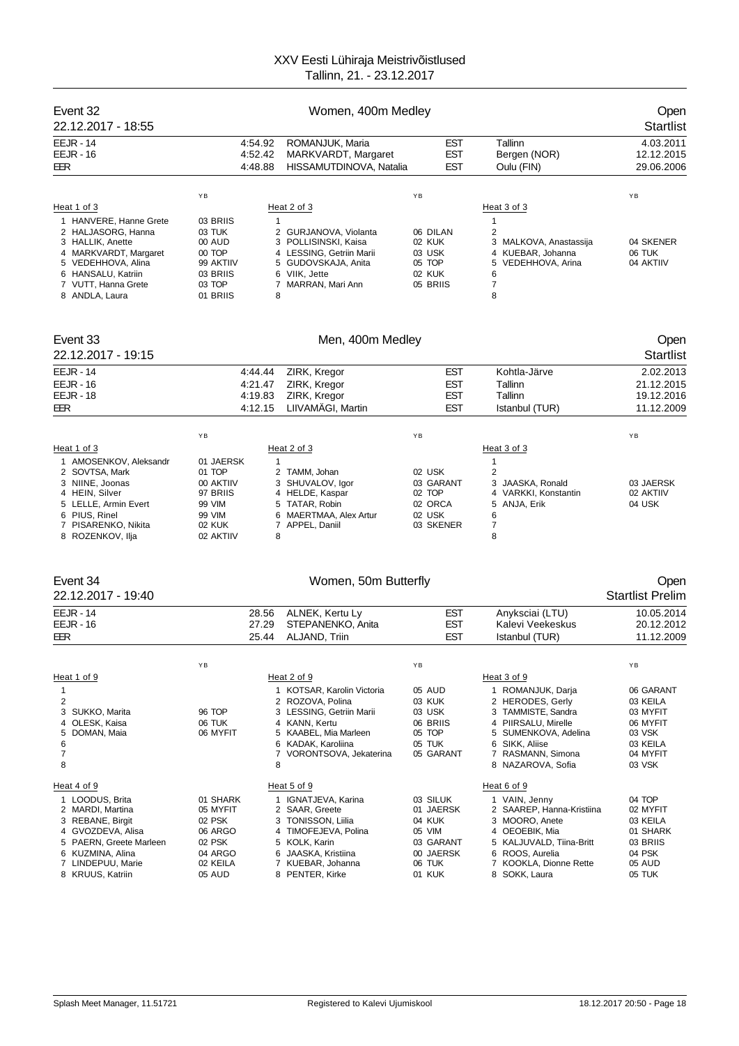# XXV Eesti Lühiraja Meistrivõistlused

Tallinn, 21. - 23.12.2017

## Event 32 — Women, 400m Medley — Open

22.12.2017 - 18:55 — Startlist

| | | | | | |
|---|---|---|---|---|---|
| EEJR - 14 | 4:54.92 | ROMANJUK, Maria | EST | Tallinn | 4.03.2011 |
| EEJR - 16 | 4:52.42 | MARKVARDT, Margaret | EST | Bergen (NOR) | 12.12.2015 |
| EER | 4:48.88 | HISSAMUTDINOVA, Natalia | EST | Oulu (FIN) | 29.06.2006 |

| Heat 1 of 3 | YB | Heat 2 of 3 | YB | Heat 3 of 3 | YB |
|---|---|---|---|---|---|
| 1 HANVERE, Hanne Grete | 03 BRIIS | 1 | | 1 | |
| 2 HALJASORG, Hanna | 03 TUK | 2 GURJANOVA, Violanta | 06 DILAN | 2 | |
| 3 HALLIK, Anette | 00 AUD | 3 POLLISINSKI, Kaisa | 02 KUK | 3 MALKOVA, Anastassija | 04 SKENER |
| 4 MARKVARDT, Margaret | 00 TOP | 4 LESSING, Getriin Marii | 03 USK | 4 KUEBAR, Johanna | 06 TUK |
| 5 VEDEHHOVA, Alina | 99 AKTIIV | 5 GUDOVSKAJA, Anita | 05 TOP | 5 VEDEHHOVA, Arina | 04 AKTIIV |
| 6 HANSALU, Katriin | 03 BRIIS | 6 VIIK, Jette | 02 KUK | 6 | |
| 7 VUTT, Hanna Grete | 03 TOP | 7 MARRAN, Mari Ann | 05 BRIIS | 7 | |
| 8 ANDLA, Laura | 01 BRIIS | 8 | | 8 | |

## Event 33 — Men, 400m Medley — Open

22.12.2017 - 19:15 — Startlist

| | | | | | |
|---|---|---|---|---|---|
| EEJR - 14 | 4:44.44 | ZIRK, Kregor | EST | Kohtla-Järve | 2.02.2013 |
| EEJR - 16 | 4:21.47 | ZIRK, Kregor | EST | Tallinn | 21.12.2015 |
| EEJR - 18 | 4:19.83 | ZIRK, Kregor | EST | Tallinn | 19.12.2016 |
| EER | 4:12.15 | LIIVAMÄGI, Martin | EST | Istanbul (TUR) | 11.12.2009 |

| Heat 1 of 3 | YB | Heat 2 of 3 | YB | Heat 3 of 3 | YB |
|---|---|---|---|---|---|
| 1 AMOSENKOV, Aleksandr | 01 JAERSK | 1 | | 1 | |
| 2 SOVTSA, Mark | 01 TOP | 2 TAMM, Johan | 02 USK | 2 | |
| 3 NIINE, Joonas | 00 AKTIIV | 3 SHUVALOV, Igor | 03 GARANT | 3 JAASKA, Ronald | 03 JAERSK |
| 4 HEIN, Silver | 97 BRIIS | 4 HELDE, Kaspar | 02 TOP | 4 VARKKI, Konstantin | 02 AKTIIV |
| 5 LELLE, Armin Evert | 99 VIM | 5 TATAR, Robin | 02 ORCA | 5 ANJA, Erik | 04 USK |
| 6 PIUS, Rinel | 99 VIM | 6 MAERTMAA, Alex Artur | 02 USK | 6 | |
| 7 PISARENKO, Nikita | 02 KUK | 7 APPEL, Daniil | 03 SKENER | 7 | |
| 8 ROZENKOV, Ilja | 02 AKTIIV | 8 | | 8 | |

## Event 34 — Women, 50m Butterfly — Open

22.12.2017 - 19:40 — Startlist Prelim

| | | | | | |
|---|---|---|---|---|---|
| EEJR - 14 | 28.56 | ALNEK, Kertu Ly | EST | Anyksciai (LTU) | 10.05.2014 |
| EEJR - 16 | 27.29 | STEPANENKO, Anita | EST | Kalevi Veekeskus | 20.12.2012 |
| EER | 25.44 | ALJAND, Triin | EST | Istanbul (TUR) | 11.12.2009 |

| Heat 1 of 9 | YB | Heat 2 of 9 | YB | Heat 3 of 9 | YB |
|---|---|---|---|---|---|
| 1 | | 1 KOTSAR, Karolin Victoria | 05 AUD | 1 ROMANJUK, Darja | 06 GARANT |
| 2 | | 2 ROZOVA, Polina | 03 KUK | 2 HERODES, Gerly | 03 KEILA |
| 3 SUKKO, Marita | 96 TOP | 3 LESSING, Getriin Marii | 03 USK | 3 TAMMISTE, Sandra | 03 MYFIT |
| 4 OLESK, Kaisa | 06 TUK | 4 KANN, Kertu | 06 BRIIS | 4 PIIRSALU, Mirelle | 06 MYFIT |
| 5 DOMAN, Maia | 06 MYFIT | 5 KAABEL, Mia Marleen | 05 TOP | 5 SUMENKOVA, Adelina | 03 VSK |
| 6 | | 6 KADAK, Karoliina | 05 TUK | 6 SIKK, Aliise | 03 KEILA |
| 7 | | 7 VORONTSOVA, Jekaterina | 05 GARANT | 7 RASMANN, Simona | 04 MYFIT |
| 8 | | 8 | | 8 NAZAROVA, Sofia | 03 VSK |

| Heat 4 of 9 | YB | Heat 5 of 9 | YB | Heat 6 of 9 | YB |
|---|---|---|---|---|---|
| 1 LOODUS, Brita | 01 SHARK | 1 IGNATJEVA, Karina | 03 SILUK | 1 VAIN, Jenny | 04 TOP |
| 2 MARDI, Martina | 05 MYFIT | 2 SAAR, Greete | 01 JAERSK | 2 SAAREP, Hanna-Kristiina | 02 MYFIT |
| 3 REBANE, Birgit | 02 PSK | 3 TONISSON, Liilia | 04 KUK | 3 MOORO, Anete | 03 KEILA |
| 4 GVOZDEVA, Alisa | 06 ARGO | 4 TIMOFEJEVA, Polina | 05 VIM | 4 OEOEBIK, Mia | 01 SHARK |
| 5 PAERN, Greete Marleen | 02 PSK | 5 KOLK, Karin | 03 GARANT | 5 KALJUVALD, Tiina-Britt | 03 BRIIS |
| 6 KUZMINA, Alina | 04 ARGO | 6 JAASKA, Kristiina | 00 JAERSK | 6 ROOS, Aurelia | 04 PSK |
| 7 LINDEPUU, Marie | 02 KEILA | 7 KUEBAR, Johanna | 06 TUK | 7 KOOKLA, Dionne Rette | 05 AUD |
| 8 KRUUS, Katriin | 05 AUD | 8 PENTER, Kirke | 01 KUK | 8 SOKK, Laura | 05 TUK |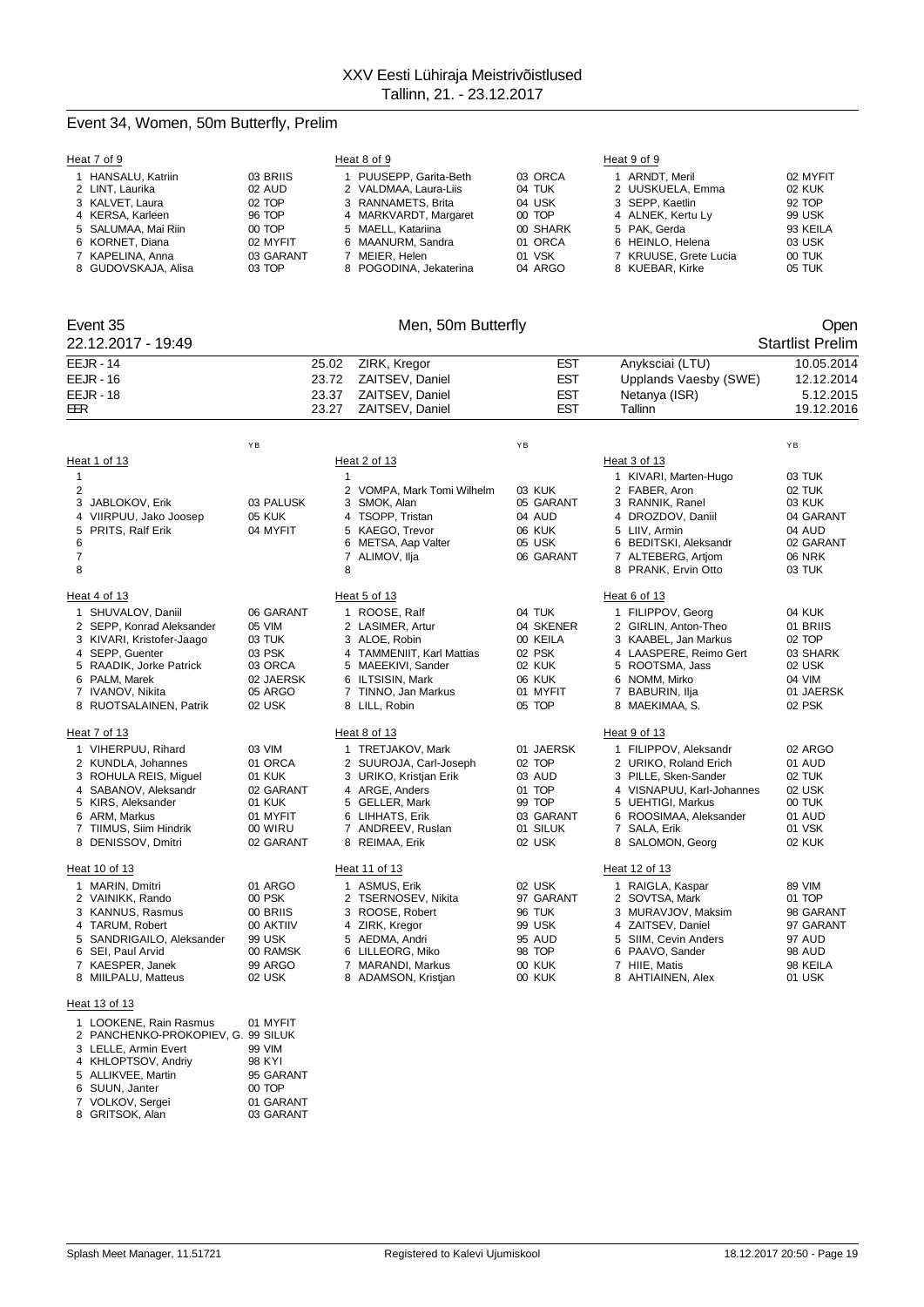# XXV Eesti Lühiraja Meistrivõistlused

Tallinn, 21. - 23.12.2017

## Event 34, Women, 50m Butterfly, Prelim

**Heat 7 of 9**

1 HANSALU, Katriin 03 BRIIS
2 LINT, Laurika 02 AUD
3 KALVET, Laura 02 TOP
4 KERSA, Karleen 96 TOP
5 SALUMAA, Mai Riin 00 TOP
6 KORNET, Diana 02 MYFIT
7 KAPELINA, Anna 03 GARANT
8 GUDOVSKAJA, Alisa 03 TOP

**Heat 8 of 9**

1 PUUSEPP, Garita-Beth 03 ORCA
2 VALDMAA, Laura-Liis 04 TUK
3 RANNAMETS, Brita 04 USK
4 MARKVARDT, Margaret 00 TOP
5 MAELL, Katariina 00 SHARK
6 MAANURM, Sandra 01 ORCA
7 MEIER, Helen 01 VSK
8 POGODINA, Jekaterina 04 ARGO

**Heat 9 of 9**

1 ARNDT, Meril 02 MYFIT
2 UUSKUELA, Emma 02 KUK
3 SEPP, Kaetlin 92 TOP
4 ALNEK, Kertu Ly 99 USK
5 PAK, Gerda 93 KEILA
6 HEINLO, Helena 03 USK
7 KRUUSE, Grete Lucia 00 TUK
8 KUEBAR, Kirke 05 TUK

## Event 35 Men, 50m Butterfly Open

22.12.2017 - 19:49 Startlist Prelim

| | | | | | |
|---|---|---|---|---|---|
| EEJR - 14 | 25.02 | ZIRK, Kregor | EST | Anyksciai (LTU) | 10.05.2014 |
| EEJR - 16 | 23.72 | ZAITSEV, Daniel | EST | Upplands Vaesby (SWE) | 12.12.2014 |
| EEJR - 18 | 23.37 | ZAITSEV, Daniel | EST | Netanya (ISR) | 5.12.2015 |
| EER | 23.27 | ZAITSEV, Daniel | EST | Tallinn | 19.12.2016 |

**Heat 1 of 13**

1
2
3 JABLOKOV, Erik 03 PALUSK
4 VIIRPUU, Jako Joosep 05 KUK
5 PRITS, Ralf Erik 04 MYFIT
6
7
8

**Heat 2 of 13**

1
2 VOMPA, Mark Tomi Wilhelm 03 KUK
3 SMOK, Alan 05 GARANT
4 TSOPP, Tristan 04 AUD
5 KAEGO, Trevor 06 KUK
6 METSA, Aap Valter 05 USK
7 ALIMOV, Ilja 06 GARANT
8

**Heat 3 of 13**

1 KIVARI, Marten-Hugo 03 TUK
2 FABER, Aron 02 TUK
3 RANNIK, Ranel 03 KUK
4 DROZDOV, Daniil 04 GARANT
5 LIIV, Armin 04 AUD
6 BEDITSKI, Aleksandr 02 GARANT
7 ALTEBERG, Artjom 06 NRK
8 PRANK, Ervin Otto 03 TUK

**Heat 4 of 13**

1 SHUVALOV, Daniil 06 GARANT
2 SEPP, Konrad Aleksander 05 VIM
3 KIVARI, Kristofer-Jaago 03 TUK
4 SEPP, Guenter 03 PSK
5 RAADIK, Jorke Patrick 03 ORCA
6 PALM, Marek 02 JAERSK
7 IVANOV, Nikita 05 ARGO
8 RUOTSALAINEN, Patrik 02 USK

**Heat 5 of 13**

1 ROOSE, Ralf 04 TUK
2 LASIMER, Artur 04 SKENER
3 ALOE, Robin 00 KEILA
4 TAMMENIIT, Karl Mattias 02 PSK
5 MAEEKIVI, Sander 02 KUK
6 ILTSISIN, Mark 06 KUK
7 TINNO, Jan Markus 01 MYFIT
8 LILL, Robin 05 TOP

**Heat 6 of 13**

1 FILIPPOV, Georg 04 KUK
2 GIRLIN, Anton-Theo 01 BRIIS
3 KAABEL, Jan Markus 02 TOP
4 LAASPERE, Reimo Gert 03 SHARK
5 ROOTSMA, Jass 02 USK
6 NOMM, Mirko 04 VIM
7 BABURIN, Ilja 01 JAERSK
8 MAEKIMAA, S. 02 PSK

**Heat 7 of 13**

1 VIHERPUU, Rihard 03 VIM
2 KUNDLA, Johannes 01 ORCA
3 ROHULA REIS, Miguel 01 KUK
4 SABANOV, Aleksandr 02 GARANT
5 KIRS, Aleksander 01 KUK
6 ARM, Markus 01 MYFIT
7 TIIMUS, Siim Hindrik 00 WIRU
8 DENISSOV, Dmitri 02 GARANT

**Heat 8 of 13**

1 TRETJAKOV, Mark 01 JAERSK
2 SUUROJA, Carl-Joseph 02 TOP
3 URIKO, Kristjan Erik 03 AUD
4 ARGE, Anders 01 TOP
5 GELLER, Mark 99 TOP
6 LIHHATS, Erik 03 GARANT
7 ANDREEV, Ruslan 01 SILUK
8 REIMAA, Erik 02 USK

**Heat 9 of 13**

1 FILIPPOV, Aleksandr 02 ARGO
2 URIKO, Roland Erich 01 AUD
3 PILLE, Sken-Sander 02 TUK
4 VISNAPUU, Karl-Johannes 02 USK
5 UEHTIGI, Markus 00 TUK
6 ROOSIMAA, Aleksander 01 AUD
7 SALA, Erik 01 VSK
8 SALOMON, Georg 02 KUK

**Heat 10 of 13**

1 MARIN, Dmitri 01 ARGO
2 VAINIKK, Rando 00 PSK
3 KANNUS, Rasmus 00 BRIIS
4 TARUM, Robert 00 AKTIIV
5 SANDRIGAILO, Aleksander 99 USK
6 SEI, Paul Arvid 00 RAMSK
7 KAESPER, Janek 99 ARGO
8 MIILPALU, Matteus 02 USK

**Heat 11 of 13**

1 ASMUS, Erik 02 USK
2 TSERNOSEV, Nikita 97 GARANT
3 ROOSE, Robert 96 TUK
4 ZIRK, Kregor 99 USK
5 AEDMA, Andri 95 AUD
6 LILLEORG, Miko 98 TOP
7 MARANDI, Markus 00 KUK
8 ADAMSON, Kristjan 00 KUK

**Heat 12 of 13**

1 RAIGLA, Kaspar 89 VIM
2 SOVTSA, Mark 01 TOP
3 MURAVJOV, Maksim 98 GARANT
4 ZAITSEV, Daniel 97 GARANT
5 SIIM, Cevin Anders 97 AUD
6 PAAVO, Sander 98 AUD
7 HIIE, Matis 98 KEILA
8 AHTIAINEN, Alex 01 USK

**Heat 13 of 13**

1 LOOKENE, Rain Rasmus 01 MYFIT
2 PANCHENKO-PROKOPIEV, G. 99 SILUK
3 LELLE, Armin Evert 99 VIM
4 KHLOPTSOV, Andriy 98 KYI
5 ALLIKVEE, Martin 95 GARANT
6 SUUN, Janter 00 TOP
7 VOLKOV, Sergei 01 GARANT
8 GRITSOK, Alan 03 GARANT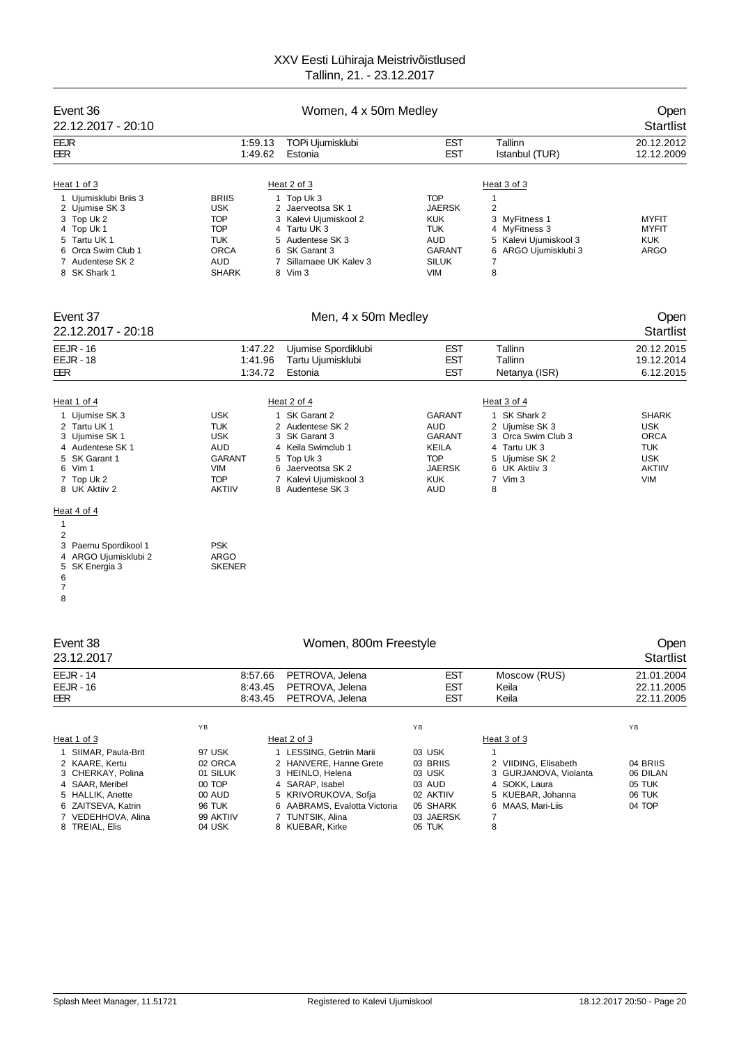# XXV Eesti Lühiraja Meistrivõistlused
Tallinn, 21. - 23.12.2017

## Event 36 — Women, 4 x 50m Medley — Open
22.12.2017 - 20:10 — Startlist

| | | | | | |
|---|---|---|---|---|---|
| EEJR | 1:59.13 | TOPi Ujumisklubi | EST | Tallinn | 20.12.2012 |
| EER | 1:49.62 | Estonia | EST | Istanbul (TUR) | 12.12.2009 |

| Heat 1 of 3 | | Heat 2 of 3 | | Heat 3 of 3 | |
|---|---|---|---|---|---|
| 1 Ujumisklubi Briis 3 | BRIIS | 1 Top Uk 3 | TOP | 1 | |
| 2 Ujumise SK 3 | USK | 2 Jaerveotsa SK 1 | JAERSK | 2 | |
| 3 Top Uk 2 | TOP | 3 Kalevi Ujumiskool 2 | KUK | 3 MyFitness 1 | MYFIT |
| 4 Top Uk 1 | TOP | 4 Tartu UK 3 | TUK | 4 MyFitness 3 | MYFIT |
| 5 Tartu UK 1 | TUK | 5 Audentese SK 3 | AUD | 5 Kalevi Ujumiskool 3 | KUK |
| 6 Orca Swim Club 1 | ORCA | 6 SK Garant 3 | GARANT | 6 ARGO Ujumisklubi 3 | ARGO |
| 7 Audentese SK 2 | AUD | 7 Sillamaee UK Kalev 3 | SILUK | 7 | |
| 8 SK Shark 1 | SHARK | 8 Vim 3 | VIM | 8 | |

## Event 37 — Men, 4 x 50m Medley — Open
22.12.2017 - 20:18 — Startlist

| | | | | | |
|---|---|---|---|---|---|
| EEJR - 16 | 1:47.22 | Ujumise Spordiklubi | EST | Tallinn | 20.12.2015 |
| EEJR - 18 | 1:41.96 | Tartu Ujumisklubi | EST | Tallinn | 19.12.2014 |
| EER | 1:34.72 | Estonia | EST | Netanya (ISR) | 6.12.2015 |

| Heat 1 of 4 | | Heat 2 of 4 | | Heat 3 of 4 | |
|---|---|---|---|---|---|
| 1 Ujumise SK 3 | USK | 1 SK Garant 2 | GARANT | 1 SK Shark 2 | SHARK |
| 2 Tartu UK 1 | TUK | 2 Audentese SK 2 | AUD | 2 Ujumise SK 3 | USK |
| 3 Ujumise SK 1 | USK | 3 SK Garant 3 | GARANT | 3 Orca Swim Club 3 | ORCA |
| 4 Audentese SK 1 | AUD | 4 Keila Swimclub 1 | KEILA | 4 Tartu UK 3 | TUK |
| 5 SK Garant 1 | GARANT | 5 Top Uk 3 | TOP | 5 Ujumise SK 2 | USK |
| 6 Vim 1 | VIM | 6 Jaerveotsa SK 2 | JAERSK | 6 UK Aktiiv 3 | AKTIIV |
| 7 Top Uk 2 | TOP | 7 Kalevi Ujumiskool 3 | KUK | 7 Vim 3 | VIM |
| 8 UK Aktiiv 2 | AKTIIV | 8 Audentese SK 3 | AUD | 8 | |

| Heat 4 of 4 | |
|---|---|
| 1 | |
| 2 | |
| 3 Paernu Spordikool 1 | PSK |
| 4 ARGO Ujumisklubi 2 | ARGO |
| 5 SK Energia 3 | SKENER |
| 6 | |
| 7 | |
| 8 | |

## Event 38 — Women, 800m Freestyle — Open
23.12.2017 — Startlist

| | | | | | |
|---|---|---|---|---|---|
| EEJR - 14 | 8:57.66 | PETROVA, Jelena | EST | Moscow (RUS) | 21.01.2004 |
| EEJR - 16 | 8:43.45 | PETROVA, Jelena | EST | Keila | 22.11.2005 |
| EER | 8:43.45 | PETROVA, Jelena | EST | Keila | 22.11.2005 |

| Heat 1 of 3 | YB | Heat 2 of 3 | YB | Heat 3 of 3 | YB |
|---|---|---|---|---|---|
| 1 SIIMAR, Paula-Brit | 97 USK | 1 LESSING, Getriin Marii | 03 USK | 1 | |
| 2 KAARE, Kertu | 02 ORCA | 2 HANVERE, Hanne Grete | 03 BRIIS | 2 VIIDING, Elisabeth | 04 BRIIS |
| 3 CHERKAY, Polina | 01 SILUK | 3 HEINLO, Helena | 03 USK | 3 GURJANOVA, Violanta | 06 DILAN |
| 4 SAAR, Meribel | 00 TOP | 4 SARAP, Isabel | 03 AUD | 4 SOKK, Laura | 05 TUK |
| 5 HALLIK, Anette | 00 AUD | 5 KRIVORUKOVA, Sofja | 02 AKTIIV | 5 KUEBAR, Johanna | 06 TUK |
| 6 ZAITSEVA, Katrin | 96 TUK | 6 AABRAMS, Evalotta Victoria | 05 SHARK | 6 MAAS, Mari-Liis | 04 TOP |
| 7 VEDEHHOVA, Alina | 99 AKTIIV | 7 TUNTSIK, Alina | 03 JAERSK | 7 | |
| 8 TREIAL, Elis | 04 USK | 8 KUEBAR, Kirke | 05 TUK | 8 | |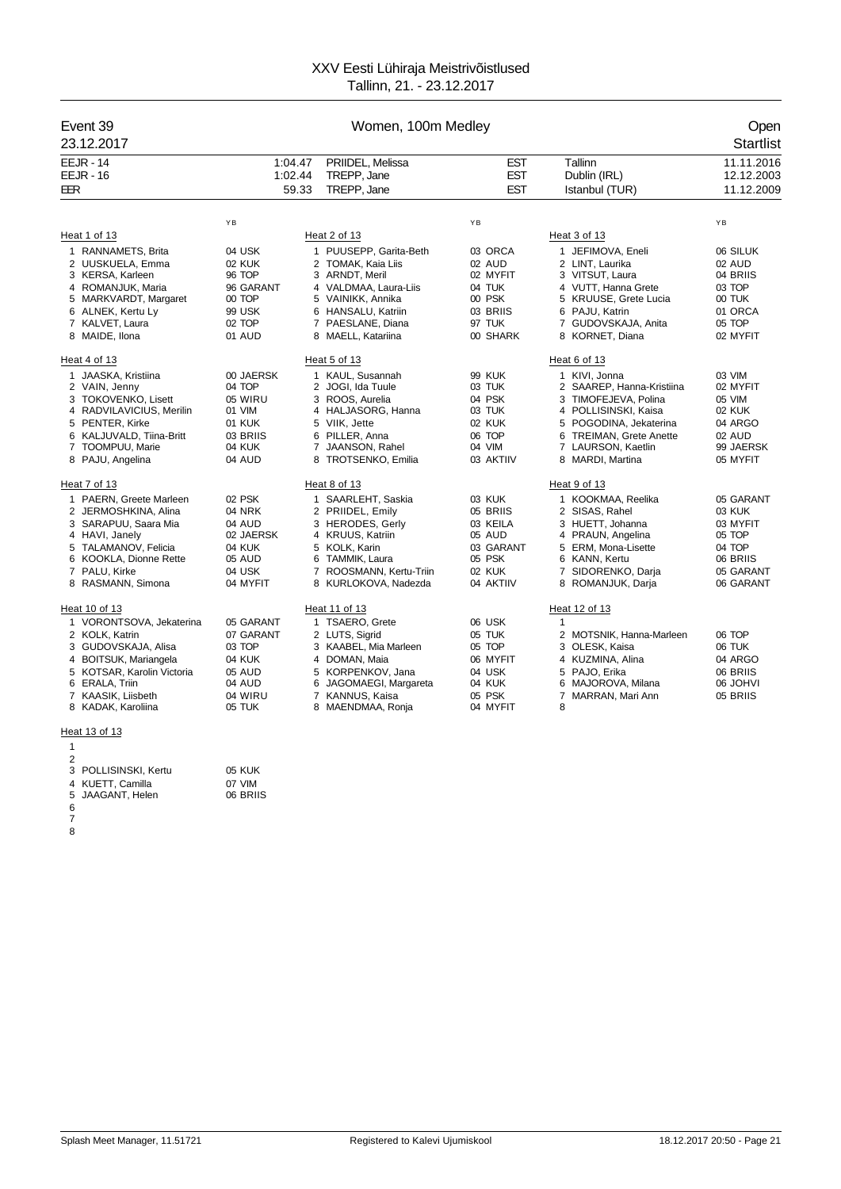# XXV Eesti Lühiraja Meistrivõistlused
Tallinn, 21. - 23.12.2017

## Event 39 — Women, 100m Medley — Open
23.12.2017 — Startlist

| | | | | | |
|---|---|---|---|---|---|
| EEJR - 14 | 1:04.47 | PRIIDEL, Melissa | EST | Tallinn | 11.11.2016 |
| EEJR - 16 | 1:02.44 | TREPP, Jane | EST | Dublin (IRL) | 12.12.2003 |
| EER | 59.33 | TREPP, Jane | EST | Istanbul (TUR) | 11.12.2009 |

### Heat 1 of 13

| Lane | Name | YB | Club |
|---|---|---|---|
| 1 | RANNAMETS, Brita | 04 | USK |
| 2 | UUSKUELA, Emma | 02 | KUK |
| 3 | KERSA, Karleen | 96 | TOP |
| 4 | ROMANJUK, Maria | 96 | GARANT |
| 5 | MARKVARDT, Margaret | 00 | TOP |
| 6 | ALNEK, Kertu Ly | 99 | USK |
| 7 | KALVET, Laura | 02 | TOP |
| 8 | MAIDE, Ilona | 01 | AUD |

### Heat 2 of 13

| Lane | Name | YB | Club |
|---|---|---|---|
| 1 | PUUSEPP, Garita-Beth | 03 | ORCA |
| 2 | TOMAK, Kaia Liis | 02 | AUD |
| 3 | ARNDT, Meril | 02 | MYFIT |
| 4 | VALDMAA, Laura-Liis | 04 | TUK |
| 5 | VAINIKK, Annika | 00 | PSK |
| 6 | HANSALU, Katriin | 03 | BRIIS |
| 7 | PAESLANE, Diana | 97 | TUK |
| 8 | MAELL, Katariina | 00 | SHARK |

### Heat 3 of 13

| Lane | Name | YB | Club |
|---|---|---|---|
| 1 | JEFIMOVA, Eneli | 06 | SILUK |
| 2 | LINT, Laurika | 02 | AUD |
| 3 | VITSUT, Laura | 04 | BRIIS |
| 4 | VUTT, Hanna Grete | 03 | TOP |
| 5 | KRUUSE, Grete Lucia | 00 | TUK |
| 6 | PAJU, Katrin | 01 | ORCA |
| 7 | GUDOVSKAJA, Anita | 05 | TOP |
| 8 | KORNET, Diana | 02 | MYFIT |

### Heat 4 of 13

| Lane | Name | YB | Club |
|---|---|---|---|
| 1 | JAASKA, Kristiina | 00 | JAERSK |
| 2 | VAIN, Jenny | 04 | TOP |
| 3 | TOKOVENKO, Lisett | 05 | WIRU |
| 4 | RADVILAVICIUS, Merilin | 01 | VIM |
| 5 | PENTER, Kirke | 01 | KUK |
| 6 | KALJUVALD, Tiina-Britt | 03 | BRIIS |
| 7 | TOOMPUU, Marie | 04 | KUK |
| 8 | PAJU, Angelina | 04 | AUD |

### Heat 5 of 13

| Lane | Name | YB | Club |
|---|---|---|---|
| 1 | KAUL, Susannah | 99 | KUK |
| 2 | JOGI, Ida Tuule | 03 | TUK |
| 3 | ROOS, Aurelia | 04 | PSK |
| 4 | HALJASORG, Hanna | 03 | TUK |
| 5 | VIIK, Jette | 02 | KUK |
| 6 | PILLER, Anna | 06 | TOP |
| 7 | JAANSON, Rahel | 04 | VIM |
| 8 | TROTSENKO, Emilia | 03 | AKTIIV |

### Heat 6 of 13

| Lane | Name | YB | Club |
|---|---|---|---|
| 1 | KIVI, Jonna | 03 | VIM |
| 2 | SAAREP, Hanna-Kristiina | 02 | MYFIT |
| 3 | TIMOFEJEVA, Polina | 05 | VIM |
| 4 | POLLISINSKI, Kaisa | 02 | KUK |
| 5 | POGODINA, Jekaterina | 04 | ARGO |
| 6 | TREIMAN, Grete Anette | 02 | AUD |
| 7 | LAURSON, Kaetlin | 99 | JAERSK |
| 8 | MARDI, Martina | 05 | MYFIT |

### Heat 7 of 13

| Lane | Name | YB | Club |
|---|---|---|---|
| 1 | PAERN, Greete Marleen | 02 | PSK |
| 2 | JERMOSHKINA, Alina | 04 | NRK |
| 3 | SARAPUU, Saara Mia | 04 | AUD |
| 4 | HAVI, Janely | 02 | JAERSK |
| 5 | TALAMANOV, Felicia | 04 | KUK |
| 6 | KOOKLA, Dionne Rette | 05 | AUD |
| 7 | PALU, Kirke | 04 | USK |
| 8 | RASMANN, Simona | 04 | MYFIT |

### Heat 8 of 13

| Lane | Name | YB | Club |
|---|---|---|---|
| 1 | SAARLEHT, Saskia | 03 | KUK |
| 2 | PRIIDEL, Emily | 05 | BRIIS |
| 3 | HERODES, Gerly | 03 | KEILA |
| 4 | KRUUS, Katriin | 05 | AUD |
| 5 | KOLK, Karin | 03 | GARANT |
| 6 | TAMMIK, Laura | 05 | PSK |
| 7 | ROOSMANN, Kertu-Triin | 02 | KUK |
| 8 | KURLOKOVA, Nadezda | 04 | AKTIIV |

### Heat 9 of 13

| Lane | Name | YB | Club |
|---|---|---|---|
| 1 | KOOKMAA, Reelika | 05 | GARANT |
| 2 | SISAS, Rahel | 03 | KUK |
| 3 | HUETT, Johanna | 03 | MYFIT |
| 4 | PRAUN, Angelina | 05 | TOP |
| 5 | ERM, Mona-Lisette | 04 | TOP |
| 6 | KANN, Kertu | 06 | BRIIS |
| 7 | SIDORENKO, Darja | 05 | GARANT |
| 8 | ROMANJUK, Darja | 06 | GARANT |

### Heat 10 of 13

| Lane | Name | YB | Club |
|---|---|---|---|
| 1 | VORONTSOVA, Jekaterina | 05 | GARANT |
| 2 | KOLK, Katrin | 07 | GARANT |
| 3 | GUDOVSKAJA, Alisa | 03 | TOP |
| 4 | BOITSUK, Mariangela | 04 | KUK |
| 5 | KOTSAR, Karolin Victoria | 05 | AUD |
| 6 | ERALA, Triin | 04 | AUD |
| 7 | KAASIK, Liisbeth | 04 | WIRU |
| 8 | KADAK, Karoliina | 05 | TUK |

### Heat 11 of 13

| Lane | Name | YB | Club |
|---|---|---|---|
| 1 | TSAERO, Grete | 06 | USK |
| 2 | LUTS, Sigrid | 05 | TUK |
| 3 | KAABEL, Mia Marleen | 05 | TOP |
| 4 | DOMAN, Maia | 06 | MYFIT |
| 5 | KORPENKOV, Jana | 04 | USK |
| 6 | JAGOMAEGI, Margareta | 04 | KUK |
| 7 | KANNUS, Kaisa | 05 | PSK |
| 8 | MAENDMAA, Ronja | 04 | MYFIT |

### Heat 12 of 13

| Lane | Name | YB | Club |
|---|---|---|---|
| 1 | | | |
| 2 | MOTSNIK, Hanna-Marleen | 06 | TOP |
| 3 | OLESK, Kaisa | 06 | TUK |
| 4 | KUZMINA, Alina | 04 | ARGO |
| 5 | PAJO, Erika | 06 | BRIIS |
| 6 | MAJOROVA, Milana | 06 | JOHVI |
| 7 | MARRAN, Mari Ann | 05 | BRIIS |
| 8 | | | |

### Heat 13 of 13

| Lane | Name | YB | Club |
|---|---|---|---|
| 1 | | | |
| 2 | | | |
| 3 | POLLISINSKI, Kertu | 05 | KUK |
| 4 | KUETT, Camilla | 07 | VIM |
| 5 | JAAGANT, Helen | 06 | BRIIS |
| 6 | | | |
| 7 | | | |
| 8 | | | |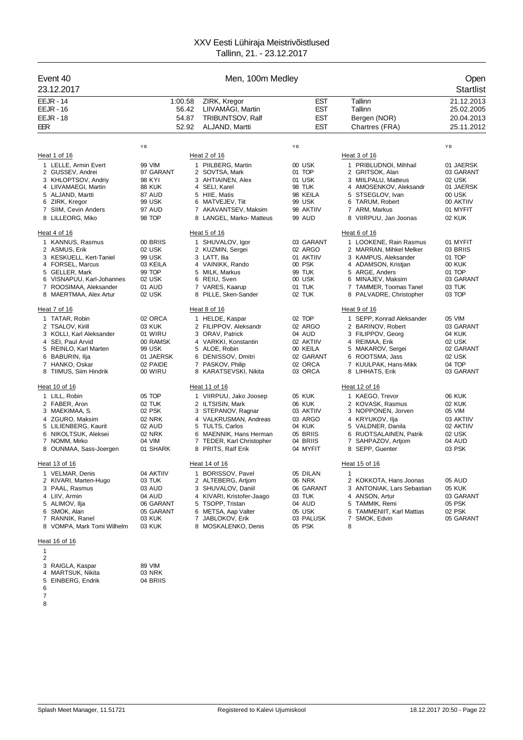# XXV Eesti Lühiraja Meistrivõistlused
Tallinn, 21. - 23.12.2017

## Event 40 — Men, 100m Medley — Open
23.12.2017 — Startlist

| | | | | | |
|---|---|---|---|---|---|
| EEJR - 14 | 1:00.58 | ZIRK, Kregor | EST | Tallinn | 21.12.2013 |
| EEJR - 16 | 56.42 | LIIVAMÄGI, Martin | EST | Tallinn | 25.02.2005 |
| EEJR - 18 | 54.87 | TRIBUNTSOV, Ralf | EST | Bergen (NOR) | 20.04.2013 |
| EER | 52.92 | ALJAND, Martti | EST | Chartres (FRA) | 25.11.2012 |

### Heat 1 of 16

| Lane | Name | YB | Club |
|---|---|---|---|
| 1 | LELLE, Armin Evert | 99 | VIM |
| 2 | GUSSEV, Andrei | 97 | GARANT |
| 3 | KHLOPTSOV, Andriy | 98 | KYI |
| 4 | LIIVAMAEGI, Martin | 88 | KUK |
| 5 | ALJAND, Martti | 87 | AUD |
| 6 | ZIRK, Kregor | 99 | USK |
| 7 | SIIM, Cevin Anders | 97 | AUD |
| 8 | LILLEORG, Miko | 98 | TOP |

### Heat 2 of 16

| Lane | Name | YB | Club |
|---|---|---|---|
| 1 | PIILBERG, Martin | 00 | USK |
| 2 | SOVTSA, Mark | 01 | TOP |
| 3 | AHTIAINEN, Alex | 01 | USK |
| 4 | SELI, Karel | 98 | TUK |
| 5 | HIIE, Matis | 98 | KEILA |
| 6 | MATVEJEV, Tiit | 99 | USK |
| 7 | AKAVANTSEV, Maksim | 98 | AKTIIV |
| 8 | LANGEL, Marko- Matteus | 99 | AUD |

### Heat 3 of 16

| Lane | Name | YB | Club |
|---|---|---|---|
| 1 | PRIBLUDNOI, Mihhail | 01 | JAERSK |
| 2 | GRITSOK, Alan | 03 | GARANT |
| 3 | MIILPALU, Matteus | 02 | USK |
| 4 | AMOSENKOV, Aleksandr | 01 | JAERSK |
| 5 | STSEGLOV, Ivan | 00 | USK |
| 6 | TARUM, Robert | 00 | AKTIIV |
| 7 | ARM, Markus | 01 | MYFIT |
| 8 | VIIRPUU, Jan Joonas | 02 | KUK |

### Heat 4 of 16

| Lane | Name | YB | Club |
|---|---|---|---|
| 1 | KANNUS, Rasmus | 00 | BRIIS |
| 2 | ASMUS, Erik | 02 | USK |
| 3 | KESKUELL, Kert-Taniel | 99 | USK |
| 4 | FORSEL, Marcus | 03 | KEILA |
| 5 | GELLER, Mark | 99 | TOP |
| 6 | VISNAPUU, Karl-Johannes | 02 | USK |
| 7 | ROOSIMAA, Aleksander | 01 | AUD |
| 8 | MAERTMAA, Alex Artur | 02 | USK |

### Heat 5 of 16

| Lane | Name | YB | Club |
|---|---|---|---|
| 1 | SHUVALOV, Igor | 03 | GARANT |
| 2 | KUZMIN, Sergei | 02 | ARGO |
| 3 | LATT, Ilia | 01 | AKTIIV |
| 4 | VAINIKK, Rando | 00 | PSK |
| 5 | MILK, Markus | 99 | TUK |
| 6 | REIU, Sven | 00 | USK |
| 7 | VARES, Kaarup | 01 | TUK |
| 8 | PILLE, Sken-Sander | 02 | TUK |

### Heat 6 of 16

| Lane | Name | YB | Club |
|---|---|---|---|
| 1 | LOOKENE, Rain Rasmus | 01 | MYFIT |
| 2 | MARRAN, Mihkel Melker | 03 | BRIIS |
| 3 | KAMPUS, Aleksander | 01 | TOP |
| 4 | ADAMSON, Kristjan | 00 | KUK |
| 5 | ARGE, Anders | 01 | TOP |
| 6 | MINAJEV, Maksim | 03 | GARANT |
| 7 | TAMMER, Toomas Tanel | 03 | TUK |
| 8 | PALVADRE, Christopher | 03 | TOP |

### Heat 7 of 16

| Lane | Name | YB | Club |
|---|---|---|---|
| 1 | TATAR, Robin | 02 | ORCA |
| 2 | TSALOV, Kirill | 03 | KUK |
| 3 | KOLLI, Karl Aleksander | 01 | WIRU |
| 4 | SEI, Paul Arvid | 00 | RAMSK |
| 5 | REINLO, Karl Marten | 99 | USK |
| 6 | BABURIN, Ilja | 01 | JAERSK |
| 7 | HANKO, Oskar | 02 | PAIDE |
| 8 | TIIMUS, Siim Hindrik | 00 | WIRU |

### Heat 8 of 16

| Lane | Name | YB | Club |
|---|---|---|---|
| 1 | HELDE, Kaspar | 02 | TOP |
| 2 | FILIPPOV, Aleksandr | 02 | ARGO |
| 3 | ORAV, Patrick | 04 | AUD |
| 4 | VARKKI, Konstantin | 02 | AKTIIV |
| 5 | ALOE, Robin | 00 | KEILA |
| 6 | DENISSOV, Dmitri | 02 | GARANT |
| 7 | PASKOV, Philip | 02 | ORCA |
| 8 | KARATSEVSKI, Nikita | 03 | ORCA |

### Heat 9 of 16

| Lane | Name | YB | Club |
|---|---|---|---|
| 1 | SEPP, Konrad Aleksander | 05 | VIM |
| 2 | BARINOV, Robert | 03 | GARANT |
| 3 | FILIPPOV, Georg | 04 | KUK |
| 4 | REIMAA, Erik | 02 | USK |
| 5 | MAKAROV, Sergei | 02 | GARANT |
| 6 | ROOTSMA, Jass | 02 | USK |
| 7 | KUULPAK, Hans-Mikk | 04 | TOP |
| 8 | LIHHATS, Erik | 03 | GARANT |

### Heat 10 of 16

| Lane | Name | YB | Club |
|---|---|---|---|
| 1 | LILL, Robin | 05 | TOP |
| 2 | FABER, Aron | 02 | TUK |
| 3 | MAEKIMAA, S. | 02 | PSK |
| 4 | ZGURO, Maksim | 02 | NRK |
| 5 | LILIENBERG, Kaurit | 02 | AUD |
| 6 | NIKOLTSUK, Aleksei | 02 | NRK |
| 7 | NOMM, Mirko | 04 | VIM |
| 8 | OUNMAA, Sass-Joergen | 01 | SHARK |

### Heat 11 of 16

| Lane | Name | YB | Club |
|---|---|---|---|
| 1 | VIIRPUU, Jako Joosep | 05 | KUK |
| 2 | ILTSISIN, Mark | 06 | KUK |
| 3 | STEPANOV, Ragnar | 03 | AKTIIV |
| 4 | VALKRUSMAN, Andreas | 03 | ARGO |
| 5 | TULTS, Carlos | 04 | KUK |
| 6 | MAENNIK, Hans Herman | 05 | BRIIS |
| 7 | TEDER, Karl Christopher | 04 | BRIIS |
| 8 | PRITS, Ralf Erik | 04 | MYFIT |

### Heat 12 of 16

| Lane | Name | YB | Club |
|---|---|---|---|
| 1 | KAEGO, Trevor | 06 | KUK |
| 2 | KOVASK, Rasmus | 02 | KUK |
| 3 | NOPPONEN, Jorven | 05 | VIM |
| 4 | KRYUKOV, Ilja | 03 | AKTIIV |
| 5 | VALDNER, Danila | 02 | AKTIIV |
| 6 | RUOTSALAINEN, Patrik | 02 | USK |
| 7 | SAHPAZOV, Artjom | 04 | AUD |
| 8 | SEPP, Guenter | 03 | PSK |

### Heat 13 of 16

| Lane | Name | YB | Club |
|---|---|---|---|
| 1 | VELMAR, Denis | 04 | AKTIIV |
| 2 | KIVARI, Marten-Hugo | 03 | TUK |
| 3 | PAAL, Rasmus | 03 | AUD |
| 4 | LIIV, Armin | 04 | AUD |
| 5 | ALIMOV, Ilja | 06 | GARANT |
| 6 | SMOK, Alan | 05 | GARANT |
| 7 | RANNIK, Ranel | 03 | KUK |
| 8 | VOMPA, Mark Tomi Wilhelm | 03 | KUK |

### Heat 14 of 16

| Lane | Name | YB | Club |
|---|---|---|---|
| 1 | BORISSOV, Pavel | 05 | DILAN |
| 2 | ALTEBERG, Artjom | 06 | NRK |
| 3 | SHUVALOV, Daniil | 06 | GARANT |
| 4 | KIVARI, Kristofer-Jaago | 03 | TUK |
| 5 | TSOPP, Tristan | 04 | AUD |
| 6 | METSA, Aap Valter | 05 | USK |
| 7 | JABLOKOV, Erik | 03 | PALUSK |
| 8 | MOSKALENKO, Denis | 05 | PSK |

### Heat 15 of 16

| Lane | Name | YB | Club |
|---|---|---|---|
| 1 | | | |
| 2 | KOKKOTA, Hans Joonas | 05 | AUD |
| 3 | ANTONIAK, Lars Sebastian | 05 | KUK |
| 4 | ANSON, Artur | 03 | GARANT |
| 5 | TAMMIK, Remi | 05 | PSK |
| 6 | TAMMENIIT, Karl Mattias | 02 | PSK |
| 7 | SMOK, Edvin | 05 | GARANT |
| 8 | | | |

### Heat 16 of 16

| Lane | Name | YB | Club |
|---|---|---|---|
| 1 | | | |
| 2 | | | |
| 3 | RAIGLA, Kaspar | 89 | VIM |
| 4 | MARTSUK, Nikita | 03 | NRK |
| 5 | EINBERG, Endrik | 04 | BRIIS |
| 6 | | | |
| 7 | | | |
| 8 | | | |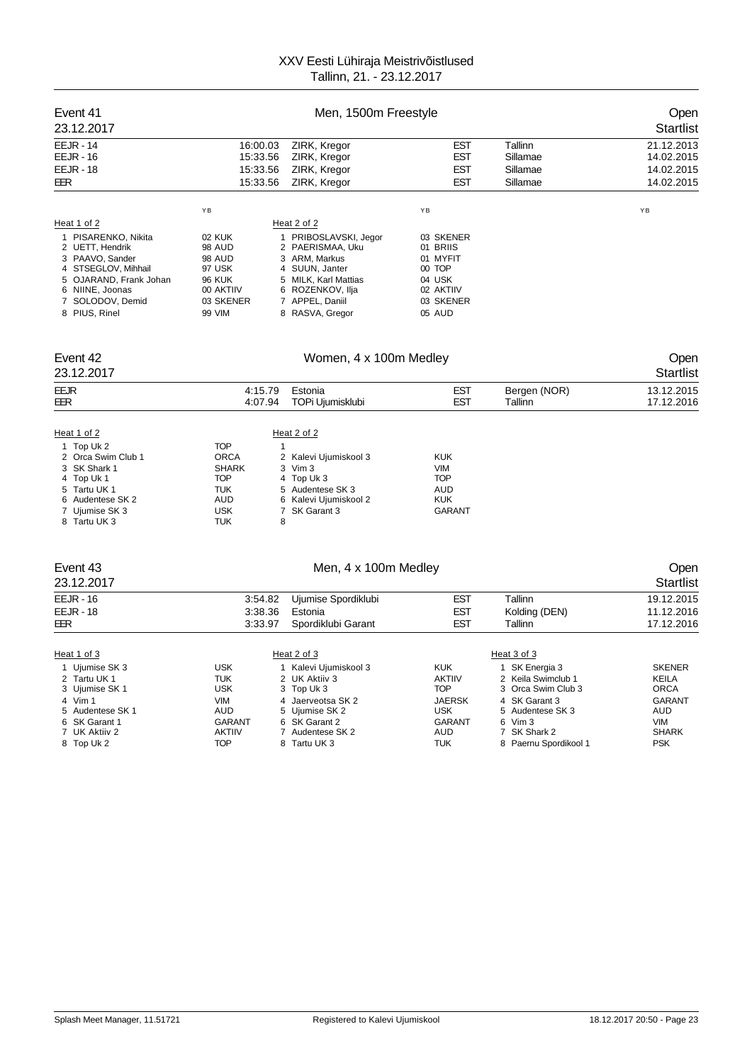# XXV Eesti Lühiraja Meistrivõistlused
Tallinn, 21. - 23.12.2017

## Event 41 — Men, 1500m Freestyle — Open
23.12.2017 — Startlist

| | | | | | |
|---|---|---|---|---|---|
| EEJR - 14 | 16:00.03 | ZIRK, Kregor | EST | Tallinn | 21.12.2013 |
| EEJR - 16 | 15:33.56 | ZIRK, Kregor | EST | Sillamae | 14.02.2015 |
| EEJR - 18 | 15:33.56 | ZIRK, Kregor | EST | Sillamae | 14.02.2015 |
| EER | 15:33.56 | ZIRK, Kregor | EST | Sillamae | 14.02.2015 |

**Heat 1 of 2**

| | | YB | |
|---|---|---|---|
| 1 | PISARENKO, Nikita | 02 | KUK |
| 2 | UETT, Hendrik | 98 | AUD |
| 3 | PAAVO, Sander | 98 | AUD |
| 4 | STSEGLOV, Mihhail | 97 | USK |
| 5 | OJARAND, Frank Johan | 96 | KUK |
| 6 | NIINE, Joonas | 00 | AKTIIV |
| 7 | SOLODOV, Demid | 03 | SKENER |
| 8 | PIUS, Rinel | 99 | VIM |

**Heat 2 of 2**

| | | YB | |
|---|---|---|---|
| 1 | PRIBOSLAVSKI, Jegor | 03 | SKENER |
| 2 | PAERISMAA, Uku | 01 | BRIIS |
| 3 | ARM, Markus | 01 | MYFIT |
| 4 | SUUN, Janter | 00 | TOP |
| 5 | MILK, Karl Mattias | 04 | USK |
| 6 | ROZENKOV, Ilja | 02 | AKTIIV |
| 7 | APPEL, Daniil | 03 | SKENER |
| 8 | RASVA, Gregor | 05 | AUD |

## Event 42 — Women, 4 x 100m Medley — Open
23.12.2017 — Startlist

| | | | | | |
|---|---|---|---|---|---|
| EEJR | 4:15.79 | Estonia | EST | Bergen (NOR) | 13.12.2015 |
| EER | 4:07.94 | TOPi Ujumisklubi | EST | Tallinn | 17.12.2016 |

**Heat 1 of 2**

| | | |
|---|---|---|
| 1 | Top Uk 2 | TOP |
| 2 | Orca Swim Club 1 | ORCA |
| 3 | SK Shark 1 | SHARK |
| 4 | Top Uk 1 | TOP |
| 5 | Tartu UK 1 | TUK |
| 6 | Audentese SK 2 | AUD |
| 7 | Ujumise SK 3 | USK |
| 8 | Tartu UK 3 | TUK |

**Heat 2 of 2**

| | | |
|---|---|---|
| 1 | | |
| 2 | Kalevi Ujumiskool 3 | KUK |
| 3 | Vim 3 | VIM |
| 4 | Top Uk 3 | TOP |
| 5 | Audentese SK 3 | AUD |
| 6 | Kalevi Ujumiskool 2 | KUK |
| 7 | SK Garant 3 | GARANT |
| 8 | | |

## Event 43 — Men, 4 x 100m Medley — Open
23.12.2017 — Startlist

| | | | | | |
|---|---|---|---|---|---|
| EEJR - 16 | 3:54.82 | Ujumise Spordiklubi | EST | Tallinn | 19.12.2015 |
| EEJR - 18 | 3:38.36 | Estonia | EST | Kolding (DEN) | 11.12.2016 |
| EER | 3:33.97 | Spordiklubi Garant | EST | Tallinn | 17.12.2016 |

**Heat 1 of 3**

| | | |
|---|---|---|
| 1 | Ujumise SK 3 | USK |
| 2 | Tartu UK 1 | TUK |
| 3 | Ujumise SK 1 | USK |
| 4 | Vim 1 | VIM |
| 5 | Audentese SK 1 | AUD |
| 6 | SK Garant 1 | GARANT |
| 7 | UK Aktiiv 2 | AKTIIV |
| 8 | Top Uk 2 | TOP |

**Heat 2 of 3**

| | | |
|---|---|---|
| 1 | Kalevi Ujumiskool 3 | KUK |
| 2 | UK Aktiiv 3 | AKTIIV |
| 3 | Top Uk 3 | TOP |
| 4 | Jaerveotsa SK 2 | JAERSK |
| 5 | Ujumise SK 2 | USK |
| 6 | SK Garant 2 | GARANT |
| 7 | Audentese SK 2 | AUD |
| 8 | Tartu UK 3 | TUK |

**Heat 3 of 3**

| | | |
|---|---|---|
| 1 | SK Energia 3 | SKENER |
| 2 | Keila Swimclub 1 | KEILA |
| 3 | Orca Swim Club 3 | ORCA |
| 4 | SK Garant 3 | GARANT |
| 5 | Audentese SK 3 | AUD |
| 6 | Vim 3 | VIM |
| 7 | SK Shark 2 | SHARK |
| 8 | Paernu Spordikool 1 | PSK |